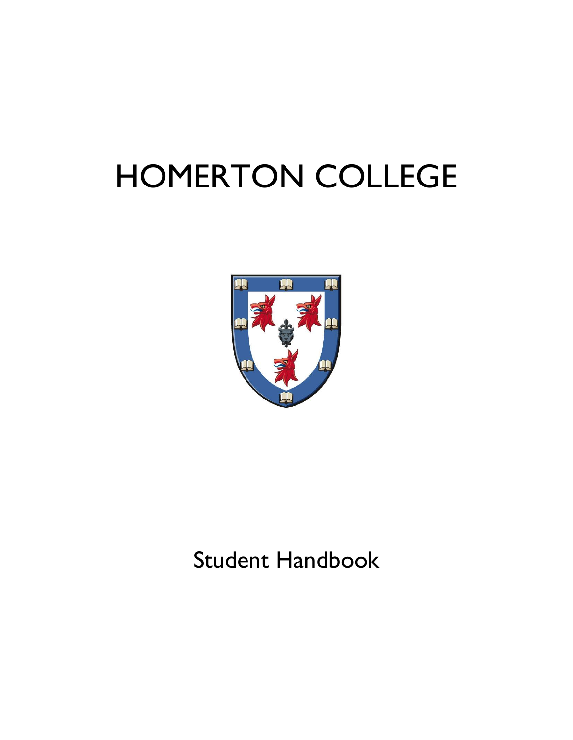# HOMERTON COLLEGE

Student Handbook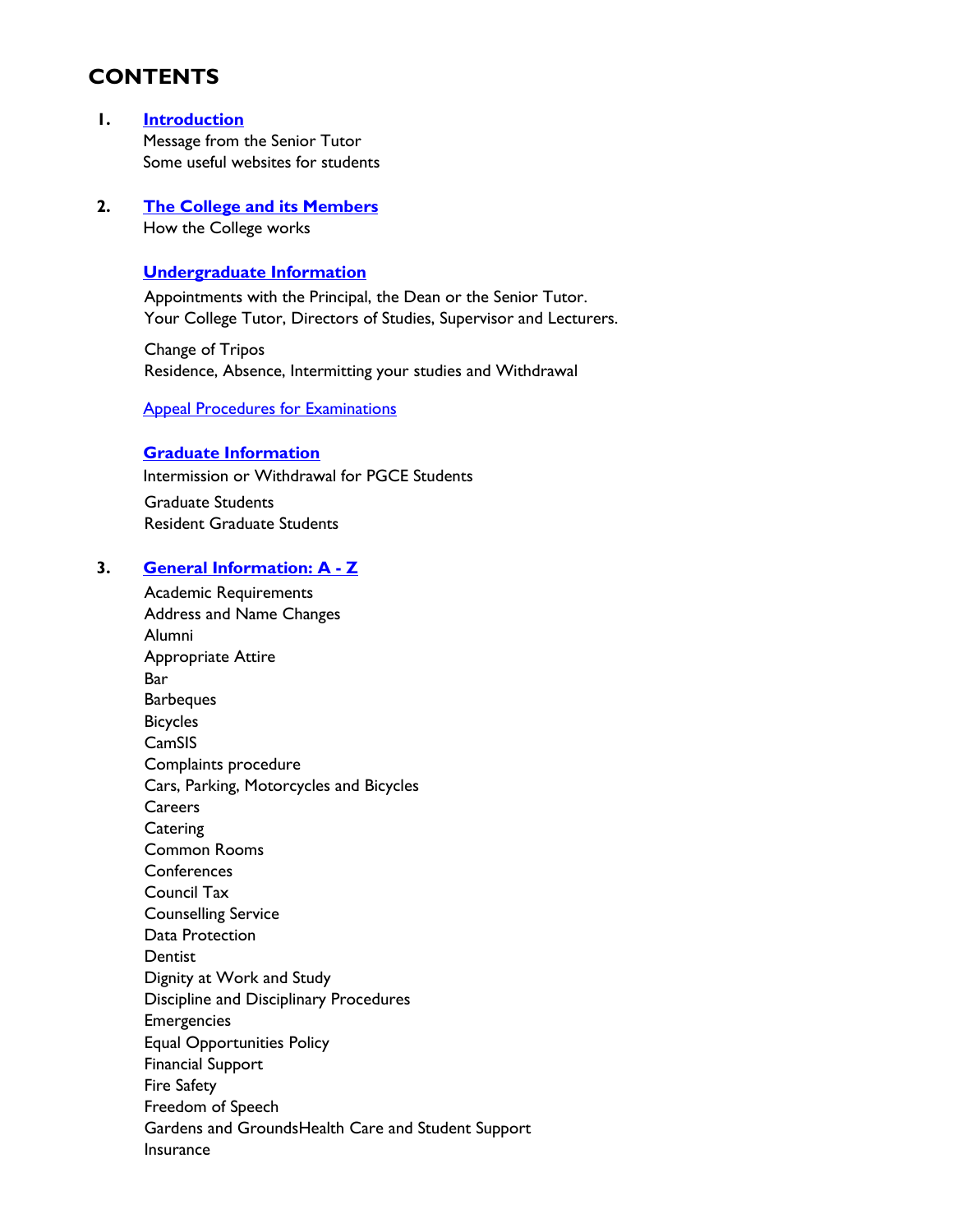# CONTENTS

1. **Introduction**
   Message from the Senior Tutor
   Some useful websites for students

2. **The College and its Members**
   How the College works

   **Undergraduate Information**

   Appointments with the Principal, the Dean or the Senior Tutor.
   Your College Tutor, Directors of Studies, Supervisor and Lecturers.

   Change of Tripos
   Residence, Absence, Intermitting your studies and Withdrawal

   Appeal Procedures for Examinations

   **Graduate Information**
   Intermission or Withdrawal for PGCE Students

   Graduate Students
   Resident Graduate Students

3. **General Information: A - Z**

   Academic Requirements
   Address and Name Changes
   Alumni
   Appropriate Attire
   Bar
   Barbeques
   Bicycles
   CamSIS
   Complaints procedure
   Cars, Parking, Motorcycles and Bicycles
   Careers
   Catering
   Common Rooms
   Conferences
   Council Tax
   Counselling Service
   Data Protection
   Dentist
   Dignity at Work and Study
   Discipline and Disciplinary Procedures
   Emergencies
   Equal Opportunities Policy
   Financial Support
   Fire Safety
   Freedom of Speech
   Gardens and GroundsHealth Care and Student Support
   Insurance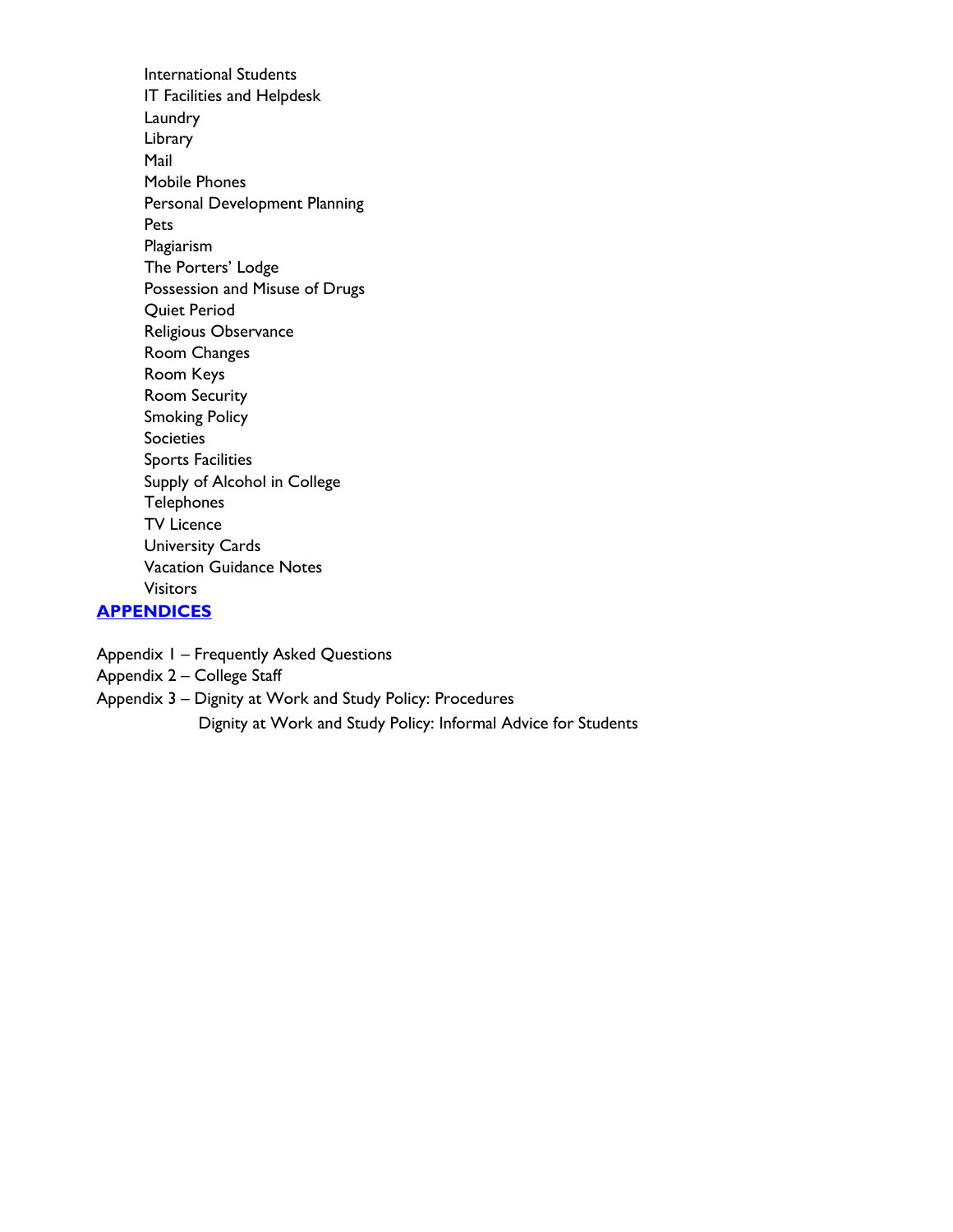- International Students
- IT Facilities and Helpdesk
- Laundry
- Library
- Mail
- Mobile Phones
- Personal Development Planning
- Pets
- Plagiarism
- The Porters' Lodge
- Possession and Misuse of Drugs
- Quiet Period
- Religious Observance
- Room Changes
- Room Keys
- Room Security
- Smoking Policy
- Societies
- Sports Facilities
- Supply of Alcohol in College
- Telephones
- TV Licence
- University Cards
- Vacation Guidance Notes
- Visitors

## APPENDICES

Appendix 1 – Frequently Asked Questions

Appendix 2 – College Staff

Appendix 3 – Dignity at Work and Study Policy: Procedures

Dignity at Work and Study Policy: Informal Advice for Students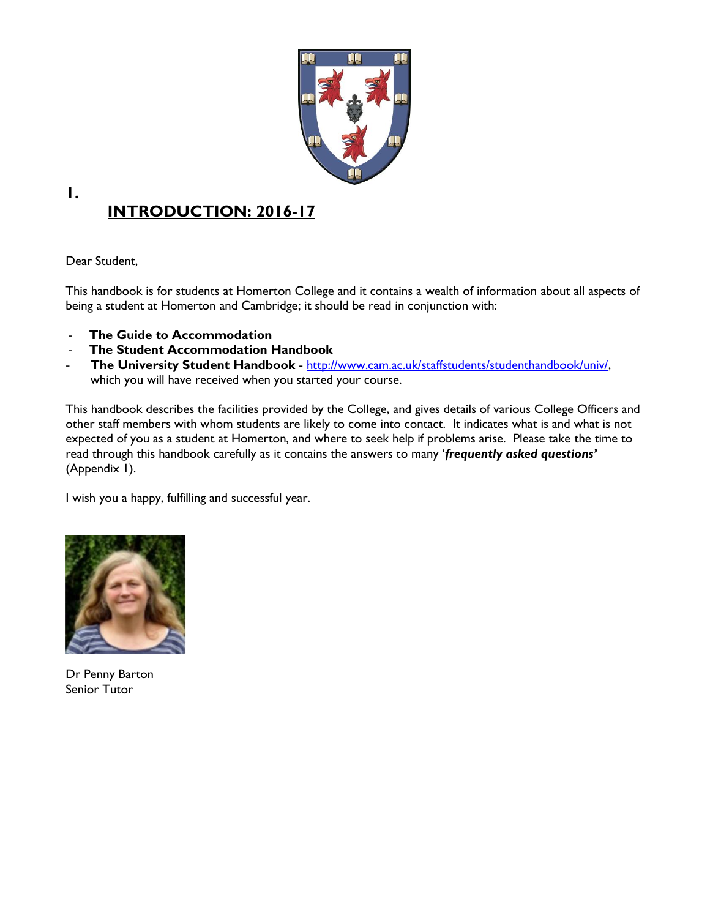# 1. INTRODUCTION: 2016-17

Dear Student,

This handbook is for students at Homerton College and it contains a wealth of information about all aspects of being a student at Homerton and Cambridge; it should be read in conjunction with:

- **The Guide to Accommodation**
- **The Student Accommodation Handbook**
- **The University Student Handbook** - http://www.cam.ac.uk/staffstudents/studenthandbook/univ/, which you will have received when you started your course.

This handbook describes the facilities provided by the College, and gives details of various College Officers and other staff members with whom students are likely to come into contact. It indicates what is and what is not expected of you as a student at Homerton, and where to seek help if problems arise. Please take the time to read through this handbook carefully as it contains the answers to many '***frequently asked questions'*** (Appendix 1).

I wish you a happy, fulfilling and successful year.

Dr Penny Barton
Senior Tutor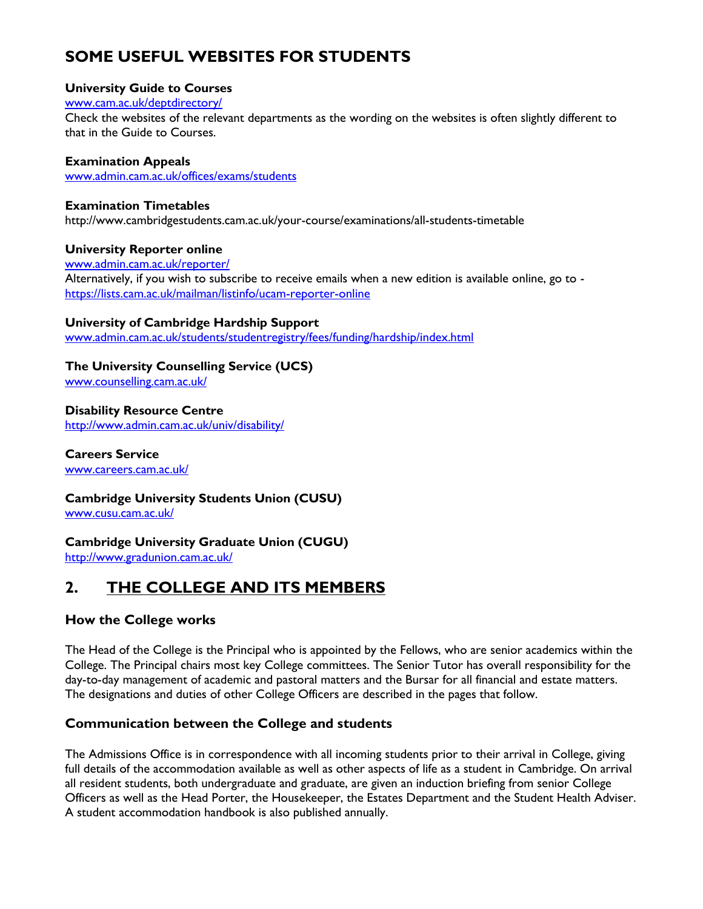# SOME USEFUL WEBSITES FOR STUDENTS

**University Guide to Courses**
www.cam.ac.uk/deptdirectory/
Check the websites of the relevant departments as the wording on the websites is often slightly different to that in the Guide to Courses.

**Examination Appeals**
www.admin.cam.ac.uk/offices/exams/students

**Examination Timetables**
http://www.cambridgestudents.cam.ac.uk/your-course/examinations/all-students-timetable

**University Reporter online**
www.admin.cam.ac.uk/reporter/
Alternatively, if you wish to subscribe to receive emails when a new edition is available online, go to - https://lists.cam.ac.uk/mailman/listinfo/ucam-reporter-online

**University of Cambridge Hardship Support**
www.admin.cam.ac.uk/students/studentregistry/fees/funding/hardship/index.html

**The University Counselling Service (UCS)**
www.counselling.cam.ac.uk/

**Disability Resource Centre**
http://www.admin.cam.ac.uk/univ/disability/

**Careers Service**
www.careers.cam.ac.uk/

**Cambridge University Students Union (CUSU)**
www.cusu.cam.ac.uk/

**Cambridge University Graduate Union (CUGU)**
http://www.gradunion.cam.ac.uk/

# 2. THE COLLEGE AND ITS MEMBERS

### How the College works

The Head of the College is the Principal who is appointed by the Fellows, who are senior academics within the College. The Principal chairs most key College committees. The Senior Tutor has overall responsibility for the day-to-day management of academic and pastoral matters and the Bursar for all financial and estate matters. The designations and duties of other College Officers are described in the pages that follow.

### Communication between the College and students

The Admissions Office is in correspondence with all incoming students prior to their arrival in College, giving full details of the accommodation available as well as other aspects of life as a student in Cambridge. On arrival all resident students, both undergraduate and graduate, are given an induction briefing from senior College Officers as well as the Head Porter, the Housekeeper, the Estates Department and the Student Health Adviser. A student accommodation handbook is also published annually.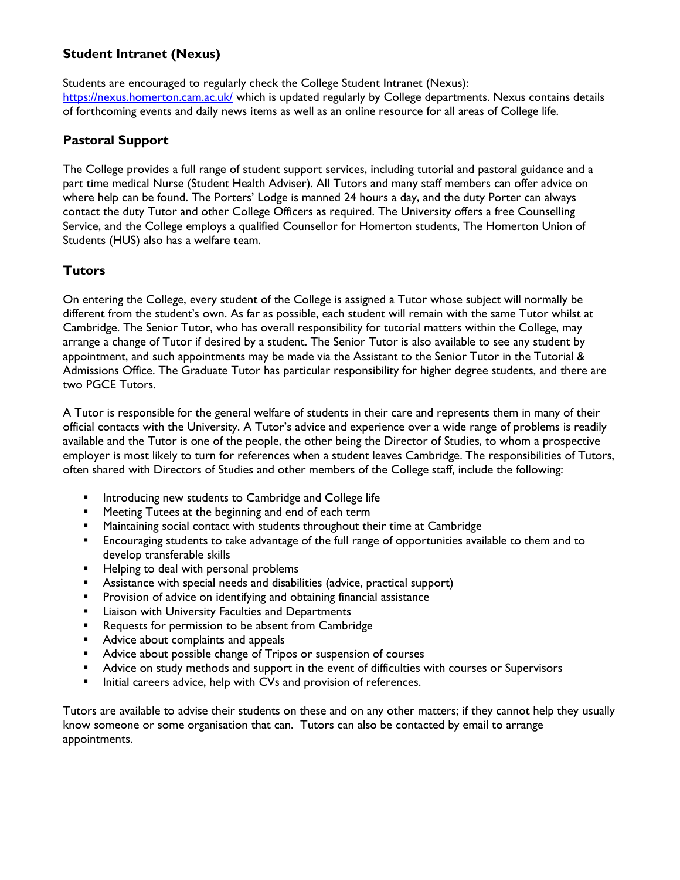### Student Intranet (Nexus)

Students are encouraged to regularly check the College Student Intranet (Nexus): https://nexus.homerton.cam.ac.uk/ which is updated regularly by College departments. Nexus contains details of forthcoming events and daily news items as well as an online resource for all areas of College life.

### Pastoral Support

The College provides a full range of student support services, including tutorial and pastoral guidance and a part time medical Nurse (Student Health Adviser). All Tutors and many staff members can offer advice on where help can be found. The Porters' Lodge is manned 24 hours a day, and the duty Porter can always contact the duty Tutor and other College Officers as required. The University offers a free Counselling Service, and the College employs a qualified Counsellor for Homerton students, The Homerton Union of Students (HUS) also has a welfare team.

### Tutors

On entering the College, every student of the College is assigned a Tutor whose subject will normally be different from the student's own. As far as possible, each student will remain with the same Tutor whilst at Cambridge. The Senior Tutor, who has overall responsibility for tutorial matters within the College, may arrange a change of Tutor if desired by a student. The Senior Tutor is also available to see any student by appointment, and such appointments may be made via the Assistant to the Senior Tutor in the Tutorial & Admissions Office. The Graduate Tutor has particular responsibility for higher degree students, and there are two PGCE Tutors.

A Tutor is responsible for the general welfare of students in their care and represents them in many of their official contacts with the University. A Tutor's advice and experience over a wide range of problems is readily available and the Tutor is one of the people, the other being the Director of Studies, to whom a prospective employer is most likely to turn for references when a student leaves Cambridge. The responsibilities of Tutors, often shared with Directors of Studies and other members of the College staff, include the following:

- Introducing new students to Cambridge and College life
- Meeting Tutees at the beginning and end of each term
- Maintaining social contact with students throughout their time at Cambridge
- Encouraging students to take advantage of the full range of opportunities available to them and to develop transferable skills
- Helping to deal with personal problems
- Assistance with special needs and disabilities (advice, practical support)
- Provision of advice on identifying and obtaining financial assistance
- Liaison with University Faculties and Departments
- Requests for permission to be absent from Cambridge
- Advice about complaints and appeals
- Advice about possible change of Tripos or suspension of courses
- Advice on study methods and support in the event of difficulties with courses or Supervisors
- Initial careers advice, help with CVs and provision of references.

Tutors are available to advise their students on these and on any other matters; if they cannot help they usually know someone or some organisation that can. Tutors can also be contacted by email to arrange appointments.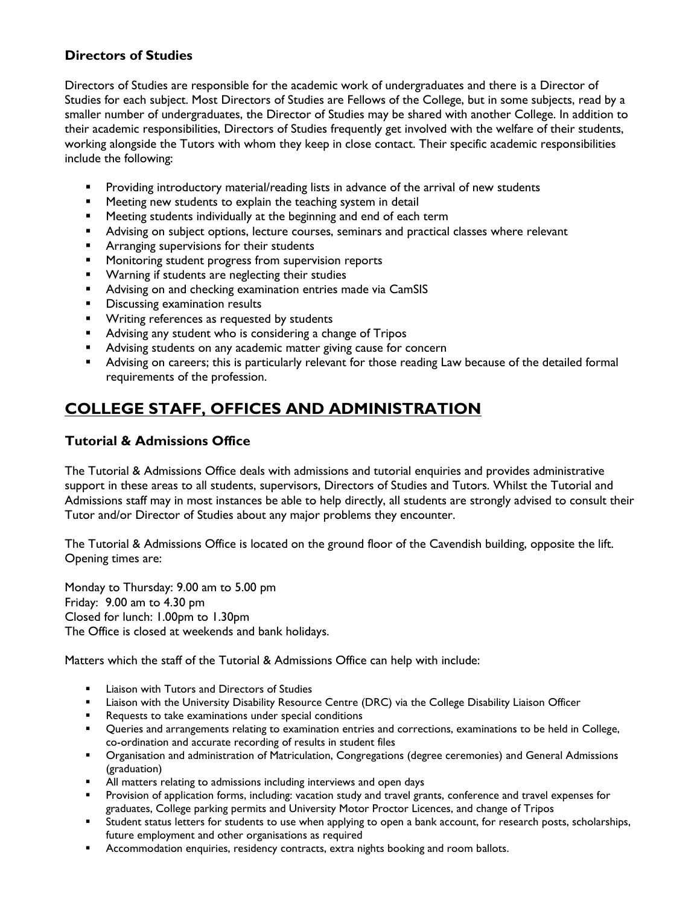### Directors of Studies

Directors of Studies are responsible for the academic work of undergraduates and there is a Director of Studies for each subject. Most Directors of Studies are Fellows of the College, but in some subjects, read by a smaller number of undergraduates, the Director of Studies may be shared with another College. In addition to their academic responsibilities, Directors of Studies frequently get involved with the welfare of their students, working alongside the Tutors with whom they keep in close contact. Their specific academic responsibilities include the following:

- Providing introductory material/reading lists in advance of the arrival of new students
- Meeting new students to explain the teaching system in detail
- Meeting students individually at the beginning and end of each term
- Advising on subject options, lecture courses, seminars and practical classes where relevant
- Arranging supervisions for their students
- Monitoring student progress from supervision reports
- Warning if students are neglecting their studies
- Advising on and checking examination entries made via CamSIS
- Discussing examination results
- Writing references as requested by students
- Advising any student who is considering a change of Tripos
- Advising students on any academic matter giving cause for concern
- Advising on careers; this is particularly relevant for those reading Law because of the detailed formal requirements of the profession.

## COLLEGE STAFF, OFFICES AND ADMINISTRATION

### Tutorial & Admissions Office

The Tutorial & Admissions Office deals with admissions and tutorial enquiries and provides administrative support in these areas to all students, supervisors, Directors of Studies and Tutors. Whilst the Tutorial and Admissions staff may in most instances be able to help directly, all students are strongly advised to consult their Tutor and/or Director of Studies about any major problems they encounter.

The Tutorial & Admissions Office is located on the ground floor of the Cavendish building, opposite the lift. Opening times are:

Monday to Thursday: 9.00 am to 5.00 pm
Friday: 9.00 am to 4.30 pm
Closed for lunch: 1.00pm to 1.30pm
The Office is closed at weekends and bank holidays.

Matters which the staff of the Tutorial & Admissions Office can help with include:

- Liaison with Tutors and Directors of Studies
- Liaison with the University Disability Resource Centre (DRC) via the College Disability Liaison Officer
- Requests to take examinations under special conditions
- Queries and arrangements relating to examination entries and corrections, examinations to be held in College, co-ordination and accurate recording of results in student files
- Organisation and administration of Matriculation, Congregations (degree ceremonies) and General Admissions (graduation)
- All matters relating to admissions including interviews and open days
- Provision of application forms, including: vacation study and travel grants, conference and travel expenses for graduates, College parking permits and University Motor Proctor Licences, and change of Tripos
- Student status letters for students to use when applying to open a bank account, for research posts, scholarships, future employment and other organisations as required
- Accommodation enquiries, residency contracts, extra nights booking and room ballots.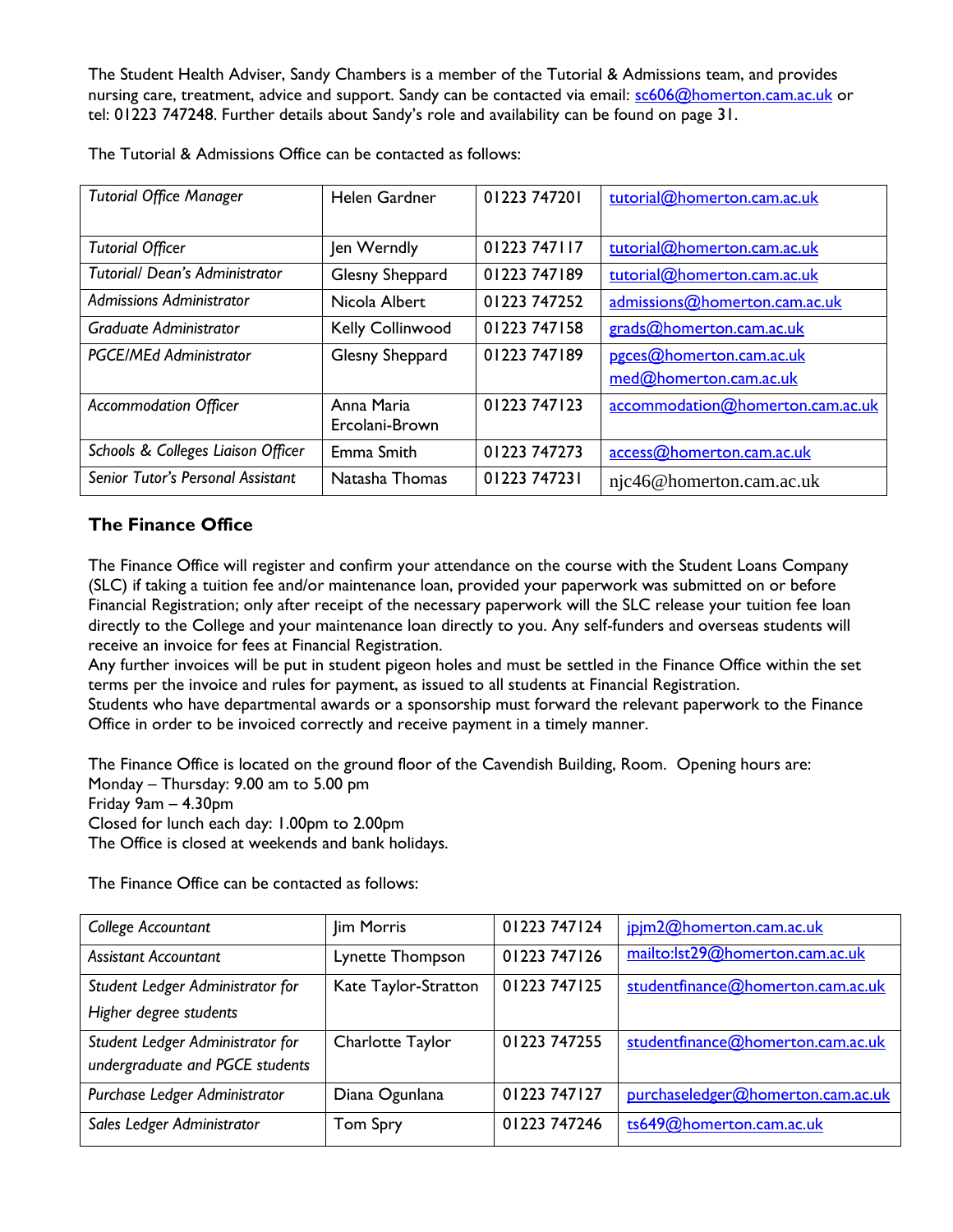The Student Health Adviser, Sandy Chambers is a member of the Tutorial & Admissions team, and provides nursing care, treatment, advice and support. Sandy can be contacted via email: sc606@homerton.cam.ac.uk or tel: 01223 747248. Further details about Sandy's role and availability can be found on page 31.

The Tutorial & Admissions Office can be contacted as follows:

| | | | |
|---|---|---|---|
| *Tutorial Office Manager* | Helen Gardner | 01223 747201 | tutorial@homerton.cam.ac.uk |
| *Tutorial Officer* | Jen Werndly | 01223 747117 | tutorial@homerton.cam.ac.uk |
| *Tutorial/ Dean's Administrator* | Glesny Sheppard | 01223 747189 | tutorial@homerton.cam.ac.uk |
| *Admissions Administrator* | Nicola Albert | 01223 747252 | admissions@homerton.cam.ac.uk |
| *Graduate Administrator* | Kelly Collinwood | 01223 747158 | grads@homerton.cam.ac.uk |
| *PGCE/MEd Administrator* | Glesny Sheppard | 01223 747189 | pgces@homerton.cam.ac.uk med@homerton.cam.ac.uk |
| *Accommodation Officer* | Anna Maria Ercolani-Brown | 01223 747123 | accommodation@homerton.cam.ac.uk |
| *Schools & Colleges Liaison Officer* | Emma Smith | 01223 747273 | access@homerton.cam.ac.uk |
| *Senior Tutor's Personal Assistant* | Natasha Thomas | 01223 747231 | njc46@homerton.cam.ac.uk |

## The Finance Office

The Finance Office will register and confirm your attendance on the course with the Student Loans Company (SLC) if taking a tuition fee and/or maintenance loan, provided your paperwork was submitted on or before Financial Registration; only after receipt of the necessary paperwork will the SLC release your tuition fee loan directly to the College and your maintenance loan directly to you. Any self-funders and overseas students will receive an invoice for fees at Financial Registration.
Any further invoices will be put in student pigeon holes and must be settled in the Finance Office within the set terms per the invoice and rules for payment, as issued to all students at Financial Registration.
Students who have departmental awards or a sponsorship must forward the relevant paperwork to the Finance Office in order to be invoiced correctly and receive payment in a timely manner.

The Finance Office is located on the ground floor of the Cavendish Building, Room. Opening hours are:
Monday – Thursday: 9.00 am to 5.00 pm
Friday 9am – 4.30pm
Closed for lunch each day: 1.00pm to 2.00pm
The Office is closed at weekends and bank holidays.

The Finance Office can be contacted as follows:

| | | | |
|---|---|---|---|
| *College Accountant* | Jim Morris | 01223 747124 | jpjm2@homerton.cam.ac.uk |
| *Assistant Accountant* | Lynette Thompson | 01223 747126 | mailto:lst29@homerton.cam.ac.uk |
| *Student Ledger Administrator for Higher degree students* | Kate Taylor-Stratton | 01223 747125 | studentfinance@homerton.cam.ac.uk |
| *Student Ledger Administrator for undergraduate and PGCE students* | Charlotte Taylor | 01223 747255 | studentfinance@homerton.cam.ac.uk |
| *Purchase Ledger Administrator* | Diana Ogunlana | 01223 747127 | purchaseledger@homerton.cam.ac.uk |
| *Sales Ledger Administrator* | Tom Spry | 01223 747246 | ts649@homerton.cam.ac.uk |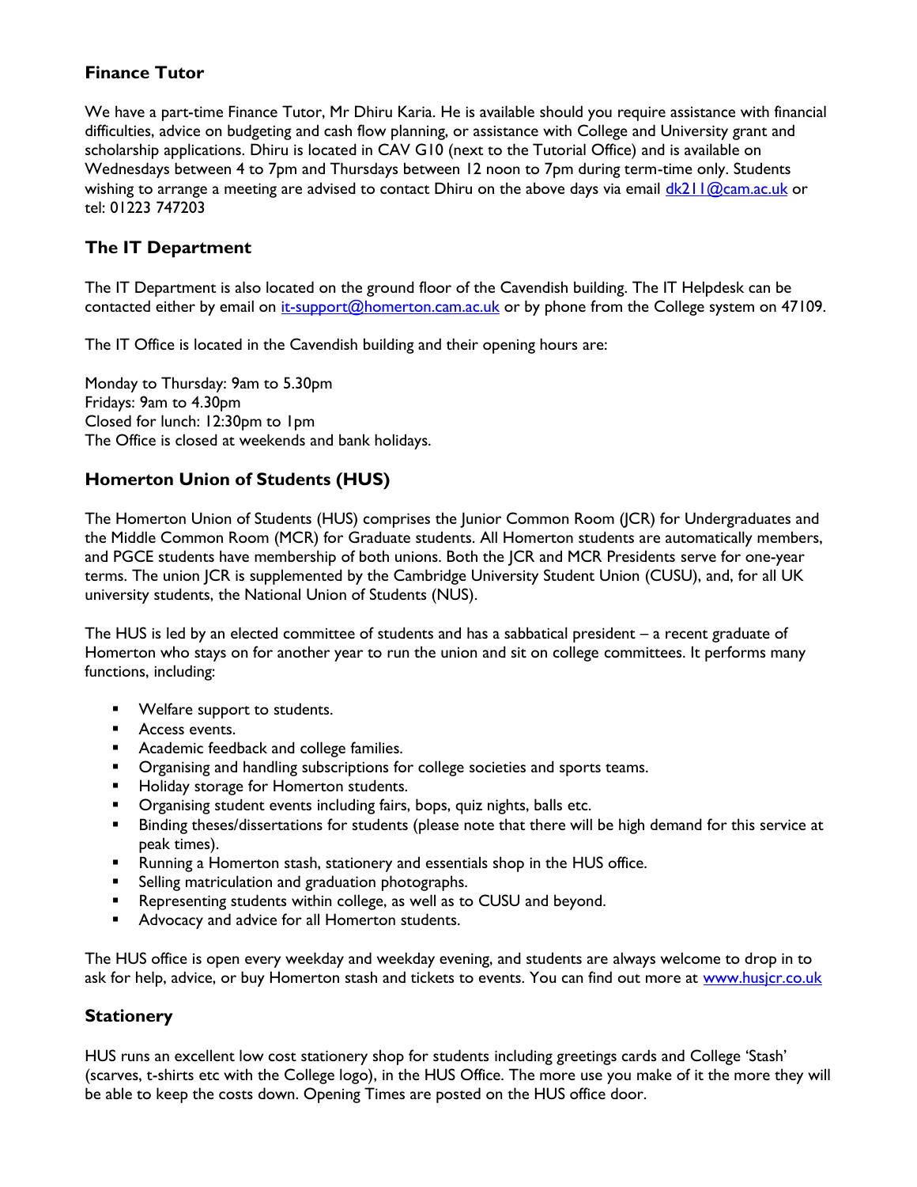## Finance Tutor

We have a part-time Finance Tutor, Mr Dhiru Karia. He is available should you require assistance with financial difficulties, advice on budgeting and cash flow planning, or assistance with College and University grant and scholarship applications. Dhiru is located in CAV G10 (next to the Tutorial Office) and is available on Wednesdays between 4 to 7pm and Thursdays between 12 noon to 7pm during term-time only. Students wishing to arrange a meeting are advised to contact Dhiru on the above days via email dk211@cam.ac.uk or tel: 01223 747203

## The IT Department

The IT Department is also located on the ground floor of the Cavendish building. The IT Helpdesk can be contacted either by email on it-support@homerton.cam.ac.uk or by phone from the College system on 47109.

The IT Office is located in the Cavendish building and their opening hours are:

Monday to Thursday: 9am to 5.30pm
Fridays: 9am to 4.30pm
Closed for lunch: 12:30pm to 1pm
The Office is closed at weekends and bank holidays.

## Homerton Union of Students (HUS)

The Homerton Union of Students (HUS) comprises the Junior Common Room (JCR) for Undergraduates and the Middle Common Room (MCR) for Graduate students. All Homerton students are automatically members, and PGCE students have membership of both unions. Both the JCR and MCR Presidents serve for one-year terms. The union JCR is supplemented by the Cambridge University Student Union (CUSU), and, for all UK university students, the National Union of Students (NUS).

The HUS is led by an elected committee of students and has a sabbatical president – a recent graduate of Homerton who stays on for another year to run the union and sit on college committees. It performs many functions, including:

- Welfare support to students.
- Access events.
- Academic feedback and college families.
- Organising and handling subscriptions for college societies and sports teams.
- Holiday storage for Homerton students.
- Organising student events including fairs, bops, quiz nights, balls etc.
- Binding theses/dissertations for students (please note that there will be high demand for this service at peak times).
- Running a Homerton stash, stationery and essentials shop in the HUS office.
- Selling matriculation and graduation photographs.
- Representing students within college, as well as to CUSU and beyond.
- Advocacy and advice for all Homerton students.

The HUS office is open every weekday and weekday evening, and students are always welcome to drop in to ask for help, advice, or buy Homerton stash and tickets to events. You can find out more at www.husjcr.co.uk

## Stationery

HUS runs an excellent low cost stationery shop for students including greetings cards and College 'Stash' (scarves, t-shirts etc with the College logo), in the HUS Office. The more use you make of it the more they will be able to keep the costs down. Opening Times are posted on the HUS office door.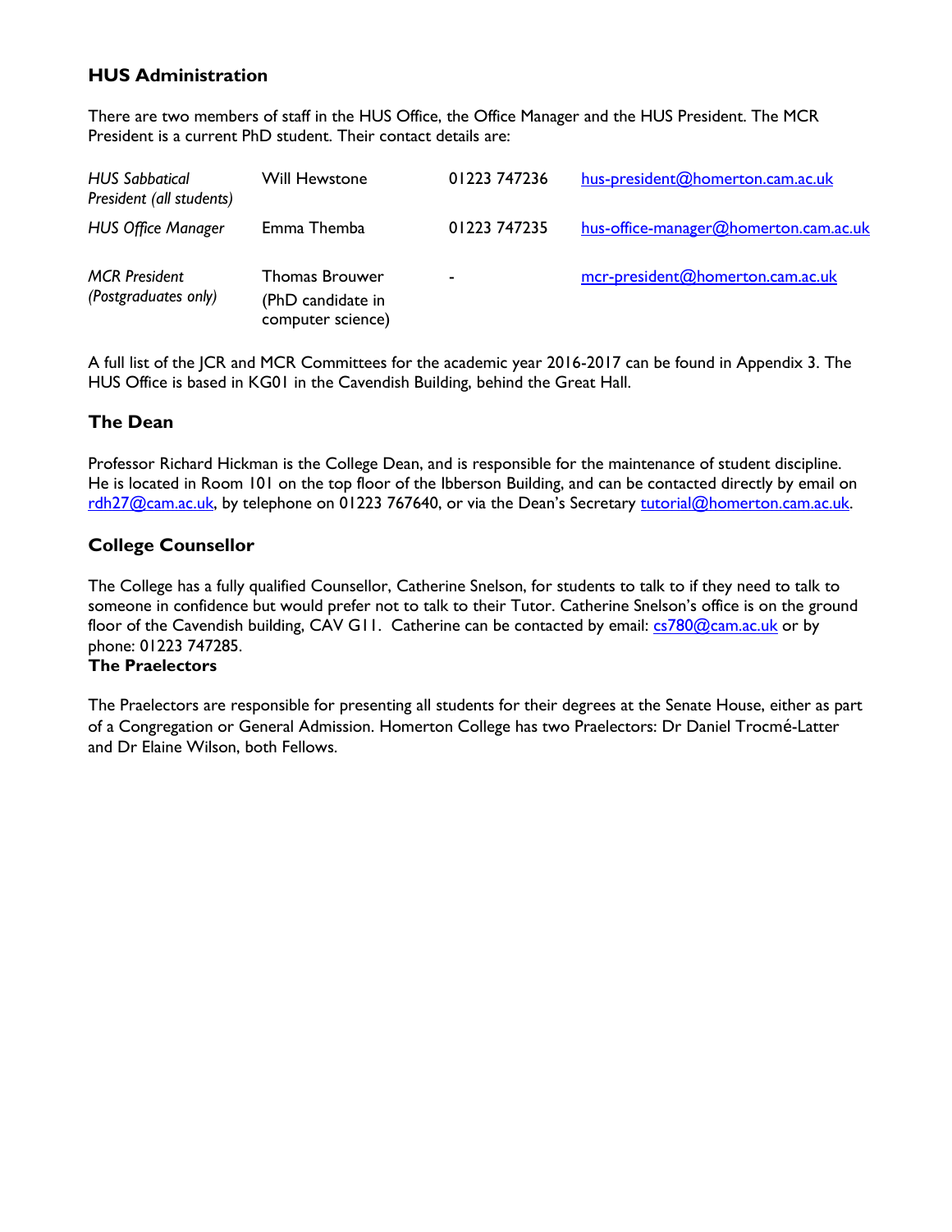## HUS Administration

There are two members of staff in the HUS Office, the Office Manager and the HUS President. The MCR President is a current PhD student. Their contact details are:

| | | | |
|---|---|---|---|
| *HUS Sabbatical President (all students)* | Will Hewstone | 01223 747236 | hus-president@homerton.cam.ac.uk |
| *HUS Office Manager* | Emma Themba | 01223 747235 | hus-office-manager@homerton.cam.ac.uk |
| *MCR President (Postgraduates only)* | Thomas Brouwer (PhD candidate in computer science) | - | mcr-president@homerton.cam.ac.uk |

A full list of the JCR and MCR Committees for the academic year 2016-2017 can be found in Appendix 3. The HUS Office is based in KG01 in the Cavendish Building, behind the Great Hall.

## The Dean

Professor Richard Hickman is the College Dean, and is responsible for the maintenance of student discipline. He is located in Room 101 on the top floor of the Ibberson Building, and can be contacted directly by email on rdh27@cam.ac.uk, by telephone on 01223 767640, or via the Dean's Secretary tutorial@homerton.cam.ac.uk.

## College Counsellor

The College has a fully qualified Counsellor, Catherine Snelson, for students to talk to if they need to talk to someone in confidence but would prefer not to talk to their Tutor. Catherine Snelson's office is on the ground floor of the Cavendish building, CAV G11. Catherine can be contacted by email: cs780@cam.ac.uk or by phone: 01223 747285.

## The Praelectors

The Praelectors are responsible for presenting all students for their degrees at the Senate House, either as part of a Congregation or General Admission. Homerton College has two Praelectors: Dr Daniel Trocmé-Latter and Dr Elaine Wilson, both Fellows.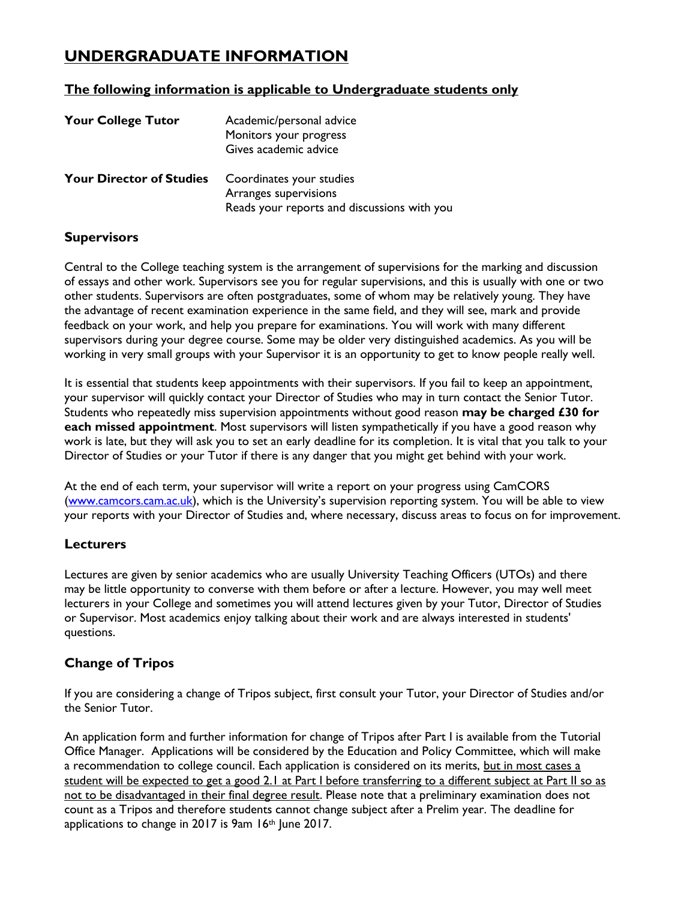# UNDERGRADUATE INFORMATION

**The following information is applicable to Undergraduate students only**

| | |
|---|---|
| **Your College Tutor** | Academic/personal advice<br>Monitors your progress<br>Gives academic advice |
| **Your Director of Studies** | Coordinates your studies<br>Arranges supervisions<br>Reads your reports and discussions with you |

## Supervisors

Central to the College teaching system is the arrangement of supervisions for the marking and discussion of essays and other work. Supervisors see you for regular supervisions, and this is usually with one or two other students. Supervisors are often postgraduates, some of whom may be relatively young. They have the advantage of recent examination experience in the same field, and they will see, mark and provide feedback on your work, and help you prepare for examinations. You will work with many different supervisors during your degree course. Some may be older very distinguished academics. As you will be working in very small groups with your Supervisor it is an opportunity to get to know people really well.

It is essential that students keep appointments with their supervisors. If you fail to keep an appointment, your supervisor will quickly contact your Director of Studies who may in turn contact the Senior Tutor. Students who repeatedly miss supervision appointments without good reason **may be charged £30 for each missed appointment**. Most supervisors will listen sympathetically if you have a good reason why work is late, but they will ask you to set an early deadline for its completion. It is vital that you talk to your Director of Studies or your Tutor if there is any danger that you might get behind with your work.

At the end of each term, your supervisor will write a report on your progress using CamCORS ([www.camcors.cam.ac.uk](www.camcors.cam.ac.uk)), which is the University's supervision reporting system. You will be able to view your reports with your Director of Studies and, where necessary, discuss areas to focus on for improvement.

## Lecturers

Lectures are given by senior academics who are usually University Teaching Officers (UTOs) and there may be little opportunity to converse with them before or after a lecture. However, you may well meet lecturers in your College and sometimes you will attend lectures given by your Tutor, Director of Studies or Supervisor. Most academics enjoy talking about their work and are always interested in students' questions.

## Change of Tripos

If you are considering a change of Tripos subject, first consult your Tutor, your Director of Studies and/or the Senior Tutor.

An application form and further information for change of Tripos after Part I is available from the Tutorial Office Manager. Applications will be considered by the Education and Policy Committee, which will make a recommendation to college council. Each application is considered on its merits, <u>but in most cases a student will be expected to get a good 2.1 at Part I before transferring to a different subject at Part II so as not to be disadvantaged in their final degree result</u>. Please note that a preliminary examination does not count as a Tripos and therefore students cannot change subject after a Prelim year. The deadline for applications to change in 2017 is 9am 16th June 2017.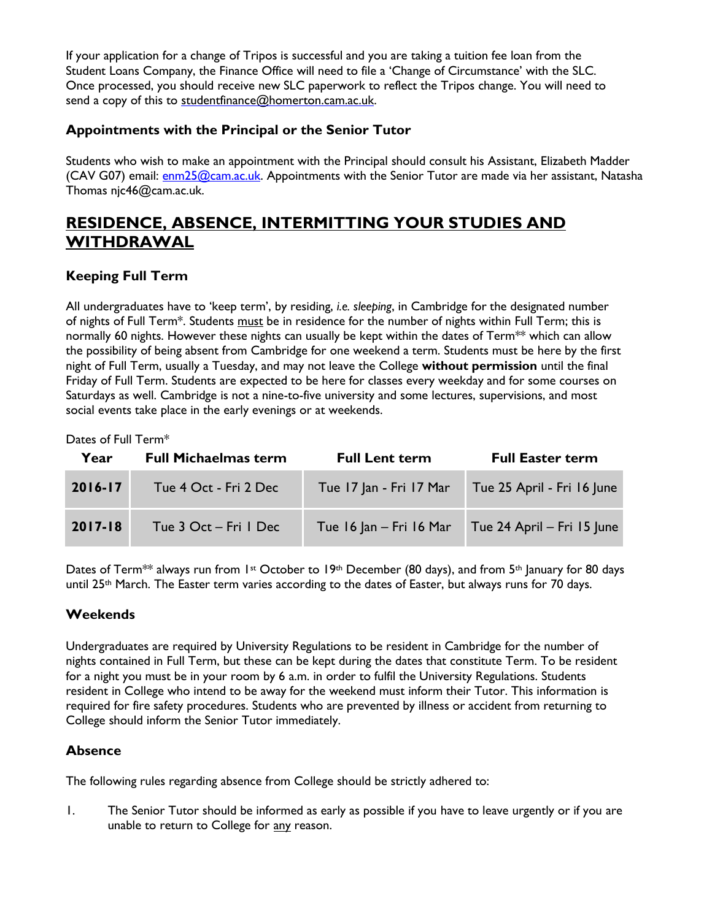If your application for a change of Tripos is successful and you are taking a tuition fee loan from the Student Loans Company, the Finance Office will need to file a 'Change of Circumstance' with the SLC. Once processed, you should receive new SLC paperwork to reflect the Tripos change. You will need to send a copy of this to studentfinance@homerton.cam.ac.uk.

### Appointments with the Principal or the Senior Tutor

Students who wish to make an appointment with the Principal should consult his Assistant, Elizabeth Madder (CAV G07) email: enm25@cam.ac.uk. Appointments with the Senior Tutor are made via her assistant, Natasha Thomas njc46@cam.ac.uk.

## RESIDENCE, ABSENCE, INTERMITTING YOUR STUDIES AND WITHDRAWAL

### Keeping Full Term

All undergraduates have to 'keep term', by residing, *i.e. sleeping*, in Cambridge for the designated number of nights of Full Term*. Students must be in residence for the number of nights within Full Term; this is normally 60 nights. However these nights can usually be kept within the dates of Term** which can allow the possibility of being absent from Cambridge for one weekend a term. Students must be here by the first night of Full Term, usually a Tuesday, and may not leave the College **without permission** until the final Friday of Full Term. Students are expected to be here for classes every weekday and for some courses on Saturdays as well. Cambridge is not a nine-to-five university and some lectures, supervisions, and most social events take place in the early evenings or at weekends.

Dates of Full Term*

| Year | Full Michaelmas term | Full Lent term | Full Easter term |
|---|---|---|---|
| **2016-17** | Tue 4 Oct - Fri 2 Dec | Tue 17 Jan - Fri 17 Mar | Tue 25 April - Fri 16 June |
| **2017-18** | Tue 3 Oct – Fri 1 Dec | Tue 16 Jan – Fri 16 Mar | Tue 24 April – Fri 15 June |

Dates of Term** always run from 1st October to 19th December (80 days), and from 5th January for 80 days until 25th March. The Easter term varies according to the dates of Easter, but always runs for 70 days.

### Weekends

Undergraduates are required by University Regulations to be resident in Cambridge for the number of nights contained in Full Term, but these can be kept during the dates that constitute Term. To be resident for a night you must be in your room by 6 a.m. in order to fulfil the University Regulations. Students resident in College who intend to be away for the weekend must inform their Tutor. This information is required for fire safety procedures. Students who are prevented by illness or accident from returning to College should inform the Senior Tutor immediately.

### Absence

The following rules regarding absence from College should be strictly adhered to:

1. The Senior Tutor should be informed as early as possible if you have to leave urgently or if you are unable to return to College for any reason.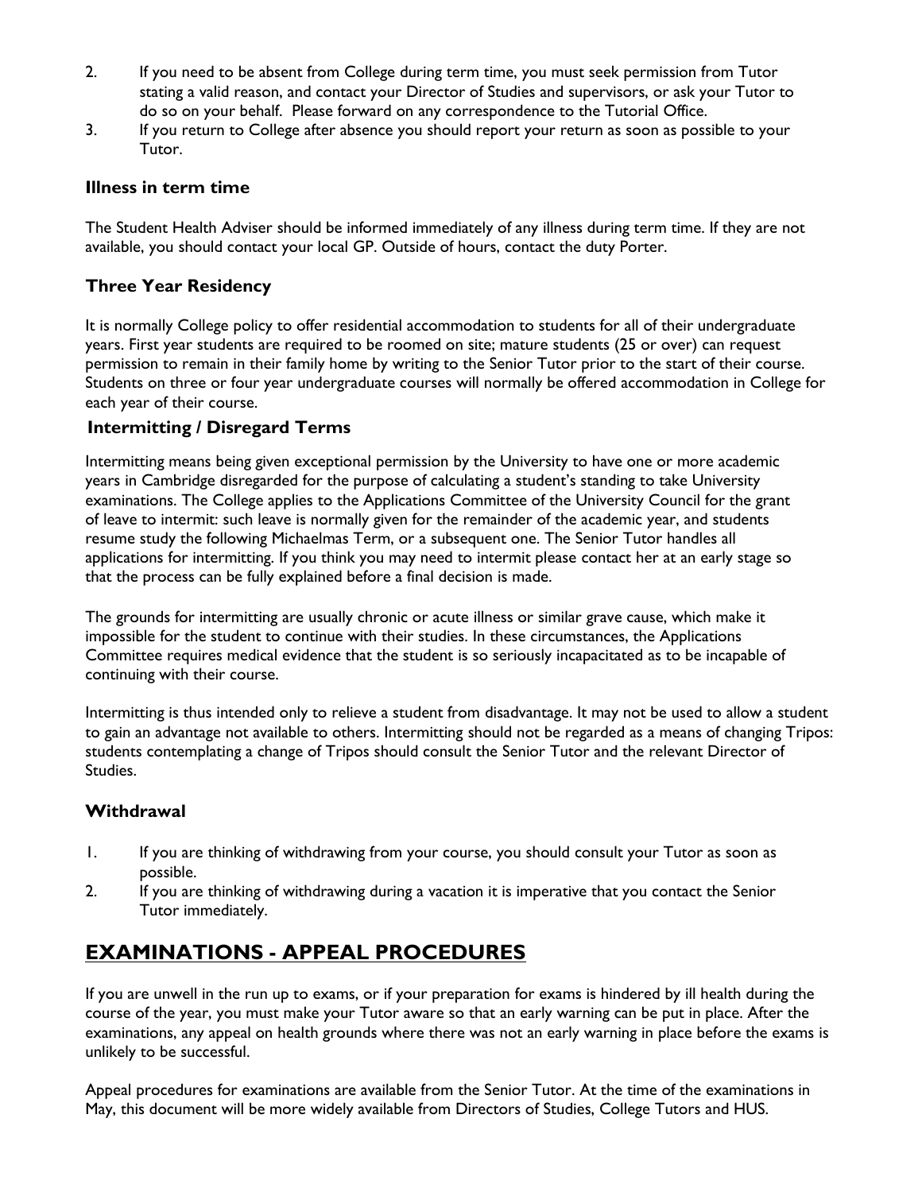2. If you need to be absent from College during term time, you must seek permission from Tutor stating a valid reason, and contact your Director of Studies and supervisors, or ask your Tutor to do so on your behalf. Please forward on any correspondence to the Tutorial Office.
3. If you return to College after absence you should report your return as soon as possible to your Tutor.

### Illness in term time

The Student Health Adviser should be informed immediately of any illness during term time. If they are not available, you should contact your local GP. Outside of hours, contact the duty Porter.

### Three Year Residency

It is normally College policy to offer residential accommodation to students for all of their undergraduate years. First year students are required to be roomed on site; mature students (25 or over) can request permission to remain in their family home by writing to the Senior Tutor prior to the start of their course. Students on three or four year undergraduate courses will normally be offered accommodation in College for each year of their course.

### Intermitting / Disregard Terms

Intermitting means being given exceptional permission by the University to have one or more academic years in Cambridge disregarded for the purpose of calculating a student's standing to take University examinations. The College applies to the Applications Committee of the University Council for the grant of leave to intermit: such leave is normally given for the remainder of the academic year, and students resume study the following Michaelmas Term, or a subsequent one. The Senior Tutor handles all applications for intermitting. If you think you may need to intermit please contact her at an early stage so that the process can be fully explained before a final decision is made.

The grounds for intermitting are usually chronic or acute illness or similar grave cause, which make it impossible for the student to continue with their studies. In these circumstances, the Applications Committee requires medical evidence that the student is so seriously incapacitated as to be incapable of continuing with their course.

Intermitting is thus intended only to relieve a student from disadvantage. It may not be used to allow a student to gain an advantage not available to others. Intermitting should not be regarded as a means of changing Tripos: students contemplating a change of Tripos should consult the Senior Tutor and the relevant Director of Studies.

### Withdrawal

1. If you are thinking of withdrawing from your course, you should consult your Tutor as soon as possible.
2. If you are thinking of withdrawing during a vacation it is imperative that you contact the Senior Tutor immediately.

## EXAMINATIONS - APPEAL PROCEDURES

If you are unwell in the run up to exams, or if your preparation for exams is hindered by ill health during the course of the year, you must make your Tutor aware so that an early warning can be put in place. After the examinations, any appeal on health grounds where there was not an early warning in place before the exams is unlikely to be successful.

Appeal procedures for examinations are available from the Senior Tutor. At the time of the examinations in May, this document will be more widely available from Directors of Studies, College Tutors and HUS.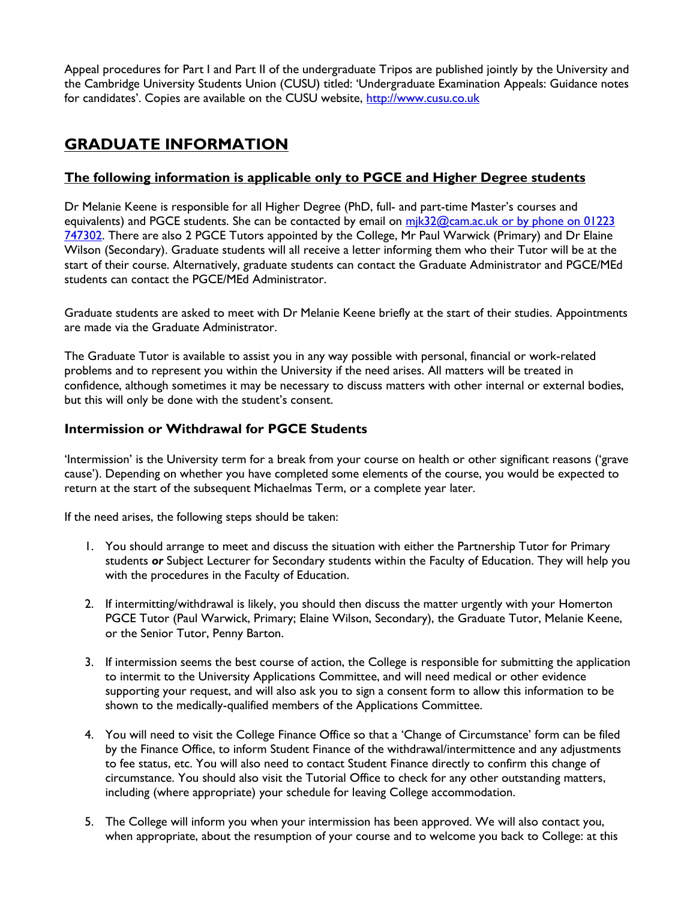Appeal procedures for Part I and Part II of the undergraduate Tripos are published jointly by the University and the Cambridge University Students Union (CUSU) titled: 'Undergraduate Examination Appeals: Guidance notes for candidates'. Copies are available on the CUSU website, http://www.cusu.co.uk

# GRADUATE INFORMATION

## The following information is applicable only to PGCE and Higher Degree students

Dr Melanie Keene is responsible for all Higher Degree (PhD, full- and part-time Master's courses and equivalents) and PGCE students. She can be contacted by email on mjk32@cam.ac.uk or by phone on 01223 747302. There are also 2 PGCE Tutors appointed by the College, Mr Paul Warwick (Primary) and Dr Elaine Wilson (Secondary). Graduate students will all receive a letter informing them who their Tutor will be at the start of their course. Alternatively, graduate students can contact the Graduate Administrator and PGCE/MEd students can contact the PGCE/MEd Administrator.

Graduate students are asked to meet with Dr Melanie Keene briefly at the start of their studies. Appointments are made via the Graduate Administrator.

The Graduate Tutor is available to assist you in any way possible with personal, financial or work-related problems and to represent you within the University if the need arises. All matters will be treated in confidence, although sometimes it may be necessary to discuss matters with other internal or external bodies, but this will only be done with the student's consent.

### Intermission or Withdrawal for PGCE Students

'Intermission' is the University term for a break from your course on health or other significant reasons ('grave cause'). Depending on whether you have completed some elements of the course, you would be expected to return at the start of the subsequent Michaelmas Term, or a complete year later.

If the need arises, the following steps should be taken:

1. You should arrange to meet and discuss the situation with either the Partnership Tutor for Primary students ***or*** Subject Lecturer for Secondary students within the Faculty of Education. They will help you with the procedures in the Faculty of Education.

2. If intermitting/withdrawal is likely, you should then discuss the matter urgently with your Homerton PGCE Tutor (Paul Warwick, Primary; Elaine Wilson, Secondary), the Graduate Tutor, Melanie Keene, or the Senior Tutor, Penny Barton.

3. If intermission seems the best course of action, the College is responsible for submitting the application to intermit to the University Applications Committee, and will need medical or other evidence supporting your request, and will also ask you to sign a consent form to allow this information to be shown to the medically-qualified members of the Applications Committee.

4. You will need to visit the College Finance Office so that a 'Change of Circumstance' form can be filed by the Finance Office, to inform Student Finance of the withdrawal/intermittence and any adjustments to fee status, etc. You will also need to contact Student Finance directly to confirm this change of circumstance. You should also visit the Tutorial Office to check for any other outstanding matters, including (where appropriate) your schedule for leaving College accommodation.

5. The College will inform you when your intermission has been approved. We will also contact you, when appropriate, about the resumption of your course and to welcome you back to College: at this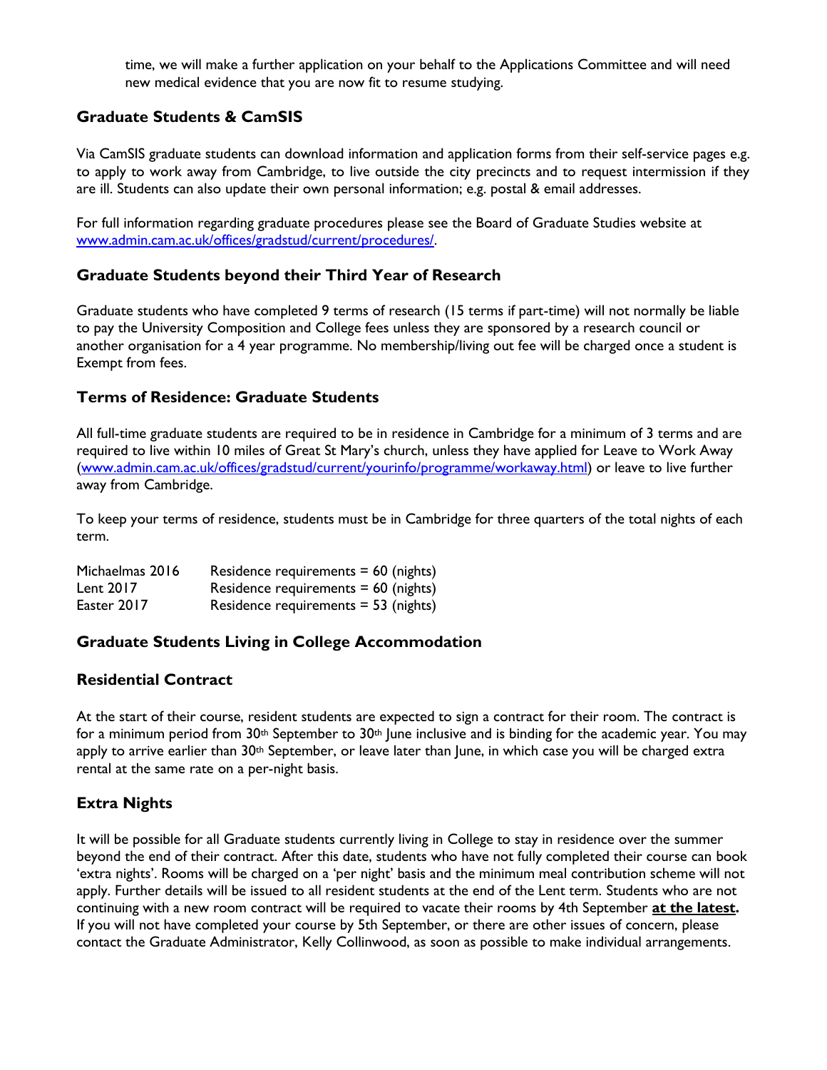time, we will make a further application on your behalf to the Applications Committee and will need new medical evidence that you are now fit to resume studying.

## Graduate Students & CamSIS

Via CamSIS graduate students can download information and application forms from their self-service pages e.g. to apply to work away from Cambridge, to live outside the city precincts and to request intermission if they are ill. Students can also update their own personal information; e.g. postal & email addresses.

For full information regarding graduate procedures please see the Board of Graduate Studies website at [www.admin.cam.ac.uk/offices/gradstud/current/procedures/](www.admin.cam.ac.uk/offices/gradstud/current/procedures/).

## Graduate Students beyond their Third Year of Research

Graduate students who have completed 9 terms of research (15 terms if part-time) will not normally be liable to pay the University Composition and College fees unless they are sponsored by a research council or another organisation for a 4 year programme. No membership/living out fee will be charged once a student is Exempt from fees.

## Terms of Residence: Graduate Students

All full-time graduate students are required to be in residence in Cambridge for a minimum of 3 terms and are required to live within 10 miles of Great St Mary's church, unless they have applied for Leave to Work Away ([www.admin.cam.ac.uk/offices/gradstud/current/yourinfo/programme/workaway.html](www.admin.cam.ac.uk/offices/gradstud/current/yourinfo/programme/workaway.html)) or leave to live further away from Cambridge.

To keep your terms of residence, students must be in Cambridge for three quarters of the total nights of each term.

| | |
|---|---|
| Michaelmas 2016 | Residence requirements = 60 (nights) |
| Lent 2017 | Residence requirements = 60 (nights) |
| Easter 2017 | Residence requirements = 53 (nights) |

## Graduate Students Living in College Accommodation

## Residential Contract

At the start of their course, resident students are expected to sign a contract for their room. The contract is for a minimum period from 30th September to 30th June inclusive and is binding for the academic year. You may apply to arrive earlier than 30th September, or leave later than June, in which case you will be charged extra rental at the same rate on a per-night basis.

## Extra Nights

It will be possible for all Graduate students currently living in College to stay in residence over the summer beyond the end of their contract. After this date, students who have not fully completed their course can book 'extra nights'. Rooms will be charged on a 'per night' basis and the minimum meal contribution scheme will not apply. Further details will be issued to all resident students at the end of the Lent term. Students who are not continuing with a new room contract will be required to vacate their rooms by 4th September **at the latest.** If you will not have completed your course by 5th September, or there are other issues of concern, please contact the Graduate Administrator, Kelly Collinwood, as soon as possible to make individual arrangements.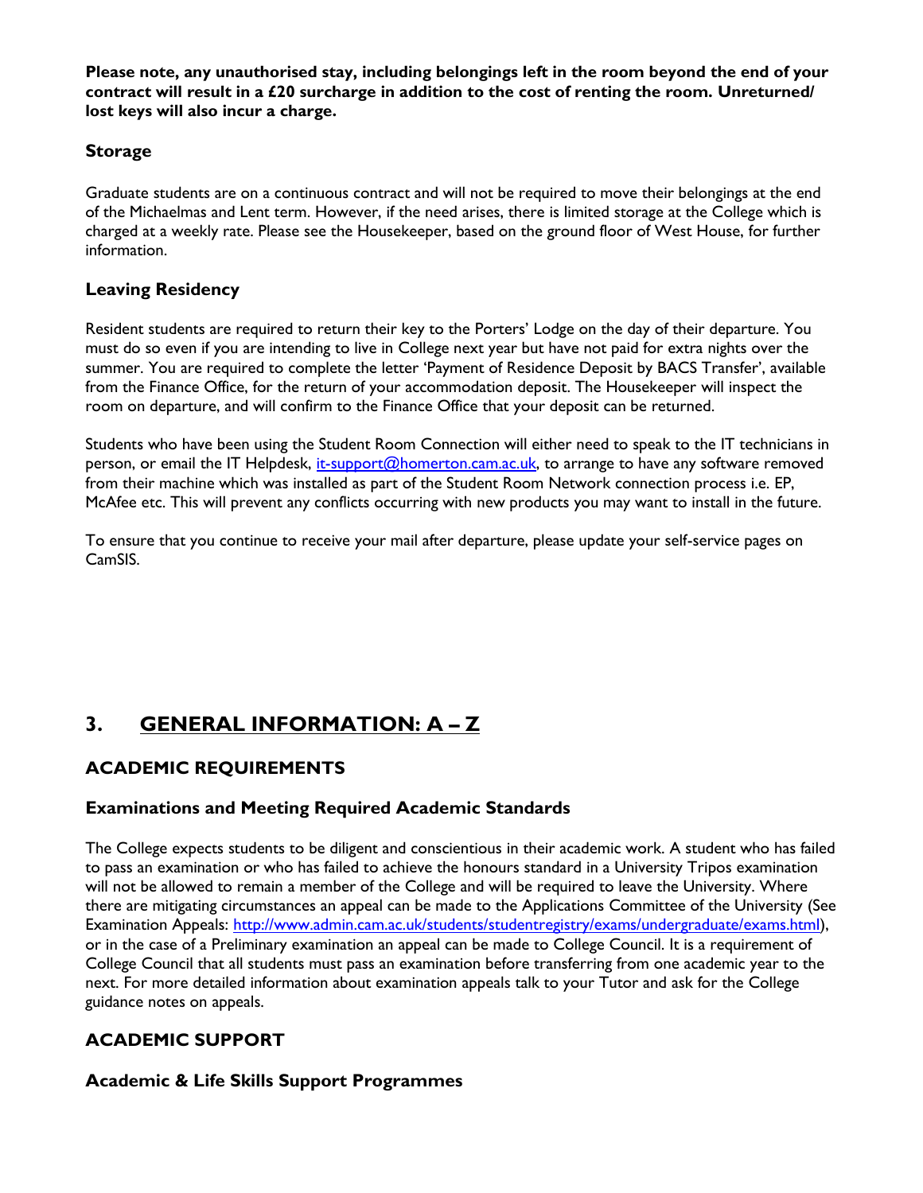**Please note, any unauthorised stay, including belongings left in the room beyond the end of your contract will result in a £20 surcharge in addition to the cost of renting the room. Unreturned/ lost keys will also incur a charge.**

### Storage

Graduate students are on a continuous contract and will not be required to move their belongings at the end of the Michaelmas and Lent term. However, if the need arises, there is limited storage at the College which is charged at a weekly rate. Please see the Housekeeper, based on the ground floor of West House, for further information.

### Leaving Residency

Resident students are required to return their key to the Porters' Lodge on the day of their departure. You must do so even if you are intending to live in College next year but have not paid for extra nights over the summer. You are required to complete the letter 'Payment of Residence Deposit by BACS Transfer', available from the Finance Office, for the return of your accommodation deposit. The Housekeeper will inspect the room on departure, and will confirm to the Finance Office that your deposit can be returned.

Students who have been using the Student Room Connection will either need to speak to the IT technicians in person, or email the IT Helpdesk, [it-support@homerton.cam.ac.uk](mailto:it-support@homerton.cam.ac.uk), to arrange to have any software removed from their machine which was installed as part of the Student Room Network connection process i.e. EP, McAfee etc. This will prevent any conflicts occurring with new products you may want to install in the future.

To ensure that you continue to receive your mail after departure, please update your self-service pages on CamSIS.

## 3. GENERAL INFORMATION: A – Z

### ACADEMIC REQUIREMENTS

### Examinations and Meeting Required Academic Standards

The College expects students to be diligent and conscientious in their academic work. A student who has failed to pass an examination or who has failed to achieve the honours standard in a University Tripos examination will not be allowed to remain a member of the College and will be required to leave the University. Where there are mitigating circumstances an appeal can be made to the Applications Committee of the University (See Examination Appeals: [http://www.admin.cam.ac.uk/students/studentregistry/exams/undergraduate/exams.html](http://www.admin.cam.ac.uk/students/studentregistry/exams/undergraduate/exams.html)), or in the case of a Preliminary examination an appeal can be made to College Council. It is a requirement of College Council that all students must pass an examination before transferring from one academic year to the next. For more detailed information about examination appeals talk to your Tutor and ask for the College guidance notes on appeals.

### ACADEMIC SUPPORT

### Academic & Life Skills Support Programmes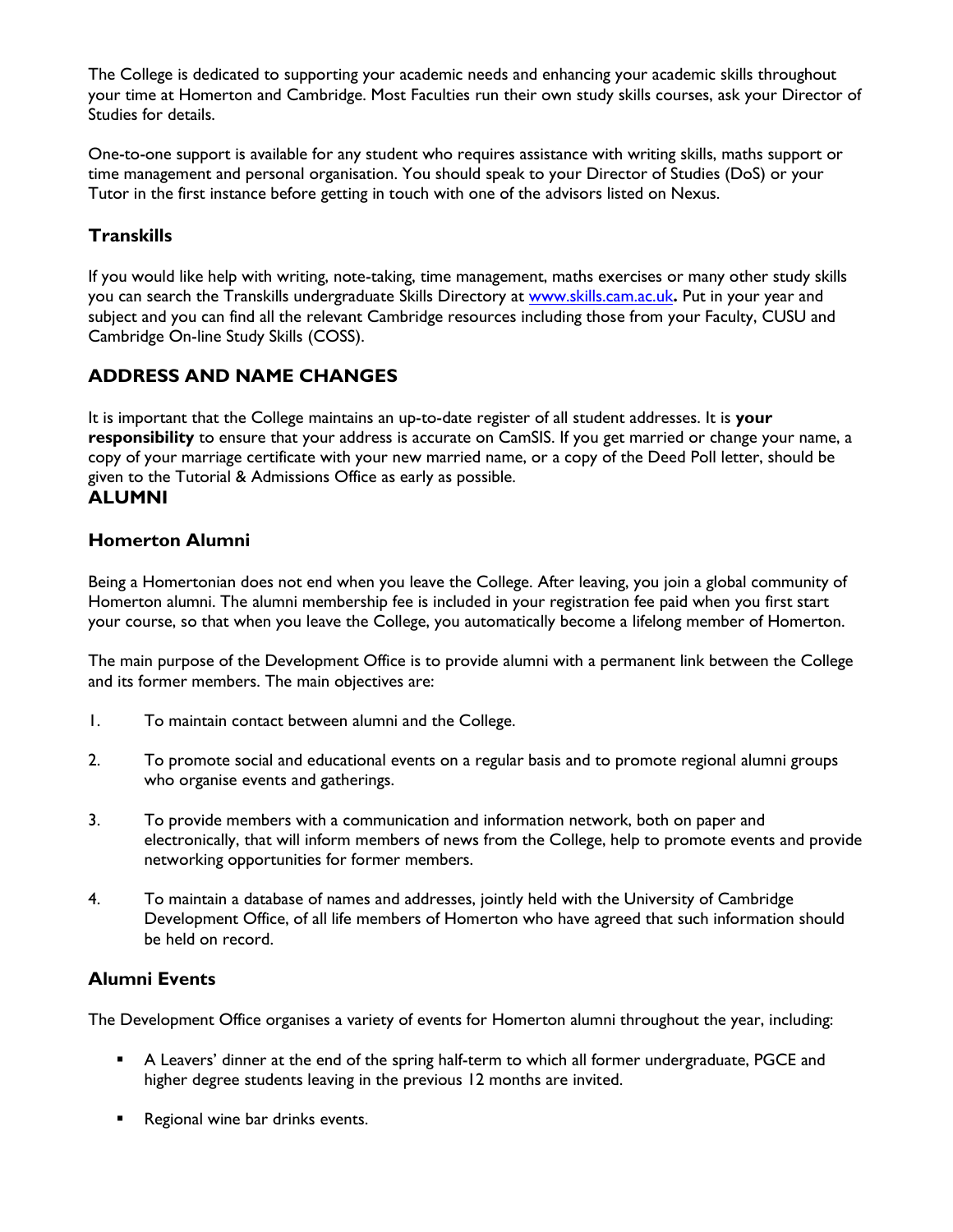The College is dedicated to supporting your academic needs and enhancing your academic skills throughout your time at Homerton and Cambridge. Most Faculties run their own study skills courses, ask your Director of Studies for details.

One-to-one support is available for any student who requires assistance with writing skills, maths support or time management and personal organisation. You should speak to your Director of Studies (DoS) or your Tutor in the first instance before getting in touch with one of the advisors listed on Nexus.

### Transkills

If you would like help with writing, note-taking, time management, maths exercises or many other study skills you can search the Transkills undergraduate Skills Directory at [www.skills.cam.ac.uk](http://www.skills.cam.ac.uk)**.** Put in your year and subject and you can find all the relevant Cambridge resources including those from your Faculty, CUSU and Cambridge On-line Study Skills (COSS).

## ADDRESS AND NAME CHANGES

It is important that the College maintains an up-to-date register of all student addresses. It is **your responsibility** to ensure that your address is accurate on CamSIS. If you get married or change your name, a copy of your marriage certificate with your new married name, or a copy of the Deed Poll letter, should be given to the Tutorial & Admissions Office as early as possible.

## ALUMNI

### Homerton Alumni

Being a Homertonian does not end when you leave the College. After leaving, you join a global community of Homerton alumni. The alumni membership fee is included in your registration fee paid when you first start your course, so that when you leave the College, you automatically become a lifelong member of Homerton.

The main purpose of the Development Office is to provide alumni with a permanent link between the College and its former members. The main objectives are:

1. To maintain contact between alumni and the College.

2. To promote social and educational events on a regular basis and to promote regional alumni groups who organise events and gatherings.

3. To provide members with a communication and information network, both on paper and electronically, that will inform members of news from the College, help to promote events and provide networking opportunities for former members.

4. To maintain a database of names and addresses, jointly held with the University of Cambridge Development Office, of all life members of Homerton who have agreed that such information should be held on record.

### Alumni Events

The Development Office organises a variety of events for Homerton alumni throughout the year, including:

- A Leavers' dinner at the end of the spring half-term to which all former undergraduate, PGCE and higher degree students leaving in the previous 12 months are invited.

- Regional wine bar drinks events.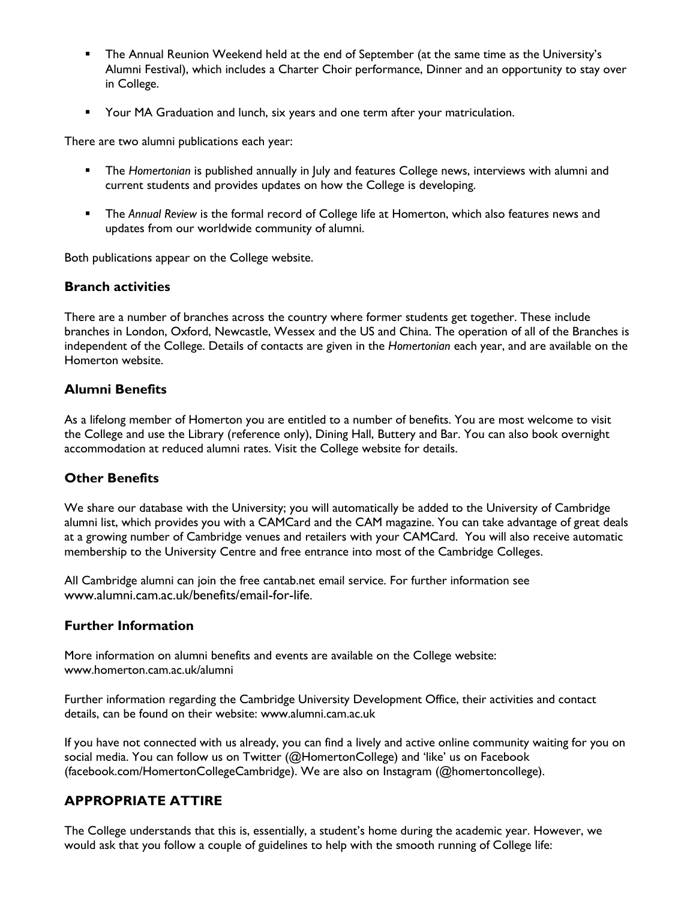- The Annual Reunion Weekend held at the end of September (at the same time as the University's Alumni Festival), which includes a Charter Choir performance, Dinner and an opportunity to stay over in College.
- Your MA Graduation and lunch, six years and one term after your matriculation.

There are two alumni publications each year:

- The *Homertonian* is published annually in July and features College news, interviews with alumni and current students and provides updates on how the College is developing.
- The *Annual Review* is the formal record of College life at Homerton, which also features news and updates from our worldwide community of alumni.

Both publications appear on the College website.

### Branch activities

There are a number of branches across the country where former students get together. These include branches in London, Oxford, Newcastle, Wessex and the US and China. The operation of all of the Branches is independent of the College. Details of contacts are given in the *Homertonian* each year, and are available on the Homerton website.

### Alumni Benefits

As a lifelong member of Homerton you are entitled to a number of benefits. You are most welcome to visit the College and use the Library (reference only), Dining Hall, Buttery and Bar. You can also book overnight accommodation at reduced alumni rates. Visit the College website for details.

### Other Benefits

We share our database with the University; you will automatically be added to the University of Cambridge alumni list, which provides you with a CAMCard and the CAM magazine. You can take advantage of great deals at a growing number of Cambridge venues and retailers with your CAMCard. You will also receive automatic membership to the University Centre and free entrance into most of the Cambridge Colleges.

All Cambridge alumni can join the free cantab.net email service. For further information see www.alumni.cam.ac.uk/benefits/email-for-life.

### Further Information

More information on alumni benefits and events are available on the College website: www.homerton.cam.ac.uk/alumni

Further information regarding the Cambridge University Development Office, their activities and contact details, can be found on their website: www.alumni.cam.ac.uk

If you have not connected with us already, you can find a lively and active online community waiting for you on social media. You can follow us on Twitter (@HomertonCollege) and 'like' us on Facebook (facebook.com/HomertonCollegeCambridge). We are also on Instagram (@homertoncollege).

## APPROPRIATE ATTIRE

The College understands that this is, essentially, a student's home during the academic year. However, we would ask that you follow a couple of guidelines to help with the smooth running of College life: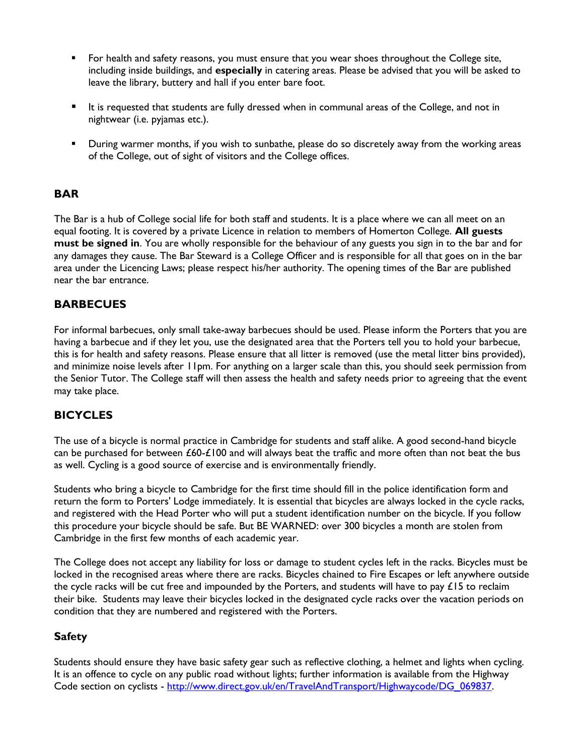- For health and safety reasons, you must ensure that you wear shoes throughout the College site, including inside buildings, and **especially** in catering areas. Please be advised that you will be asked to leave the library, buttery and hall if you enter bare foot.
- It is requested that students are fully dressed when in communal areas of the College, and not in nightwear (i.e. pyjamas etc.).
- During warmer months, if you wish to sunbathe, please do so discretely away from the working areas of the College, out of sight of visitors and the College offices.

## BAR

The Bar is a hub of College social life for both staff and students. It is a place where we can all meet on an equal footing. It is covered by a private Licence in relation to members of Homerton College. **All guests must be signed in**. You are wholly responsible for the behaviour of any guests you sign in to the bar and for any damages they cause. The Bar Steward is a College Officer and is responsible for all that goes on in the bar area under the Licencing Laws; please respect his/her authority. The opening times of the Bar are published near the bar entrance.

## BARBECUES

For informal barbecues, only small take-away barbecues should be used. Please inform the Porters that you are having a barbecue and if they let you, use the designated area that the Porters tell you to hold your barbecue, this is for health and safety reasons. Please ensure that all litter is removed (use the metal litter bins provided), and minimize noise levels after 11pm. For anything on a larger scale than this, you should seek permission from the Senior Tutor. The College staff will then assess the health and safety needs prior to agreeing that the event may take place.

## BICYCLES

The use of a bicycle is normal practice in Cambridge for students and staff alike. A good second-hand bicycle can be purchased for between £60-£100 and will always beat the traffic and more often than not beat the bus as well. Cycling is a good source of exercise and is environmentally friendly.

Students who bring a bicycle to Cambridge for the first time should fill in the police identification form and return the form to Porters' Lodge immediately. It is essential that bicycles are always locked in the cycle racks, and registered with the Head Porter who will put a student identification number on the bicycle. If you follow this procedure your bicycle should be safe. But BE WARNED: over 300 bicycles a month are stolen from Cambridge in the first few months of each academic year.

The College does not accept any liability for loss or damage to student cycles left in the racks. Bicycles must be locked in the recognised areas where there are racks. Bicycles chained to Fire Escapes or left anywhere outside the cycle racks will be cut free and impounded by the Porters, and students will have to pay £15 to reclaim their bike. Students may leave their bicycles locked in the designated cycle racks over the vacation periods on condition that they are numbered and registered with the Porters.

### Safety

Students should ensure they have basic safety gear such as reflective clothing, a helmet and lights when cycling. It is an offence to cycle on any public road without lights; further information is available from the Highway Code section on cyclists - http://www.direct.gov.uk/en/TravelAndTransport/Highwaycode/DG_069837.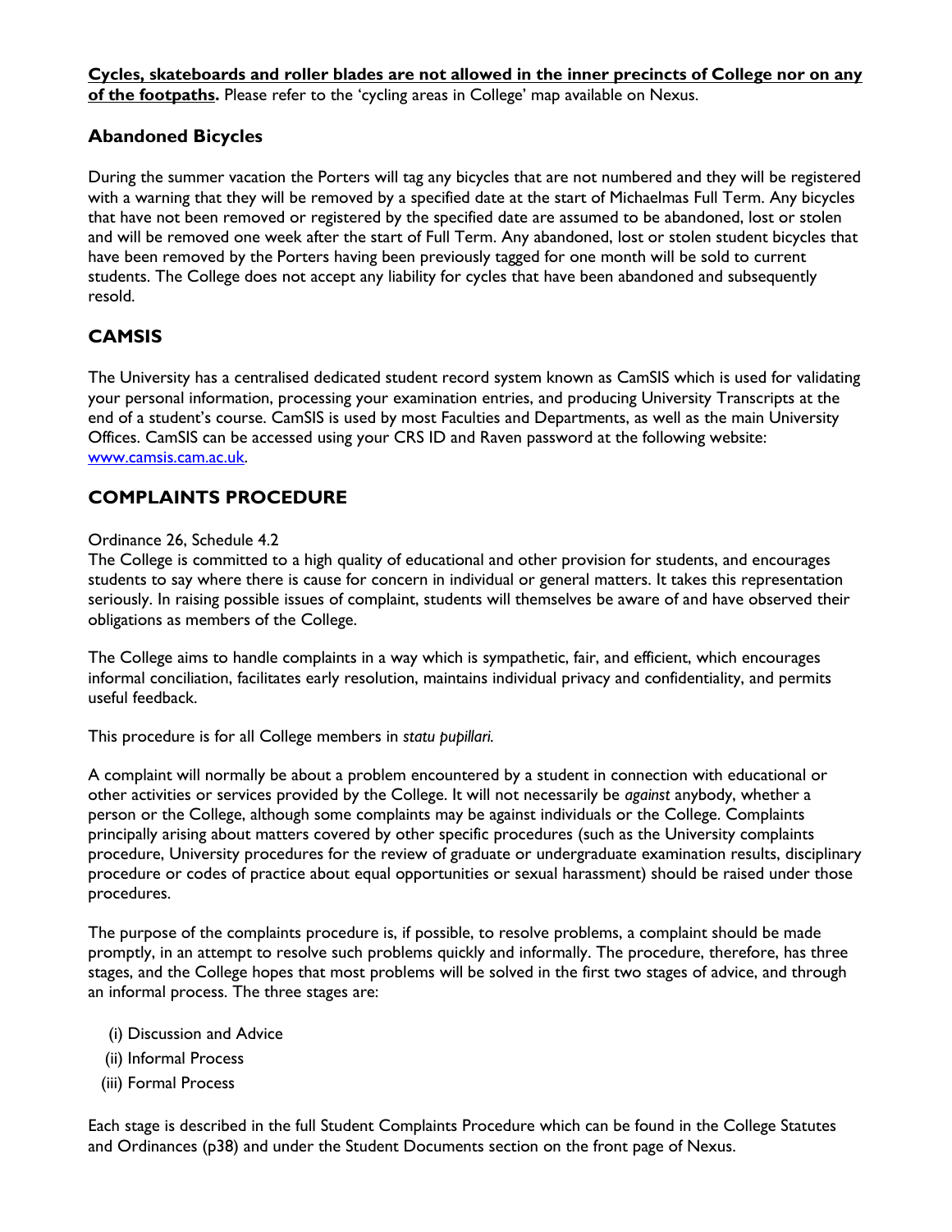**Cycles, skateboards and roller blades are not allowed in the inner precincts of College nor on any of the footpaths.** Please refer to the 'cycling areas in College' map available on Nexus.

### Abandoned Bicycles

During the summer vacation the Porters will tag any bicycles that are not numbered and they will be registered with a warning that they will be removed by a specified date at the start of Michaelmas Full Term. Any bicycles that have not been removed or registered by the specified date are assumed to be abandoned, lost or stolen and will be removed one week after the start of Full Term. Any abandoned, lost or stolen student bicycles that have been removed by the Porters having been previously tagged for one month will be sold to current students. The College does not accept any liability for cycles that have been abandoned and subsequently resold.

## CAMSIS

The University has a centralised dedicated student record system known as CamSIS which is used for validating your personal information, processing your examination entries, and producing University Transcripts at the end of a student's course. CamSIS is used by most Faculties and Departments, as well as the main University Offices. CamSIS can be accessed using your CRS ID and Raven password at the following website: [www.camsis.cam.ac.uk](http://www.camsis.cam.ac.uk).

## COMPLAINTS PROCEDURE

Ordinance 26, Schedule 4.2
The College is committed to a high quality of educational and other provision for students, and encourages students to say where there is cause for concern in individual or general matters. It takes this representation seriously. In raising possible issues of complaint, students will themselves be aware of and have observed their obligations as members of the College.

The College aims to handle complaints in a way which is sympathetic, fair, and efficient, which encourages informal conciliation, facilitates early resolution, maintains individual privacy and confidentiality, and permits useful feedback.

This procedure is for all College members in *statu pupillari.*

A complaint will normally be about a problem encountered by a student in connection with educational or other activities or services provided by the College. It will not necessarily be *against* anybody, whether a person or the College, although some complaints may be against individuals or the College. Complaints principally arising about matters covered by other specific procedures (such as the University complaints procedure, University procedures for the review of graduate or undergraduate examination results, disciplinary procedure or codes of practice about equal opportunities or sexual harassment) should be raised under those procedures.

The purpose of the complaints procedure is, if possible, to resolve problems, a complaint should be made promptly, in an attempt to resolve such problems quickly and informally. The procedure, therefore, has three stages, and the College hopes that most problems will be solved in the first two stages of advice, and through an informal process. The three stages are:

(i) Discussion and Advice
(ii) Informal Process
(iii) Formal Process

Each stage is described in the full Student Complaints Procedure which can be found in the College Statutes and Ordinances (p38) and under the Student Documents section on the front page of Nexus.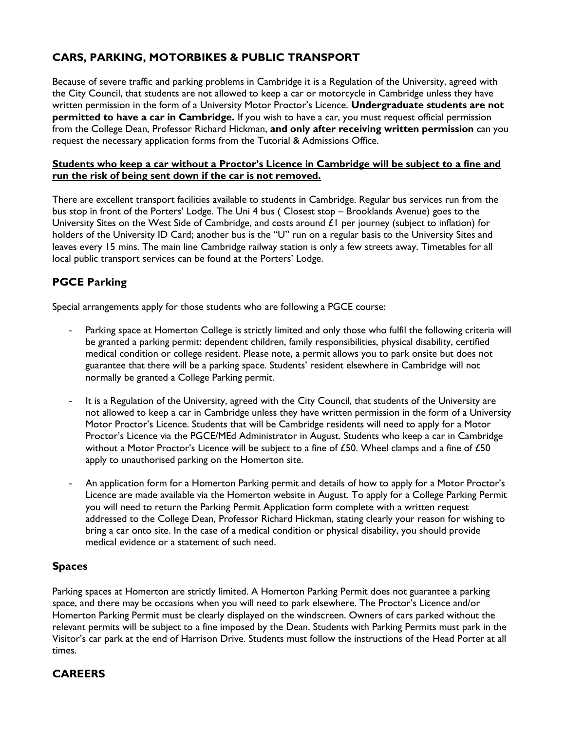## CARS, PARKING, MOTORBIKES & PUBLIC TRANSPORT

Because of severe traffic and parking problems in Cambridge it is a Regulation of the University, agreed with the City Council, that students are not allowed to keep a car or motorcycle in Cambridge unless they have written permission in the form of a University Motor Proctor's Licence. **Undergraduate students are not permitted to have a car in Cambridge.** If you wish to have a car, you must request official permission from the College Dean, Professor Richard Hickman, **and only after receiving written permission** can you request the necessary application forms from the Tutorial & Admissions Office.

**Students who keep a car without a Proctor's Licence in Cambridge will be subject to a fine and run the risk of being sent down if the car is not removed.**

There are excellent transport facilities available to students in Cambridge. Regular bus services run from the bus stop in front of the Porters' Lodge. The Uni 4 bus ( Closest stop – Brooklands Avenue) goes to the University Sites on the West Side of Cambridge, and costs around £1 per journey (subject to inflation) for holders of the University ID Card; another bus is the "U" run on a regular basis to the University Sites and leaves every 15 mins. The main line Cambridge railway station is only a few streets away. Timetables for all local public transport services can be found at the Porters' Lodge.

### PGCE Parking

Special arrangements apply for those students who are following a PGCE course:

- Parking space at Homerton College is strictly limited and only those who fulfil the following criteria will be granted a parking permit: dependent children, family responsibilities, physical disability, certified medical condition or college resident. Please note, a permit allows you to park onsite but does not guarantee that there will be a parking space. Students' resident elsewhere in Cambridge will not normally be granted a College Parking permit.

- It is a Regulation of the University, agreed with the City Council, that students of the University are not allowed to keep a car in Cambridge unless they have written permission in the form of a University Motor Proctor's Licence. Students that will be Cambridge residents will need to apply for a Motor Proctor's Licence via the PGCE/MEd Administrator in August. Students who keep a car in Cambridge without a Motor Proctor's Licence will be subject to a fine of £50. Wheel clamps and a fine of £50 apply to unauthorised parking on the Homerton site.

- An application form for a Homerton Parking permit and details of how to apply for a Motor Proctor's Licence are made available via the Homerton website in August. To apply for a College Parking Permit you will need to return the Parking Permit Application form complete with a written request addressed to the College Dean, Professor Richard Hickman, stating clearly your reason for wishing to bring a car onto site. In the case of a medical condition or physical disability, you should provide medical evidence or a statement of such need.

### Spaces

Parking spaces at Homerton are strictly limited. A Homerton Parking Permit does not guarantee a parking space, and there may be occasions when you will need to park elsewhere. The Proctor's Licence and/or Homerton Parking Permit must be clearly displayed on the windscreen. Owners of cars parked without the relevant permits will be subject to a fine imposed by the Dean. Students with Parking Permits must park in the Visitor's car park at the end of Harrison Drive. Students must follow the instructions of the Head Porter at all times.

## CAREERS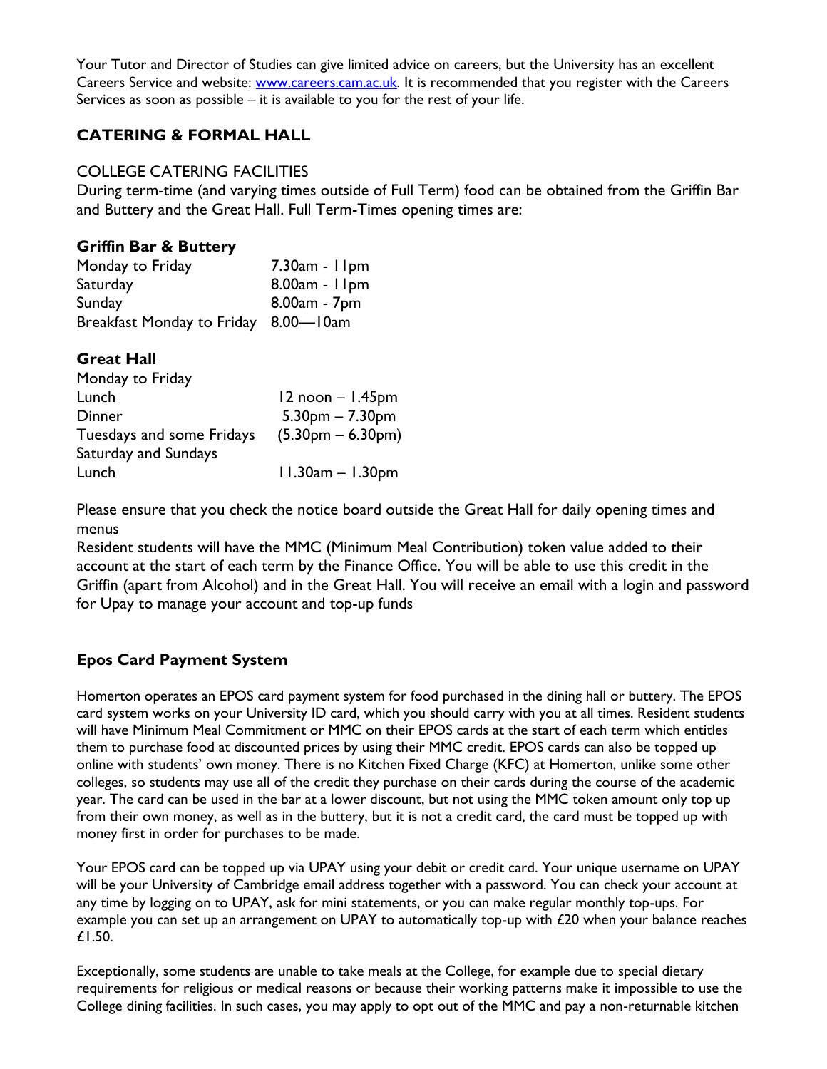Your Tutor and Director of Studies can give limited advice on careers, but the University has an excellent Careers Service and website: www.careers.cam.ac.uk. It is recommended that you register with the Careers Services as soon as possible – it is available to you for the rest of your life.

## CATERING & FORMAL HALL

### COLLEGE CATERING FACILITIES

During term-time (and varying times outside of Full Term) food can be obtained from the Griffin Bar and Buttery and the Great Hall. Full Term-Times opening times are:

**Griffin Bar & Buttery**

| | |
|---|---|
| Monday to Friday | 7.30am - 11pm |
| Saturday | 8.00am - 11pm |
| Sunday | 8.00am - 7pm |
| Breakfast Monday to Friday | 8.00—10am |

**Great Hall**

| | |
|---|---|
| Monday to Friday | |
| Lunch | 12 noon – 1.45pm |
| Dinner | 5.30pm – 7.30pm |
| Tuesdays and some Fridays | (5.30pm – 6.30pm) |
| Saturday and Sundays | |
| Lunch | 11.30am – 1.30pm |

Please ensure that you check the notice board outside the Great Hall for daily opening times and menus

Resident students will have the MMC (Minimum Meal Contribution) token value added to their account at the start of each term by the Finance Office. You will be able to use this credit in the Griffin (apart from Alcohol) and in the Great Hall. You will receive an email with a login and password for Upay to manage your account and top-up funds

### Epos Card Payment System

Homerton operates an EPOS card payment system for food purchased in the dining hall or buttery. The EPOS card system works on your University ID card, which you should carry with you at all times. Resident students will have Minimum Meal Commitment or MMC on their EPOS cards at the start of each term which entitles them to purchase food at discounted prices by using their MMC credit. EPOS cards can also be topped up online with students' own money. There is no Kitchen Fixed Charge (KFC) at Homerton, unlike some other colleges, so students may use all of the credit they purchase on their cards during the course of the academic year. The card can be used in the bar at a lower discount, but not using the MMC token amount only top up from their own money, as well as in the buttery, but it is not a credit card, the card must be topped up with money first in order for purchases to be made.

Your EPOS card can be topped up via UPAY using your debit or credit card. Your unique username on UPAY will be your University of Cambridge email address together with a password. You can check your account at any time by logging on to UPAY, ask for mini statements, or you can make regular monthly top-ups. For example you can set up an arrangement on UPAY to automatically top-up with £20 when your balance reaches £1.50.

Exceptionally, some students are unable to take meals at the College, for example due to special dietary requirements for religious or medical reasons or because their working patterns make it impossible to use the College dining facilities. In such cases, you may apply to opt out of the MMC and pay a non-returnable kitchen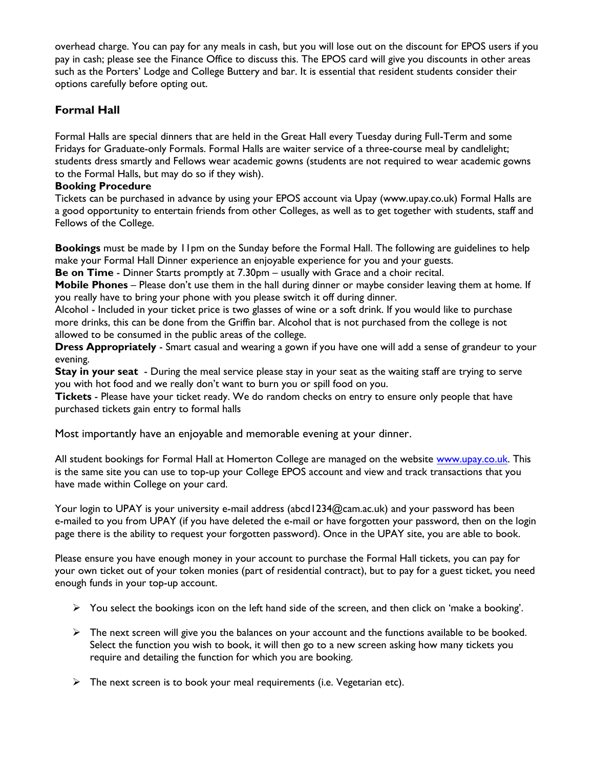overhead charge. You can pay for any meals in cash, but you will lose out on the discount for EPOS users if you pay in cash; please see the Finance Office to discuss this. The EPOS card will give you discounts in other areas such as the Porters' Lodge and College Buttery and bar. It is essential that resident students consider their options carefully before opting out.

## Formal Hall

Formal Halls are special dinners that are held in the Great Hall every Tuesday during Full-Term and some Fridays for Graduate-only Formals. Formal Halls are waiter service of a three-course meal by candlelight; students dress smartly and Fellows wear academic gowns (students are not required to wear academic gowns to the Formal Halls, but may do so if they wish).

**Booking Procedure**

Tickets can be purchased in advance by using your EPOS account via Upay (www.upay.co.uk) Formal Halls are a good opportunity to entertain friends from other Colleges, as well as to get together with students, staff and Fellows of the College.

**Bookings** must be made by 11pm on the Sunday before the Formal Hall. The following are guidelines to help make your Formal Hall Dinner experience an enjoyable experience for you and your guests.

**Be on Time** - Dinner Starts promptly at 7.30pm – usually with Grace and a choir recital.

**Mobile Phones** – Please don't use them in the hall during dinner or maybe consider leaving them at home. If you really have to bring your phone with you please switch it off during dinner.

Alcohol - Included in your ticket price is two glasses of wine or a soft drink. If you would like to purchase more drinks, this can be done from the Griffin bar. Alcohol that is not purchased from the college is not allowed to be consumed in the public areas of the college.

**Dress Appropriately** - Smart casual and wearing a gown if you have one will add a sense of grandeur to your evening.

**Stay in your seat** - During the meal service please stay in your seat as the waiting staff are trying to serve you with hot food and we really don't want to burn you or spill food on you.

**Tickets** - Please have your ticket ready. We do random checks on entry to ensure only people that have purchased tickets gain entry to formal halls

Most importantly have an enjoyable and memorable evening at your dinner.

All student bookings for Formal Hall at Homerton College are managed on the website [www.upay.co.uk](www.upay.co.uk). This is the same site you can use to top-up your College EPOS account and view and track transactions that you have made within College on your card.

Your login to UPAY is your university e-mail address (abcd1234@cam.ac.uk) and your password has been e-mailed to you from UPAY (if you have deleted the e-mail or have forgotten your password, then on the login page there is the ability to request your forgotten password). Once in the UPAY site, you are able to book.

Please ensure you have enough money in your account to purchase the Formal Hall tickets, you can pay for your own ticket out of your token monies (part of residential contract), but to pay for a guest ticket, you need enough funds in your top-up account.

- You select the bookings icon on the left hand side of the screen, and then click on 'make a booking'.
- The next screen will give you the balances on your account and the functions available to be booked. Select the function you wish to book, it will then go to a new screen asking how many tickets you require and detailing the function for which you are booking.
- The next screen is to book your meal requirements (i.e. Vegetarian etc).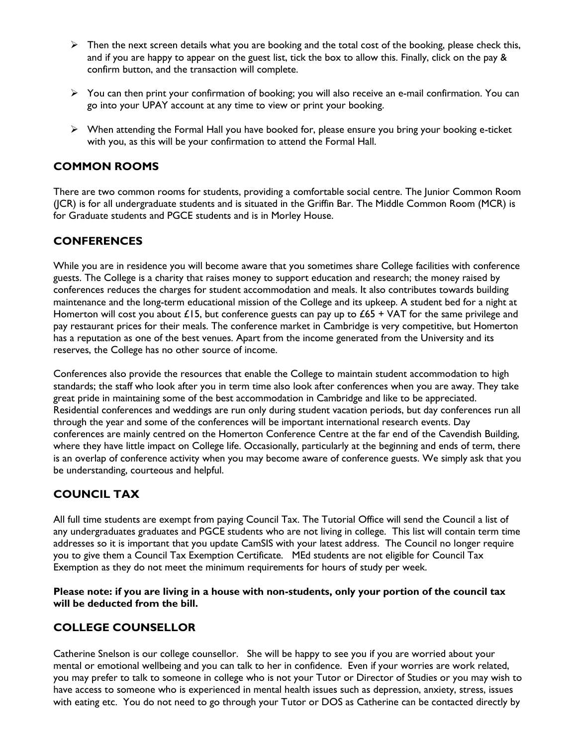- Then the next screen details what you are booking and the total cost of the booking, please check this, and if you are happy to appear on the guest list, tick the box to allow this. Finally, click on the pay & confirm button, and the transaction will complete.
- You can then print your confirmation of booking; you will also receive an e-mail confirmation. You can go into your UPAY account at any time to view or print your booking.
- When attending the Formal Hall you have booked for, please ensure you bring your booking e-ticket with you, as this will be your confirmation to attend the Formal Hall.

## COMMON ROOMS

There are two common rooms for students, providing a comfortable social centre. The Junior Common Room (JCR) is for all undergraduate students and is situated in the Griffin Bar. The Middle Common Room (MCR) is for Graduate students and PGCE students and is in Morley House.

## CONFERENCES

While you are in residence you will become aware that you sometimes share College facilities with conference guests. The College is a charity that raises money to support education and research; the money raised by conferences reduces the charges for student accommodation and meals. It also contributes towards building maintenance and the long-term educational mission of the College and its upkeep. A student bed for a night at Homerton will cost you about £15, but conference guests can pay up to £65 + VAT for the same privilege and pay restaurant prices for their meals. The conference market in Cambridge is very competitive, but Homerton has a reputation as one of the best venues. Apart from the income generated from the University and its reserves, the College has no other source of income.

Conferences also provide the resources that enable the College to maintain student accommodation to high standards; the staff who look after you in term time also look after conferences when you are away. They take great pride in maintaining some of the best accommodation in Cambridge and like to be appreciated. Residential conferences and weddings are run only during student vacation periods, but day conferences run all through the year and some of the conferences will be important international research events. Day conferences are mainly centred on the Homerton Conference Centre at the far end of the Cavendish Building, where they have little impact on College life. Occasionally, particularly at the beginning and ends of term, there is an overlap of conference activity when you may become aware of conference guests. We simply ask that you be understanding, courteous and helpful.

## COUNCIL TAX

All full time students are exempt from paying Council Tax. The Tutorial Office will send the Council a list of any undergraduates graduates and PGCE students who are not living in college. This list will contain term time addresses so it is important that you update CamSIS with your latest address. The Council no longer require you to give them a Council Tax Exemption Certificate. MEd students are not eligible for Council Tax Exemption as they do not meet the minimum requirements for hours of study per week.

**Please note: if you are living in a house with non-students, only your portion of the council tax will be deducted from the bill.**

## COLLEGE COUNSELLOR

Catherine Snelson is our college counsellor. She will be happy to see you if you are worried about your mental or emotional wellbeing and you can talk to her in confidence. Even if your worries are work related, you may prefer to talk to someone in college who is not your Tutor or Director of Studies or you may wish to have access to someone who is experienced in mental health issues such as depression, anxiety, stress, issues with eating etc. You do not need to go through your Tutor or DOS as Catherine can be contacted directly by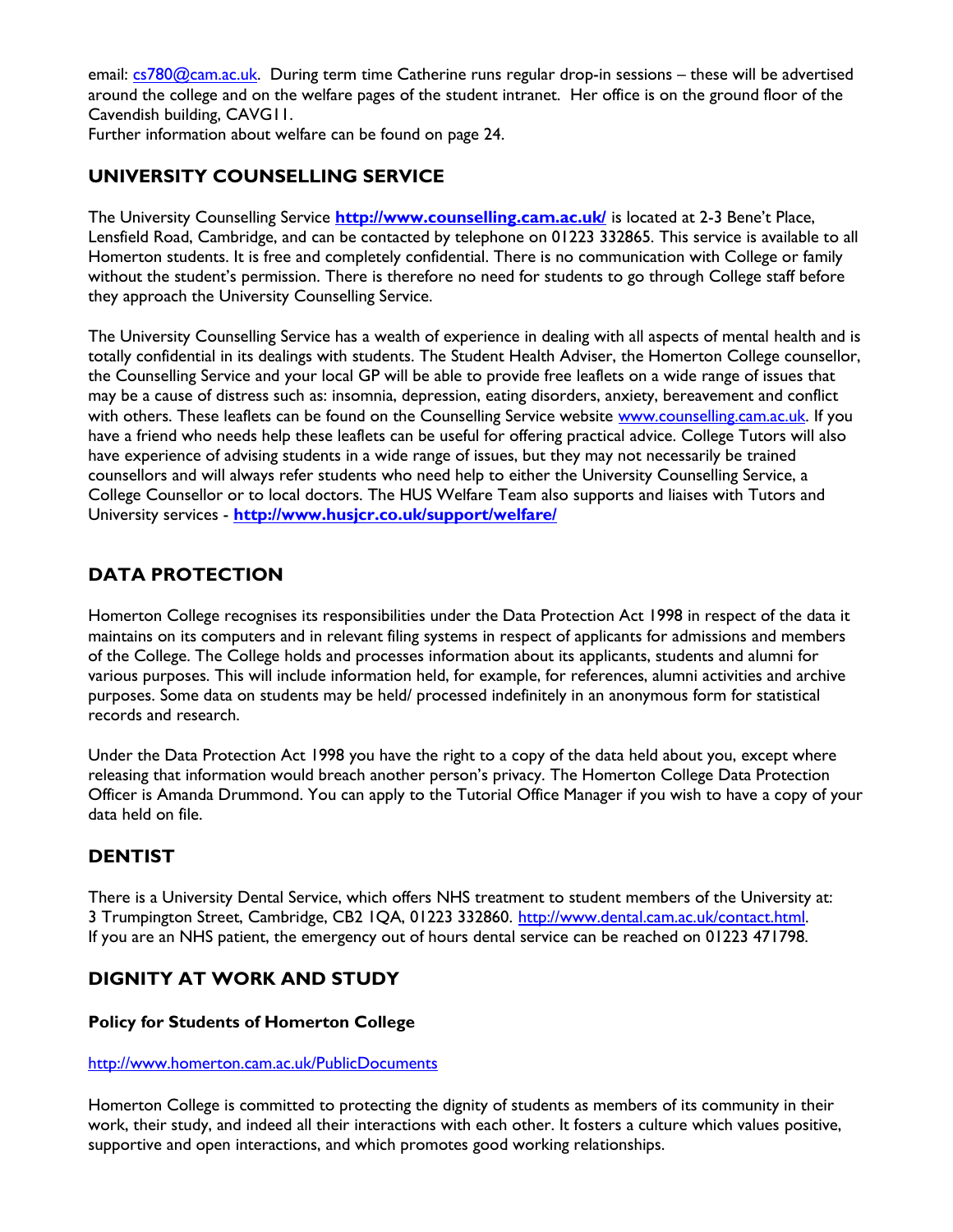email: cs780@cam.ac.uk. During term time Catherine runs regular drop-in sessions – these will be advertised around the college and on the welfare pages of the student intranet. Her office is on the ground floor of the Cavendish building, CAVG11.
Further information about welfare can be found on page 24.

## UNIVERSITY COUNSELLING SERVICE

The University Counselling Service **http://www.counselling.cam.ac.uk/** is located at 2-3 Bene't Place, Lensfield Road, Cambridge, and can be contacted by telephone on 01223 332865. This service is available to all Homerton students. It is free and completely confidential. There is no communication with College or family without the student's permission. There is therefore no need for students to go through College staff before they approach the University Counselling Service.

The University Counselling Service has a wealth of experience in dealing with all aspects of mental health and is totally confidential in its dealings with students. The Student Health Adviser, the Homerton College counsellor, the Counselling Service and your local GP will be able to provide free leaflets on a wide range of issues that may be a cause of distress such as: insomnia, depression, eating disorders, anxiety, bereavement and conflict with others. These leaflets can be found on the Counselling Service website www.counselling.cam.ac.uk. If you have a friend who needs help these leaflets can be useful for offering practical advice. College Tutors will also have experience of advising students in a wide range of issues, but they may not necessarily be trained counsellors and will always refer students who need help to either the University Counselling Service, a College Counsellor or to local doctors. The HUS Welfare Team also supports and liaises with Tutors and University services - **http://www.husjcr.co.uk/support/welfare/**

## DATA PROTECTION

Homerton College recognises its responsibilities under the Data Protection Act 1998 in respect of the data it maintains on its computers and in relevant filing systems in respect of applicants for admissions and members of the College. The College holds and processes information about its applicants, students and alumni for various purposes. This will include information held, for example, for references, alumni activities and archive purposes. Some data on students may be held/ processed indefinitely in an anonymous form for statistical records and research.

Under the Data Protection Act 1998 you have the right to a copy of the data held about you, except where releasing that information would breach another person's privacy. The Homerton College Data Protection Officer is Amanda Drummond. You can apply to the Tutorial Office Manager if you wish to have a copy of your data held on file.

## DENTIST

There is a University Dental Service, which offers NHS treatment to student members of the University at:
3 Trumpington Street, Cambridge, CB2 1QA, 01223 332860. http://www.dental.cam.ac.uk/contact.html.
If you are an NHS patient, the emergency out of hours dental service can be reached on 01223 471798.

## DIGNITY AT WORK AND STUDY

### Policy for Students of Homerton College

http://www.homerton.cam.ac.uk/PublicDocuments

Homerton College is committed to protecting the dignity of students as members of its community in their work, their study, and indeed all their interactions with each other. It fosters a culture which values positive, supportive and open interactions, and which promotes good working relationships.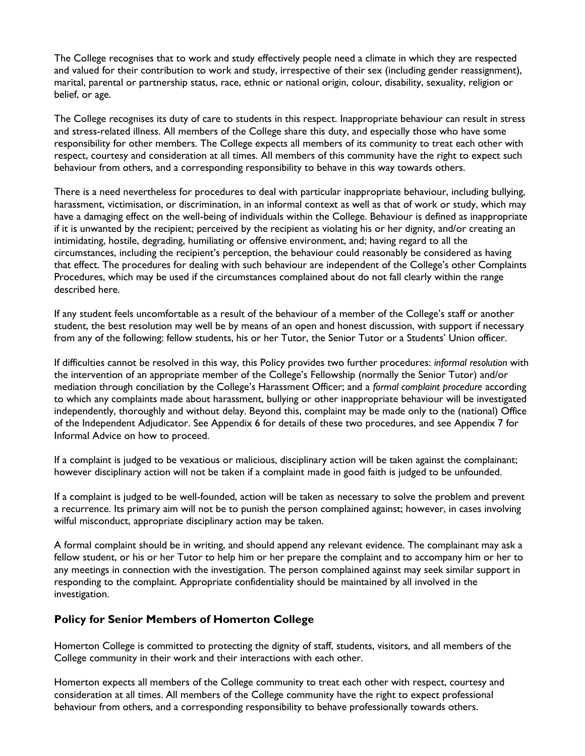The College recognises that to work and study effectively people need a climate in which they are respected and valued for their contribution to work and study, irrespective of their sex (including gender reassignment), marital, parental or partnership status, race, ethnic or national origin, colour, disability, sexuality, religion or belief, or age.

The College recognises its duty of care to students in this respect. Inappropriate behaviour can result in stress and stress-related illness. All members of the College share this duty, and especially those who have some responsibility for other members. The College expects all members of its community to treat each other with respect, courtesy and consideration at all times. All members of this community have the right to expect such behaviour from others, and a corresponding responsibility to behave in this way towards others.

There is a need nevertheless for procedures to deal with particular inappropriate behaviour, including bullying, harassment, victimisation, or discrimination, in an informal context as well as that of work or study, which may have a damaging effect on the well-being of individuals within the College. Behaviour is defined as inappropriate if it is unwanted by the recipient; perceived by the recipient as violating his or her dignity, and/or creating an intimidating, hostile, degrading, humiliating or offensive environment, and; having regard to all the circumstances, including the recipient's perception, the behaviour could reasonably be considered as having that effect. The procedures for dealing with such behaviour are independent of the College's other Complaints Procedures, which may be used if the circumstances complained about do not fall clearly within the range described here.

If any student feels uncomfortable as a result of the behaviour of a member of the College's staff or another student, the best resolution may well be by means of an open and honest discussion, with support if necessary from any of the following: fellow students, his or her Tutor, the Senior Tutor or a Students' Union officer.

If difficulties cannot be resolved in this way, this Policy provides two further procedures: *informal resolution* with the intervention of an appropriate member of the College's Fellowship (normally the Senior Tutor) and/or mediation through conciliation by the College's Harassment Officer; and a *formal complaint procedure* according to which any complaints made about harassment, bullying or other inappropriate behaviour will be investigated independently, thoroughly and without delay. Beyond this, complaint may be made only to the (national) Office of the Independent Adjudicator. See Appendix 6 for details of these two procedures, and see Appendix 7 for Informal Advice on how to proceed.

If a complaint is judged to be vexatious or malicious, disciplinary action will be taken against the complainant; however disciplinary action will not be taken if a complaint made in good faith is judged to be unfounded.

If a complaint is judged to be well-founded, action will be taken as necessary to solve the problem and prevent a recurrence. Its primary aim will not be to punish the person complained against; however, in cases involving wilful misconduct, appropriate disciplinary action may be taken.

A formal complaint should be in writing, and should append any relevant evidence. The complainant may ask a fellow student, or his or her Tutor to help him or her prepare the complaint and to accompany him or her to any meetings in connection with the investigation. The person complained against may seek similar support in responding to the complaint. Appropriate confidentiality should be maintained by all involved in the investigation.

## Policy for Senior Members of Homerton College

Homerton College is committed to protecting the dignity of staff, students, visitors, and all members of the College community in their work and their interactions with each other.

Homerton expects all members of the College community to treat each other with respect, courtesy and consideration at all times. All members of the College community have the right to expect professional behaviour from others, and a corresponding responsibility to behave professionally towards others.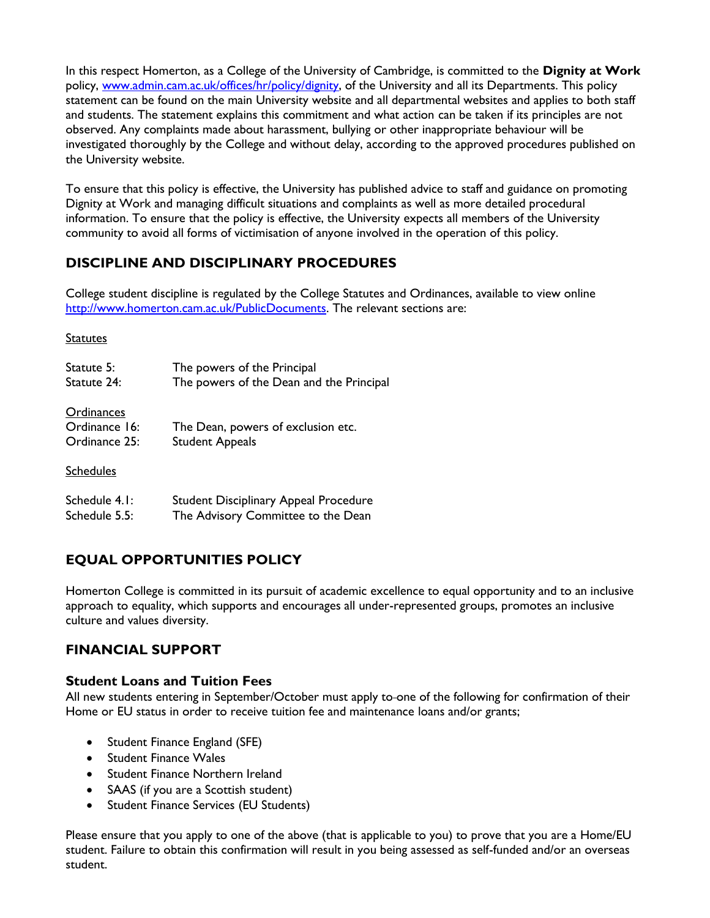In this respect Homerton, as a College of the University of Cambridge, is committed to the **Dignity at Work** policy, [www.admin.cam.ac.uk/offices/hr/policy/dignity](www.admin.cam.ac.uk/offices/hr/policy/dignity), of the University and all its Departments. This policy statement can be found on the main University website and all departmental websites and applies to both staff and students. The statement explains this commitment and what action can be taken if its principles are not observed. Any complaints made about harassment, bullying or other inappropriate behaviour will be investigated thoroughly by the College and without delay, according to the approved procedures published on the University website.

To ensure that this policy is effective, the University has published advice to staff and guidance on promoting Dignity at Work and managing difficult situations and complaints as well as more detailed procedural information. To ensure that the policy is effective, the University expects all members of the University community to avoid all forms of victimisation of anyone involved in the operation of this policy.

## DISCIPLINE AND DISCIPLINARY PROCEDURES

College student discipline is regulated by the College Statutes and Ordinances, available to view online [http://www.homerton.cam.ac.uk/PublicDocuments](http://www.homerton.cam.ac.uk/PublicDocuments). The relevant sections are:

<u>Statutes</u>

| | |
|---|---|
| Statute 5: | The powers of the Principal |
| Statute 24: | The powers of the Dean and the Principal |

<u>Ordinances</u>

| | |
|---|---|
| Ordinance 16: | The Dean, powers of exclusion etc. |
| Ordinance 25: | Student Appeals |

<u>Schedules</u>

| | |
|---|---|
| Schedule 4.1: | Student Disciplinary Appeal Procedure |
| Schedule 5.5: | The Advisory Committee to the Dean |

## EQUAL OPPORTUNITIES POLICY

Homerton College is committed in its pursuit of academic excellence to equal opportunity and to an inclusive approach to equality, which supports and encourages all under-represented groups, promotes an inclusive culture and values diversity.

## FINANCIAL SUPPORT

### Student Loans and Tuition Fees

All new students entering in September/October must apply to one of the following for confirmation of their Home or EU status in order to receive tuition fee and maintenance loans and/or grants;

- Student Finance England (SFE)
- Student Finance Wales
- Student Finance Northern Ireland
- SAAS (if you are a Scottish student)
- Student Finance Services (EU Students)

Please ensure that you apply to one of the above (that is applicable to you) to prove that you are a Home/EU student. Failure to obtain this confirmation will result in you being assessed as self-funded and/or an overseas student.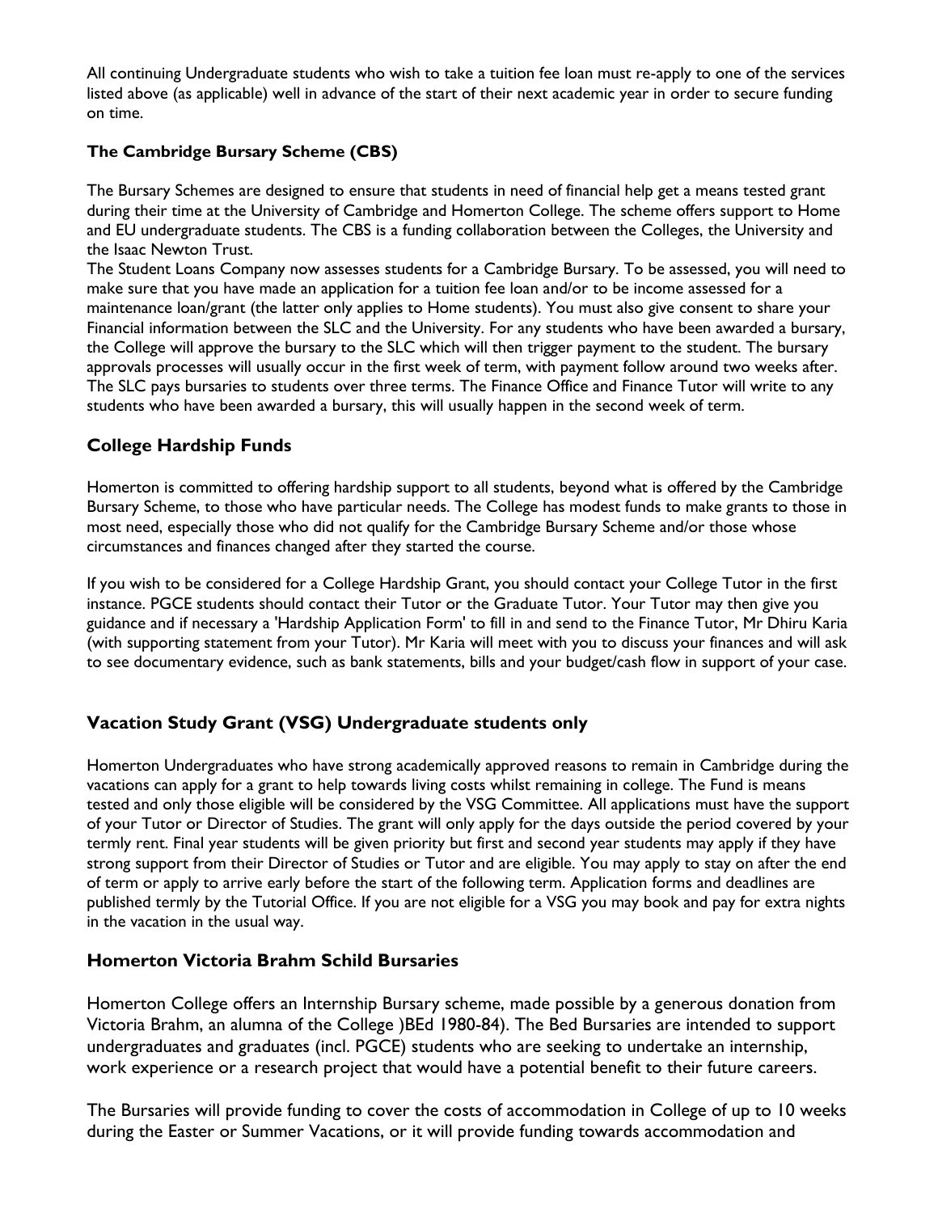All continuing Undergraduate students who wish to take a tuition fee loan must re-apply to one of the services listed above (as applicable) well in advance of the start of their next academic year in order to secure funding on time.

**The Cambridge Bursary Scheme (CBS)**

The Bursary Schemes are designed to ensure that students in need of financial help get a means tested grant during their time at the University of Cambridge and Homerton College. The scheme offers support to Home and EU undergraduate students. The CBS is a funding collaboration between the Colleges, the University and the Isaac Newton Trust.
The Student Loans Company now assesses students for a Cambridge Bursary. To be assessed, you will need to make sure that you have made an application for a tuition fee loan and/or to be income assessed for a maintenance loan/grant (the latter only applies to Home students). You must also give consent to share your Financial information between the SLC and the University. For any students who have been awarded a bursary, the College will approve the bursary to the SLC which will then trigger payment to the student. The bursary approvals processes will usually occur in the first week of term, with payment follow around two weeks after. The SLC pays bursaries to students over three terms. The Finance Office and Finance Tutor will write to any students who have been awarded a bursary, this will usually happen in the second week of term.

## College Hardship Funds

Homerton is committed to offering hardship support to all students, beyond what is offered by the Cambridge Bursary Scheme, to those who have particular needs. The College has modest funds to make grants to those in most need, especially those who did not qualify for the Cambridge Bursary Scheme and/or those whose circumstances and finances changed after they started the course.

If you wish to be considered for a College Hardship Grant, you should contact your College Tutor in the first instance. PGCE students should contact their Tutor or the Graduate Tutor. Your Tutor may then give you guidance and if necessary a 'Hardship Application Form' to fill in and send to the Finance Tutor, Mr Dhiru Karia (with supporting statement from your Tutor). Mr Karia will meet with you to discuss your finances and will ask to see documentary evidence, such as bank statements, bills and your budget/cash flow in support of your case.

## Vacation Study Grant (VSG) Undergraduate students only

Homerton Undergraduates who have strong academically approved reasons to remain in Cambridge during the vacations can apply for a grant to help towards living costs whilst remaining in college. The Fund is means tested and only those eligible will be considered by the VSG Committee. All applications must have the support of your Tutor or Director of Studies. The grant will only apply for the days outside the period covered by your termly rent. Final year students will be given priority but first and second year students may apply if they have strong support from their Director of Studies or Tutor and are eligible. You may apply to stay on after the end of term or apply to arrive early before the start of the following term. Application forms and deadlines are published termly by the Tutorial Office. If you are not eligible for a VSG you may book and pay for extra nights in the vacation in the usual way.

## Homerton Victoria Brahm Schild Bursaries

Homerton College offers an Internship Bursary scheme, made possible by a generous donation from Victoria Brahm, an alumna of the College )BEd 1980-84). The Bed Bursaries are intended to support undergraduates and graduates (incl. PGCE) students who are seeking to undertake an internship, work experience or a research project that would have a potential benefit to their future careers.

The Bursaries will provide funding to cover the costs of accommodation in College of up to 10 weeks during the Easter or Summer Vacations, or it will provide funding towards accommodation and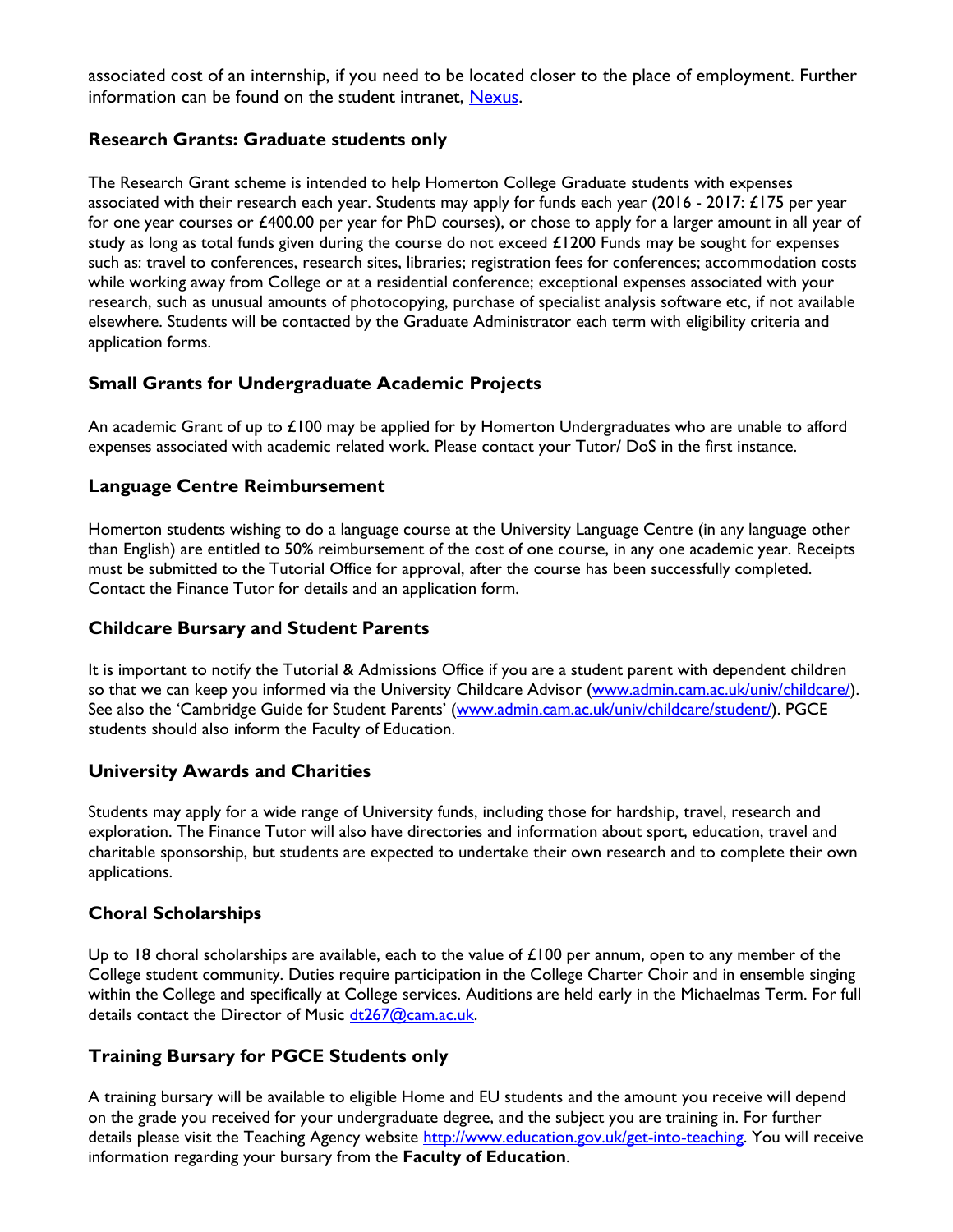associated cost of an internship, if you need to be located closer to the place of employment. Further information can be found on the student intranet, [Nexus](Nexus).

### Research Grants: Graduate students only

The Research Grant scheme is intended to help Homerton College Graduate students with expenses associated with their research each year. Students may apply for funds each year (2016 - 2017: £175 per year for one year courses or £400.00 per year for PhD courses), or chose to apply for a larger amount in all year of study as long as total funds given during the course do not exceed £1200 Funds may be sought for expenses such as: travel to conferences, research sites, libraries; registration fees for conferences; accommodation costs while working away from College or at a residential conference; exceptional expenses associated with your research, such as unusual amounts of photocopying, purchase of specialist analysis software etc, if not available elsewhere. Students will be contacted by the Graduate Administrator each term with eligibility criteria and application forms.

### Small Grants for Undergraduate Academic Projects

An academic Grant of up to £100 may be applied for by Homerton Undergraduates who are unable to afford expenses associated with academic related work. Please contact your Tutor/ DoS in the first instance.

### Language Centre Reimbursement

Homerton students wishing to do a language course at the University Language Centre (in any language other than English) are entitled to 50% reimbursement of the cost of one course, in any one academic year. Receipts must be submitted to the Tutorial Office for approval, after the course has been successfully completed. Contact the Finance Tutor for details and an application form.

### Childcare Bursary and Student Parents

It is important to notify the Tutorial & Admissions Office if you are a student parent with dependent children so that we can keep you informed via the University Childcare Advisor ([www.admin.cam.ac.uk/univ/childcare/](www.admin.cam.ac.uk/univ/childcare/)). See also the 'Cambridge Guide for Student Parents' ([www.admin.cam.ac.uk/univ/childcare/student/](www.admin.cam.ac.uk/univ/childcare/student/)). PGCE students should also inform the Faculty of Education.

### University Awards and Charities

Students may apply for a wide range of University funds, including those for hardship, travel, research and exploration. The Finance Tutor will also have directories and information about sport, education, travel and charitable sponsorship, but students are expected to undertake their own research and to complete their own applications.

### Choral Scholarships

Up to 18 choral scholarships are available, each to the value of £100 per annum, open to any member of the College student community. Duties require participation in the College Charter Choir and in ensemble singing within the College and specifically at College services. Auditions are held early in the Michaelmas Term. For full details contact the Director of Music [dt267@cam.ac.uk](mailto:dt267@cam.ac.uk).

### Training Bursary for PGCE Students only

A training bursary will be available to eligible Home and EU students and the amount you receive will depend on the grade you received for your undergraduate degree, and the subject you are training in. For further details please visit the Teaching Agency website [http://www.education.gov.uk/get-into-teaching](http://www.education.gov.uk/get-into-teaching). You will receive information regarding your bursary from the **Faculty of Education**.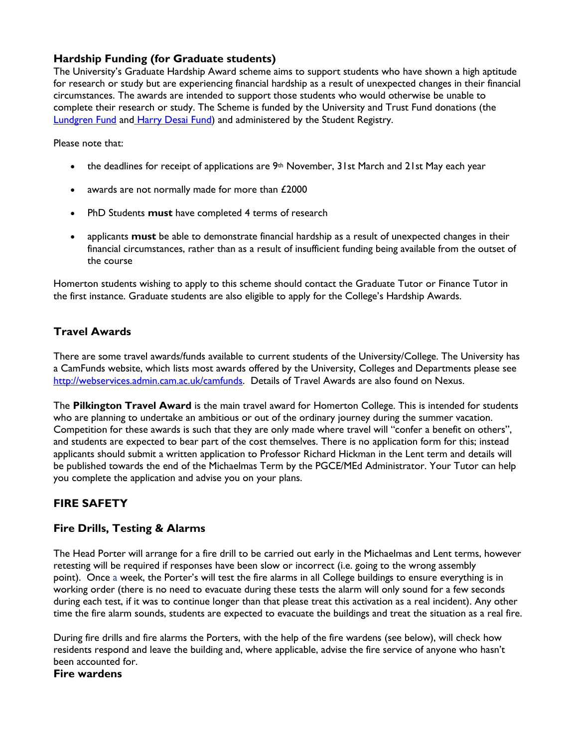### Hardship Funding (for Graduate students)

The University's Graduate Hardship Award scheme aims to support students who have shown a high aptitude for research or study but are experiencing financial hardship as a result of unexpected changes in their financial circumstances. The awards are intended to support those students who would otherwise be unable to complete their research or study. The Scheme is funded by the University and Trust Fund donations (the Lundgren Fund and Harry Desai Fund) and administered by the Student Registry.

Please note that:

- the deadlines for receipt of applications are 9th November, 31st March and 21st May each year
- awards are not normally made for more than £2000
- PhD Students **must** have completed 4 terms of research
- applicants **must** be able to demonstrate financial hardship as a result of unexpected changes in their financial circumstances, rather than as a result of insufficient funding being available from the outset of the course

Homerton students wishing to apply to this scheme should contact the Graduate Tutor or Finance Tutor in the first instance. Graduate students are also eligible to apply for the College's Hardship Awards.

### Travel Awards

There are some travel awards/funds available to current students of the University/College. The University has a CamFunds website, which lists most awards offered by the University, Colleges and Departments please see http://webservices.admin.cam.ac.uk/camfunds. Details of Travel Awards are also found on Nexus.

The **Pilkington Travel Award** is the main travel award for Homerton College. This is intended for students who are planning to undertake an ambitious or out of the ordinary journey during the summer vacation. Competition for these awards is such that they are only made where travel will "confer a benefit on others", and students are expected to bear part of the cost themselves. There is no application form for this; instead applicants should submit a written application to Professor Richard Hickman in the Lent term and details will be published towards the end of the Michaelmas Term by the PGCE/MEd Administrator. Your Tutor can help you complete the application and advise you on your plans.

## FIRE SAFETY

### Fire Drills, Testing & Alarms

The Head Porter will arrange for a fire drill to be carried out early in the Michaelmas and Lent terms, however retesting will be required if responses have been slow or incorrect (i.e. going to the wrong assembly point). Once a week, the Porter's will test the fire alarms in all College buildings to ensure everything is in working order (there is no need to evacuate during these tests the alarm will only sound for a few seconds during each test, if it was to continue longer than that please treat this activation as a real incident). Any other time the fire alarm sounds, students are expected to evacuate the buildings and treat the situation as a real fire.

During fire drills and fire alarms the Porters, with the help of the fire wardens (see below), will check how residents respond and leave the building and, where applicable, advise the fire service of anyone who hasn't been accounted for.

### Fire wardens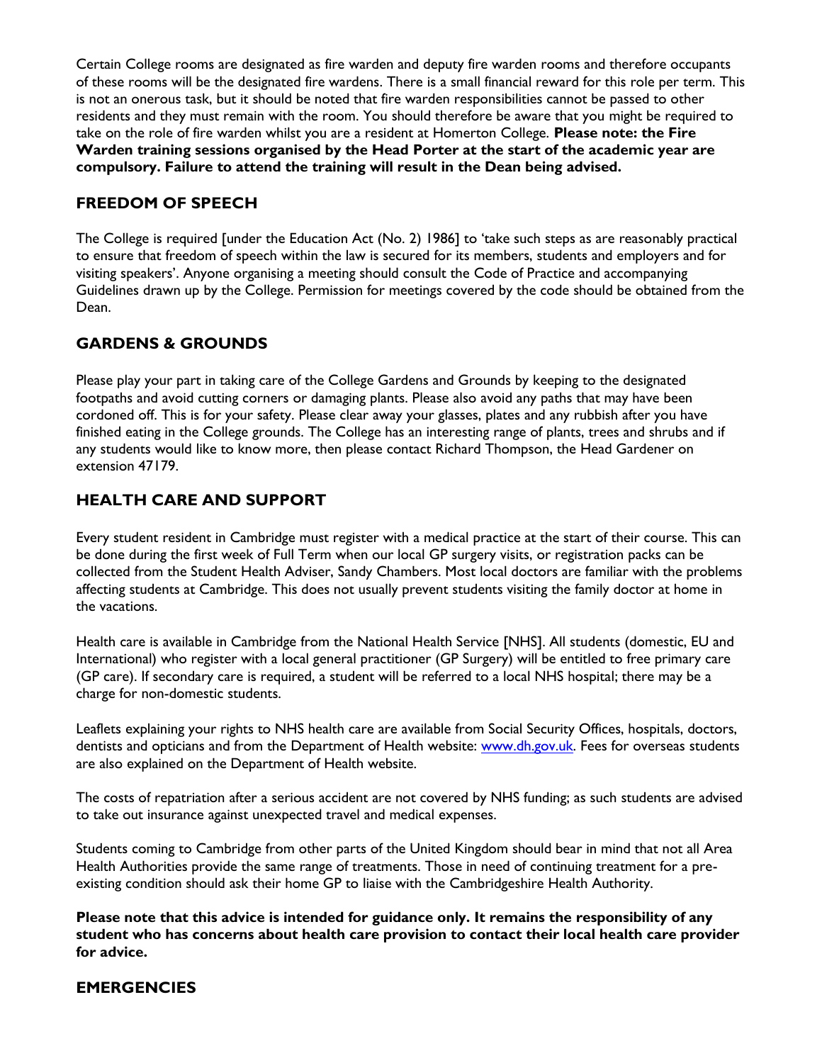Certain College rooms are designated as fire warden and deputy fire warden rooms and therefore occupants of these rooms will be the designated fire wardens. There is a small financial reward for this role per term. This is not an onerous task, but it should be noted that fire warden responsibilities cannot be passed to other residents and they must remain with the room. You should therefore be aware that you might be required to take on the role of fire warden whilst you are a resident at Homerton College. **Please note: the Fire Warden training sessions organised by the Head Porter at the start of the academic year are compulsory. Failure to attend the training will result in the Dean being advised.**

## FREEDOM OF SPEECH

The College is required [under the Education Act (No. 2) 1986] to 'take such steps as are reasonably practical to ensure that freedom of speech within the law is secured for its members, students and employers and for visiting speakers'. Anyone organising a meeting should consult the Code of Practice and accompanying Guidelines drawn up by the College. Permission for meetings covered by the code should be obtained from the Dean.

## GARDENS & GROUNDS

Please play your part in taking care of the College Gardens and Grounds by keeping to the designated footpaths and avoid cutting corners or damaging plants. Please also avoid any paths that may have been cordoned off. This is for your safety. Please clear away your glasses, plates and any rubbish after you have finished eating in the College grounds. The College has an interesting range of plants, trees and shrubs and if any students would like to know more, then please contact Richard Thompson, the Head Gardener on extension 47179.

## HEALTH CARE AND SUPPORT

Every student resident in Cambridge must register with a medical practice at the start of their course. This can be done during the first week of Full Term when our local GP surgery visits, or registration packs can be collected from the Student Health Adviser, Sandy Chambers. Most local doctors are familiar with the problems affecting students at Cambridge. This does not usually prevent students visiting the family doctor at home in the vacations.

Health care is available in Cambridge from the National Health Service [NHS]. All students (domestic, EU and International) who register with a local general practitioner (GP Surgery) will be entitled to free primary care (GP care). If secondary care is required, a student will be referred to a local NHS hospital; there may be a charge for non-domestic students.

Leaflets explaining your rights to NHS health care are available from Social Security Offices, hospitals, doctors, dentists and opticians and from the Department of Health website: [www.dh.gov.uk](http://www.dh.gov.uk). Fees for overseas students are also explained on the Department of Health website.

The costs of repatriation after a serious accident are not covered by NHS funding; as such students are advised to take out insurance against unexpected travel and medical expenses.

Students coming to Cambridge from other parts of the United Kingdom should bear in mind that not all Area Health Authorities provide the same range of treatments. Those in need of continuing treatment for a pre-existing condition should ask their home GP to liaise with the Cambridgeshire Health Authority.

**Please note that this advice is intended for guidance only. It remains the responsibility of any student who has concerns about health care provision to contact their local health care provider for advice.**

## EMERGENCIES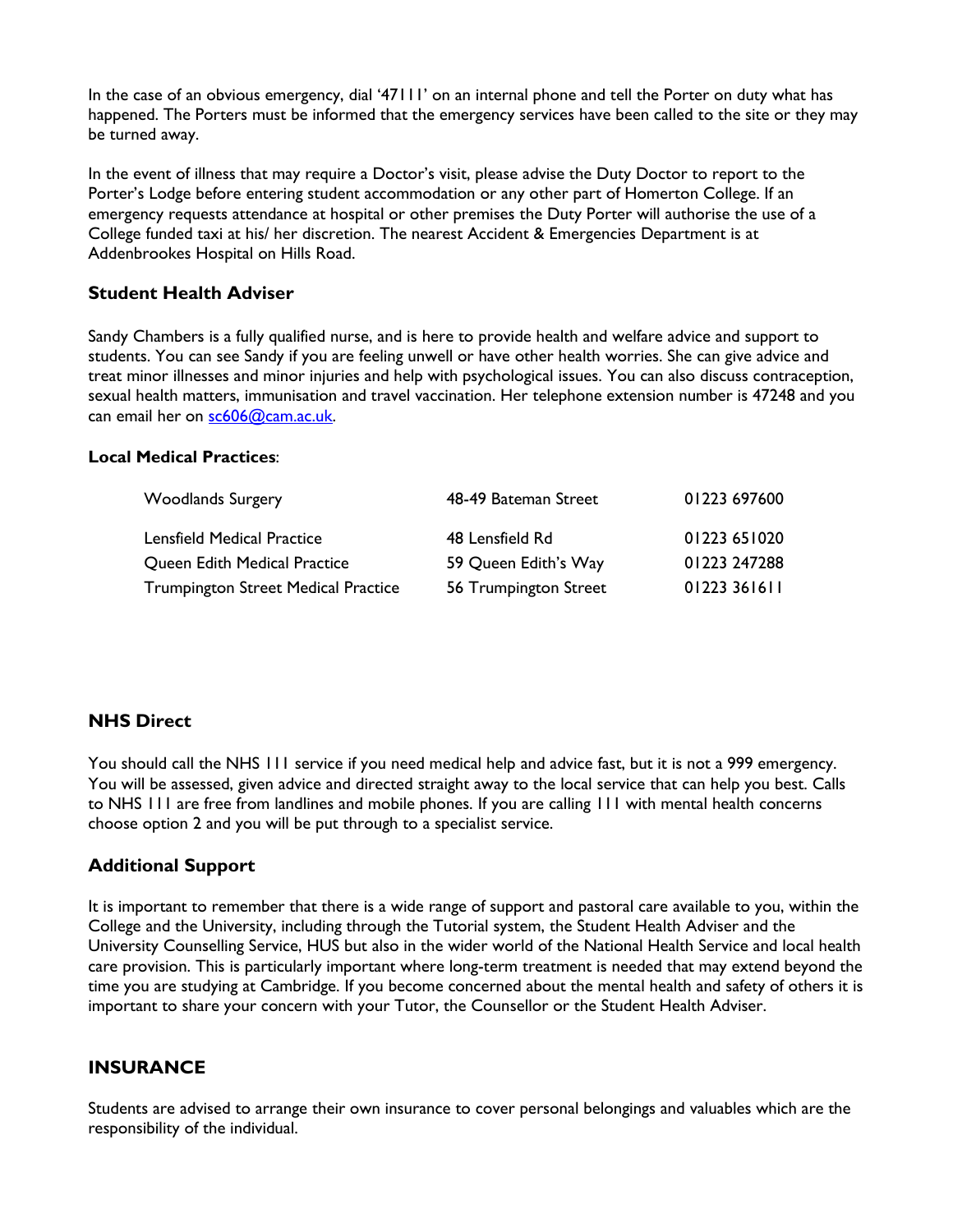In the case of an obvious emergency, dial '47111' on an internal phone and tell the Porter on duty what has happened. The Porters must be informed that the emergency services have been called to the site or they may be turned away.

In the event of illness that may require a Doctor's visit, please advise the Duty Doctor to report to the Porter's Lodge before entering student accommodation or any other part of Homerton College. If an emergency requests attendance at hospital or other premises the Duty Porter will authorise the use of a College funded taxi at his/ her discretion. The nearest Accident & Emergencies Department is at Addenbrookes Hospital on Hills Road.

### Student Health Adviser

Sandy Chambers is a fully qualified nurse, and is here to provide health and welfare advice and support to students. You can see Sandy if you are feeling unwell or have other health worries. She can give advice and treat minor illnesses and minor injuries and help with psychological issues. You can also discuss contraception, sexual health matters, immunisation and travel vaccination. Her telephone extension number is 47248 and you can email her on sc606@cam.ac.uk.

**Local Medical Practices**:

| | | |
|---|---|---|
| Woodlands Surgery | 48-49 Bateman Street | 01223 697600 |
| Lensfield Medical Practice | 48 Lensfield Rd | 01223 651020 |
| Queen Edith Medical Practice | 59 Queen Edith's Way | 01223 247288 |
| Trumpington Street Medical Practice | 56 Trumpington Street | 01223 361611 |

### NHS Direct

You should call the NHS 111 service if you need medical help and advice fast, but it is not a 999 emergency. You will be assessed, given advice and directed straight away to the local service that can help you best. Calls to NHS 111 are free from landlines and mobile phones. If you are calling 111 with mental health concerns choose option 2 and you will be put through to a specialist service.

### Additional Support

It is important to remember that there is a wide range of support and pastoral care available to you, within the College and the University, including through the Tutorial system, the Student Health Adviser and the University Counselling Service, HUS but also in the wider world of the National Health Service and local health care provision. This is particularly important where long-term treatment is needed that may extend beyond the time you are studying at Cambridge. If you become concerned about the mental health and safety of others it is important to share your concern with your Tutor, the Counsellor or the Student Health Adviser.

## INSURANCE

Students are advised to arrange their own insurance to cover personal belongings and valuables which are the responsibility of the individual.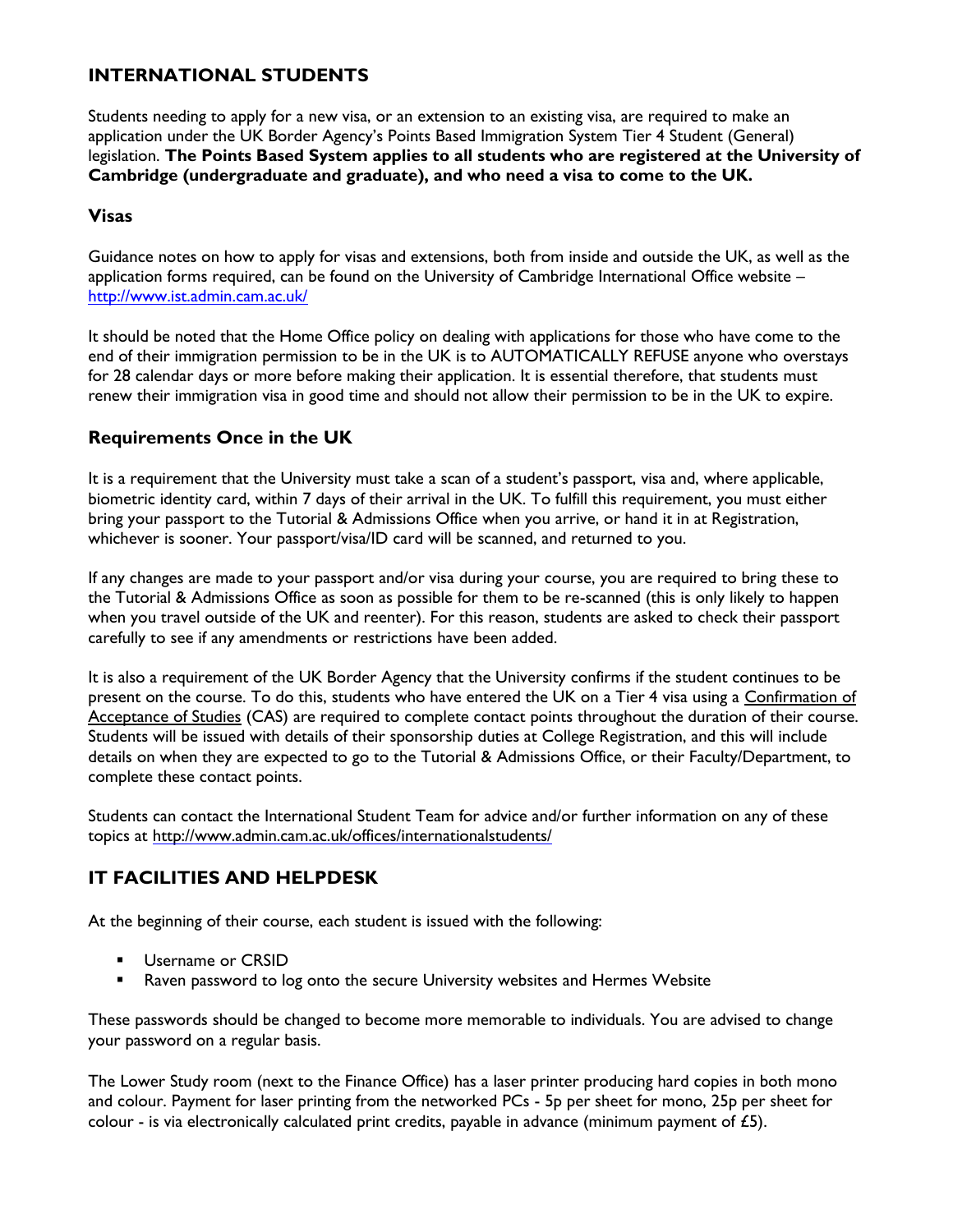## INTERNATIONAL STUDENTS

Students needing to apply for a new visa, or an extension to an existing visa, are required to make an application under the UK Border Agency's Points Based Immigration System Tier 4 Student (General) legislation. **The Points Based System applies to all students who are registered at the University of Cambridge (undergraduate and graduate), and who need a visa to come to the UK.**

### Visas

Guidance notes on how to apply for visas and extensions, both from inside and outside the UK, as well as the application forms required, can be found on the University of Cambridge International Office website – http://www.ist.admin.cam.ac.uk/

It should be noted that the Home Office policy on dealing with applications for those who have come to the end of their immigration permission to be in the UK is to AUTOMATICALLY REFUSE anyone who overstays for 28 calendar days or more before making their application. It is essential therefore, that students must renew their immigration visa in good time and should not allow their permission to be in the UK to expire.

### Requirements Once in the UK

It is a requirement that the University must take a scan of a student's passport, visa and, where applicable, biometric identity card, within 7 days of their arrival in the UK. To fulfill this requirement, you must either bring your passport to the Tutorial & Admissions Office when you arrive, or hand it in at Registration, whichever is sooner. Your passport/visa/ID card will be scanned, and returned to you.

If any changes are made to your passport and/or visa during your course, you are required to bring these to the Tutorial & Admissions Office as soon as possible for them to be re-scanned (this is only likely to happen when you travel outside of the UK and reenter). For this reason, students are asked to check their passport carefully to see if any amendments or restrictions have been added.

It is also a requirement of the UK Border Agency that the University confirms if the student continues to be present on the course. To do this, students who have entered the UK on a Tier 4 visa using a Confirmation of Acceptance of Studies (CAS) are required to complete contact points throughout the duration of their course. Students will be issued with details of their sponsorship duties at College Registration, and this will include details on when they are expected to go to the Tutorial & Admissions Office, or their Faculty/Department, to complete these contact points.

Students can contact the International Student Team for advice and/or further information on any of these topics at http://www.admin.cam.ac.uk/offices/internationalstudents/

## IT FACILITIES AND HELPDESK

At the beginning of their course, each student is issued with the following:

- Username or CRSID
- Raven password to log onto the secure University websites and Hermes Website

These passwords should be changed to become more memorable to individuals. You are advised to change your password on a regular basis.

The Lower Study room (next to the Finance Office) has a laser printer producing hard copies in both mono and colour. Payment for laser printing from the networked PCs - 5p per sheet for mono, 25p per sheet for colour - is via electronically calculated print credits, payable in advance (minimum payment of £5).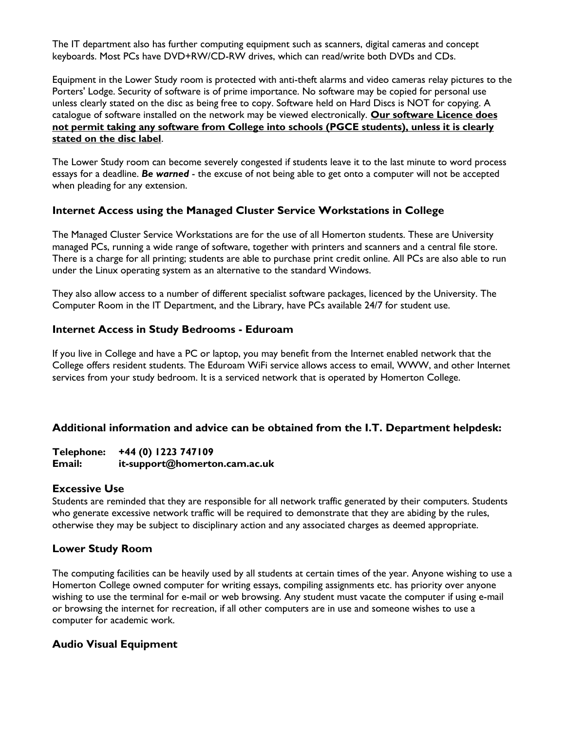The IT department also has further computing equipment such as scanners, digital cameras and concept keyboards. Most PCs have DVD+RW/CD-RW drives, which can read/write both DVDs and CDs.

Equipment in the Lower Study room is protected with anti-theft alarms and video cameras relay pictures to the Porters' Lodge. Security of software is of prime importance. No software may be copied for personal use unless clearly stated on the disc as being free to copy. Software held on Hard Discs is NOT for copying. A catalogue of software installed on the network may be viewed electronically. **Our software Licence does not permit taking any software from College into schools (PGCE students), unless it is clearly stated on the disc label**.

The Lower Study room can become severely congested if students leave it to the last minute to word process essays for a deadline. ***Be warned*** - the excuse of not being able to get onto a computer will not be accepted when pleading for any extension.

### Internet Access using the Managed Cluster Service Workstations in College

The Managed Cluster Service Workstations are for the use of all Homerton students. These are University managed PCs, running a wide range of software, together with printers and scanners and a central file store. There is a charge for all printing; students are able to purchase print credit online. All PCs are also able to run under the Linux operating system as an alternative to the standard Windows.

They also allow access to a number of different specialist software packages, licenced by the University. The Computer Room in the IT Department, and the Library, have PCs available 24/7 for student use.

### Internet Access in Study Bedrooms - Eduroam

If you live in College and have a PC or laptop, you may benefit from the Internet enabled network that the College offers resident students. The Eduroam WiFi service allows access to email, WWW, and other Internet services from your study bedroom. It is a serviced network that is operated by Homerton College.

### Additional information and advice can be obtained from the I.T. Department helpdesk:

**Telephone: +44 (0) 1223 747109**
**Email: it-support@homerton.cam.ac.uk**

### Excessive Use

Students are reminded that they are responsible for all network traffic generated by their computers. Students who generate excessive network traffic will be required to demonstrate that they are abiding by the rules, otherwise they may be subject to disciplinary action and any associated charges as deemed appropriate.

### Lower Study Room

The computing facilities can be heavily used by all students at certain times of the year. Anyone wishing to use a Homerton College owned computer for writing essays, compiling assignments etc. has priority over anyone wishing to use the terminal for e-mail or web browsing. Any student must vacate the computer if using e-mail or browsing the internet for recreation, if all other computers are in use and someone wishes to use a computer for academic work.

### Audio Visual Equipment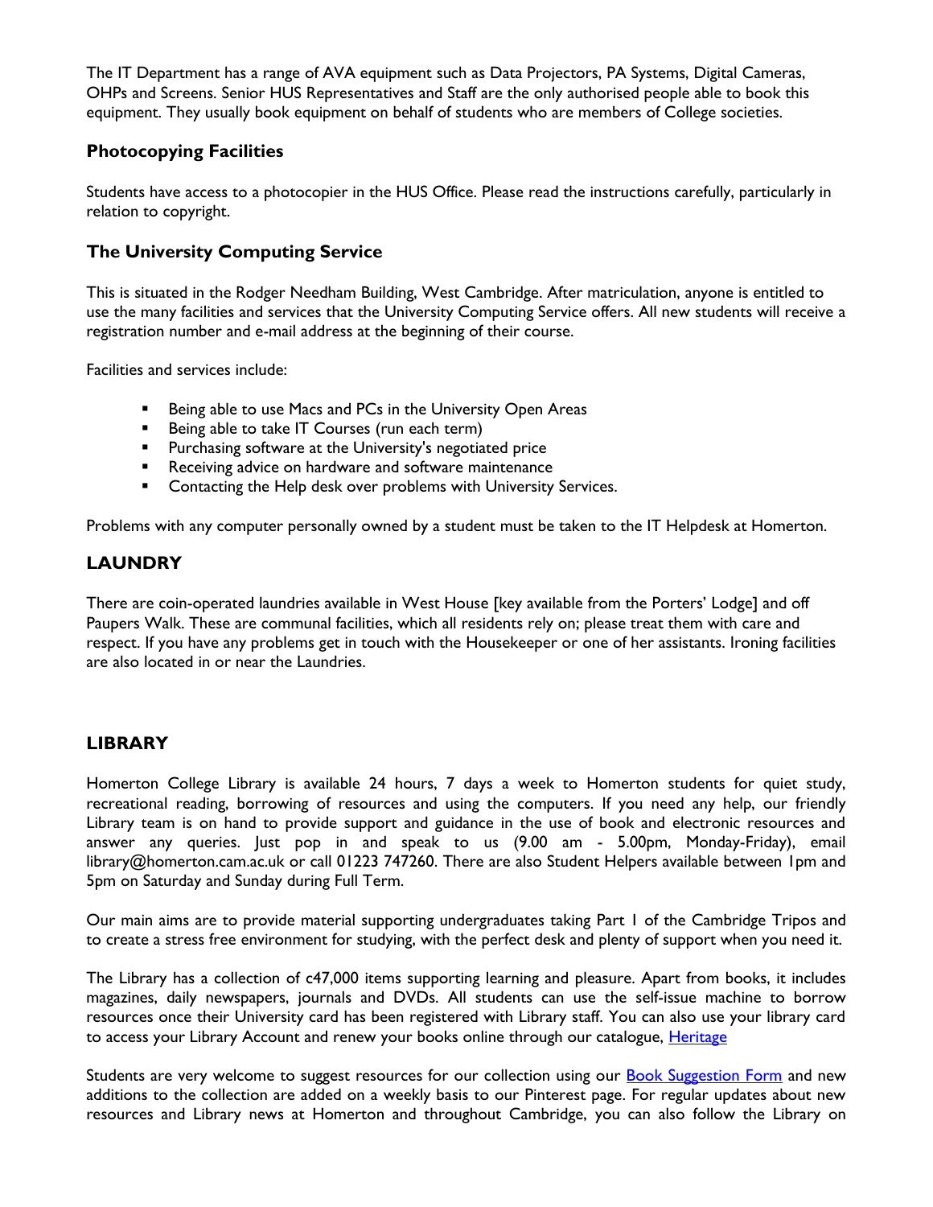The IT Department has a range of AVA equipment such as Data Projectors, PA Systems, Digital Cameras, OHPs and Screens. Senior HUS Representatives and Staff are the only authorised people able to book this equipment. They usually book equipment on behalf of students who are members of College societies.

### Photocopying Facilities

Students have access to a photocopier in the HUS Office. Please read the instructions carefully, particularly in relation to copyright.

### The University Computing Service

This is situated in the Rodger Needham Building, West Cambridge. After matriculation, anyone is entitled to use the many facilities and services that the University Computing Service offers. All new students will receive a registration number and e-mail address at the beginning of their course.

Facilities and services include:

- Being able to use Macs and PCs in the University Open Areas
- Being able to take IT Courses (run each term)
- Purchasing software at the University's negotiated price
- Receiving advice on hardware and software maintenance
- Contacting the Help desk over problems with University Services.

Problems with any computer personally owned by a student must be taken to the IT Helpdesk at Homerton.

## LAUNDRY

There are coin-operated laundries available in West House [key available from the Porters' Lodge] and off Paupers Walk. These are communal facilities, which all residents rely on; please treat them with care and respect. If you have any problems get in touch with the Housekeeper or one of her assistants. Ironing facilities are also located in or near the Laundries.

## LIBRARY

Homerton College Library is available 24 hours, 7 days a week to Homerton students for quiet study, recreational reading, borrowing of resources and using the computers. If you need any help, our friendly Library team is on hand to provide support and guidance in the use of book and electronic resources and answer any queries. Just pop in and speak to us (9.00 am - 5.00pm, Monday-Friday), email library@homerton.cam.ac.uk or call 01223 747260. There are also Student Helpers available between 1pm and 5pm on Saturday and Sunday during Full Term.

Our main aims are to provide material supporting undergraduates taking Part I of the Cambridge Tripos and to create a stress free environment for studying, with the perfect desk and plenty of support when you need it.

The Library has a collection of c47,000 items supporting learning and pleasure. Apart from books, it includes magazines, daily newspapers, journals and DVDs. All students can use the self-issue machine to borrow resources once their University card has been registered with Library staff. You can also use your library card to access your Library Account and renew your books online through our catalogue, Heritage

Students are very welcome to suggest resources for our collection using our Book Suggestion Form and new additions to the collection are added on a weekly basis to our Pinterest page. For regular updates about new resources and Library news at Homerton and throughout Cambridge, you can also follow the Library on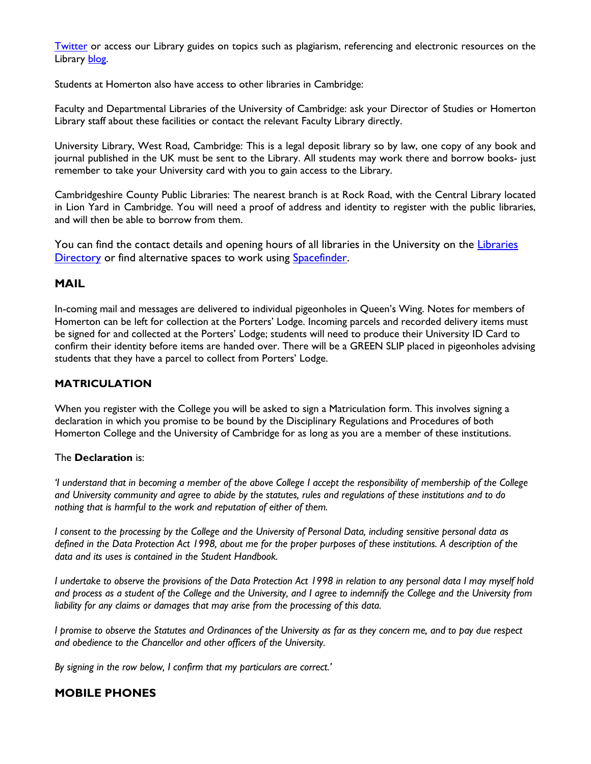[Twitter](#) or access our Library guides on topics such as plagiarism, referencing and electronic resources on the Library [blog](#).

Students at Homerton also have access to other libraries in Cambridge:

Faculty and Departmental Libraries of the University of Cambridge: ask your Director of Studies or Homerton Library staff about these facilities or contact the relevant Faculty Library directly.

University Library, West Road, Cambridge: This is a legal deposit library so by law, one copy of any book and journal published in the UK must be sent to the Library. All students may work there and borrow books- just remember to take your University card with you to gain access to the Library.

Cambridgeshire County Public Libraries: The nearest branch is at Rock Road, with the Central Library located in Lion Yard in Cambridge. You will need a proof of address and identity to register with the public libraries, and will then be able to borrow from them.

You can find the contact details and opening hours of all libraries in the University on the [Libraries Directory](#) or find alternative spaces to work using [Spacefinder](#).

## MAIL

In-coming mail and messages are delivered to individual pigeonholes in Queen's Wing. Notes for members of Homerton can be left for collection at the Porters' Lodge. Incoming parcels and recorded delivery items must be signed for and collected at the Porters' Lodge; students will need to produce their University ID Card to confirm their identity before items are handed over. There will be a GREEN SLIP placed in pigeonholes advising students that they have a parcel to collect from Porters' Lodge.

## MATRICULATION

When you register with the College you will be asked to sign a Matriculation form. This involves signing a declaration in which you promise to be bound by the Disciplinary Regulations and Procedures of both Homerton College and the University of Cambridge for as long as you are a member of these institutions.

The **Declaration** is:

*'I understand that in becoming a member of the above College I accept the responsibility of membership of the College and University community and agree to abide by the statutes, rules and regulations of these institutions and to do nothing that is harmful to the work and reputation of either of them.*

*I consent to the processing by the College and the University of Personal Data, including sensitive personal data as defined in the Data Protection Act 1998, about me for the proper purposes of these institutions. A description of the data and its uses is contained in the Student Handbook.*

*I undertake to observe the provisions of the Data Protection Act 1998 in relation to any personal data I may myself hold and process as a student of the College and the University, and I agree to indemnify the College and the University from liability for any claims or damages that may arise from the processing of this data.*

*I promise to observe the Statutes and Ordinances of the University as far as they concern me, and to pay due respect and obedience to the Chancellor and other officers of the University.*

*By signing in the row below, I confirm that my particulars are correct.'*

## MOBILE PHONES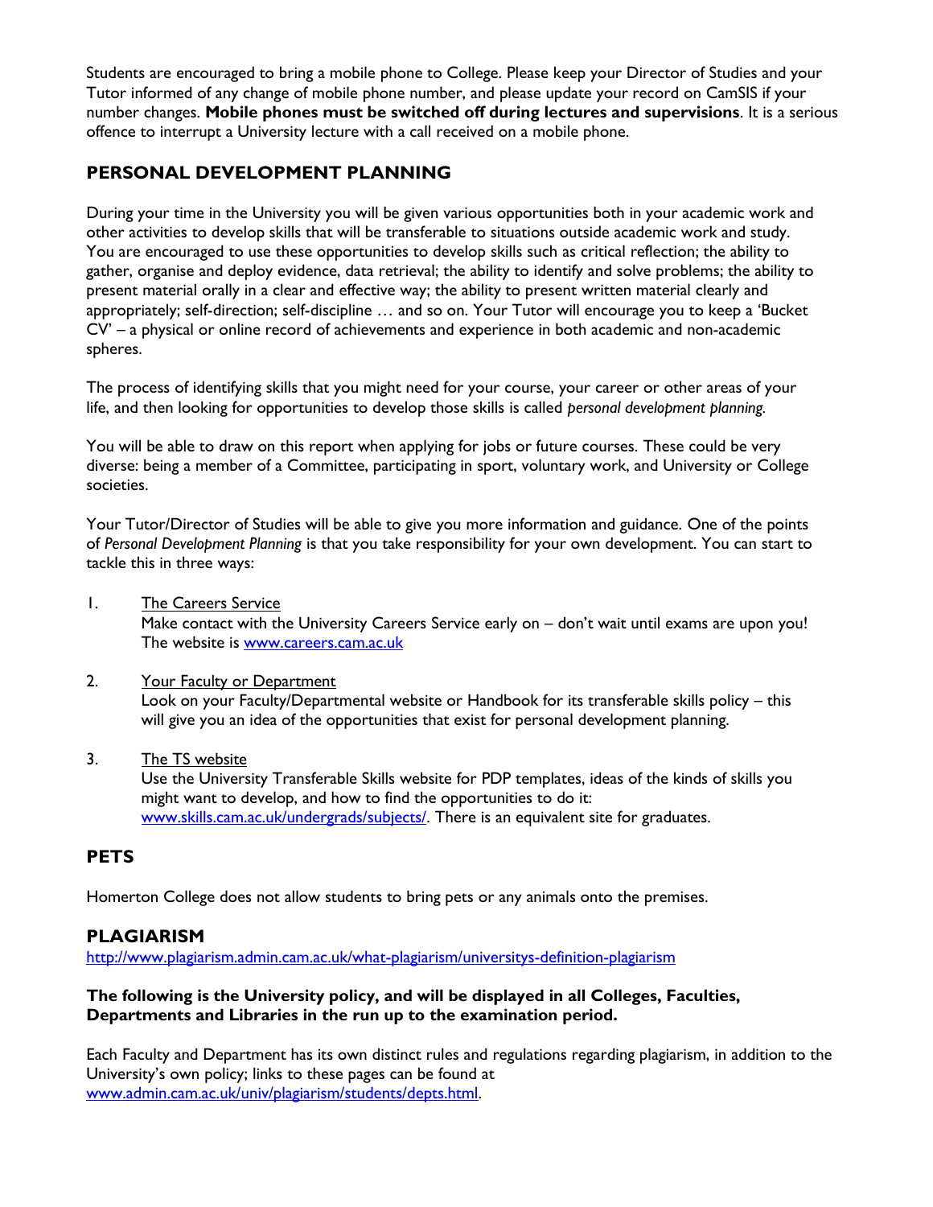Students are encouraged to bring a mobile phone to College. Please keep your Director of Studies and your Tutor informed of any change of mobile phone number, and please update your record on CamSIS if your number changes. **Mobile phones must be switched off during lectures and supervisions**. It is a serious offence to interrupt a University lecture with a call received on a mobile phone.

## PERSONAL DEVELOPMENT PLANNING

During your time in the University you will be given various opportunities both in your academic work and other activities to develop skills that will be transferable to situations outside academic work and study. You are encouraged to use these opportunities to develop skills such as critical reflection; the ability to gather, organise and deploy evidence, data retrieval; the ability to identify and solve problems; the ability to present material orally in a clear and effective way; the ability to present written material clearly and appropriately; self-direction; self-discipline … and so on. Your Tutor will encourage you to keep a 'Bucket CV' – a physical or online record of achievements and experience in both academic and non-academic spheres.

The process of identifying skills that you might need for your course, your career or other areas of your life, and then looking for opportunities to develop those skills is called *personal development planning.*

You will be able to draw on this report when applying for jobs or future courses. These could be very diverse: being a member of a Committee, participating in sport, voluntary work, and University or College societies.

Your Tutor/Director of Studies will be able to give you more information and guidance. One of the points of *Personal Development Planning* is that you take responsibility for your own development. You can start to tackle this in three ways:

1. The Careers Service
   Make contact with the University Careers Service early on – don't wait until exams are upon you! The website is www.careers.cam.ac.uk

2. Your Faculty or Department
   Look on your Faculty/Departmental website or Handbook for its transferable skills policy – this will give you an idea of the opportunities that exist for personal development planning.

3. The TS website
   Use the University Transferable Skills website for PDP templates, ideas of the kinds of skills you might want to develop, and how to find the opportunities to do it: www.skills.cam.ac.uk/undergrads/subjects/. There is an equivalent site for graduates.

## PETS

Homerton College does not allow students to bring pets or any animals onto the premises.

## PLAGIARISM

http://www.plagiarism.admin.cam.ac.uk/what-plagiarism/universitys-definition-plagiarism

**The following is the University policy, and will be displayed in all Colleges, Faculties, Departments and Libraries in the run up to the examination period.**

Each Faculty and Department has its own distinct rules and regulations regarding plagiarism, in addition to the University's own policy; links to these pages can be found at www.admin.cam.ac.uk/univ/plagiarism/students/depts.html.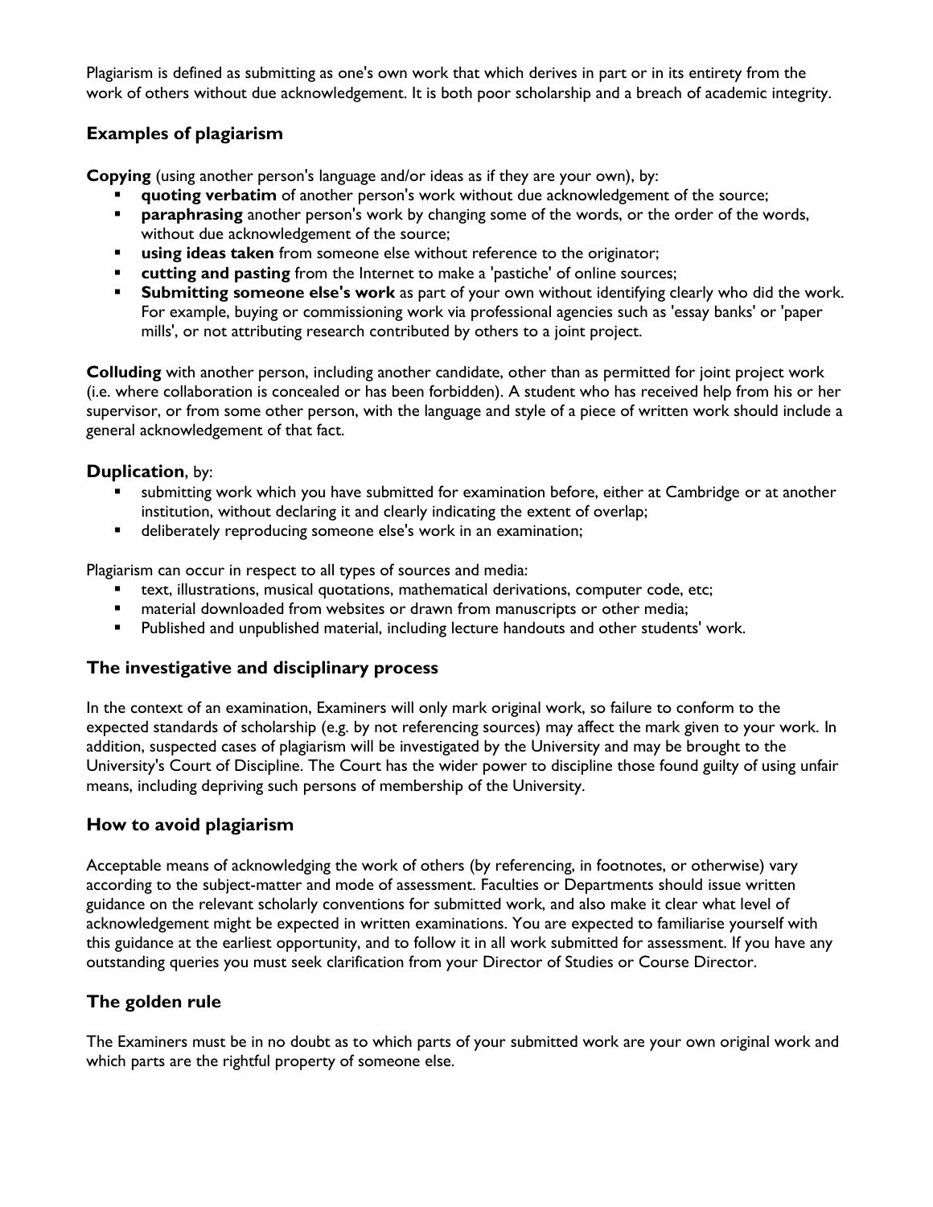Plagiarism is defined as submitting as one's own work that which derives in part or in its entirety from the work of others without due acknowledgement. It is both poor scholarship and a breach of academic integrity.

## Examples of plagiarism

**Copying** (using another person's language and/or ideas as if they are your own), by:

- **quoting verbatim** of another person's work without due acknowledgement of the source;
- **paraphrasing** another person's work by changing some of the words, or the order of the words, without due acknowledgement of the source;
- **using ideas taken** from someone else without reference to the originator;
- **cutting and pasting** from the Internet to make a 'pastiche' of online sources;
- **Submitting someone else's work** as part of your own without identifying clearly who did the work. For example, buying or commissioning work via professional agencies such as 'essay banks' or 'paper mills', or not attributing research contributed by others to a joint project.

**Colluding** with another person, including another candidate, other than as permitted for joint project work (i.e. where collaboration is concealed or has been forbidden). A student who has received help from his or her supervisor, or from some other person, with the language and style of a piece of written work should include a general acknowledgement of that fact.

**Duplication**, by:

- submitting work which you have submitted for examination before, either at Cambridge or at another institution, without declaring it and clearly indicating the extent of overlap;
- deliberately reproducing someone else's work in an examination;

Plagiarism can occur in respect to all types of sources and media:

- text, illustrations, musical quotations, mathematical derivations, computer code, etc;
- material downloaded from websites or drawn from manuscripts or other media;
- Published and unpublished material, including lecture handouts and other students' work.

## The investigative and disciplinary process

In the context of an examination, Examiners will only mark original work, so failure to conform to the expected standards of scholarship (e.g. by not referencing sources) may affect the mark given to your work. In addition, suspected cases of plagiarism will be investigated by the University and may be brought to the University's Court of Discipline. The Court has the wider power to discipline those found guilty of using unfair means, including depriving such persons of membership of the University.

## How to avoid plagiarism

Acceptable means of acknowledging the work of others (by referencing, in footnotes, or otherwise) vary according to the subject-matter and mode of assessment. Faculties or Departments should issue written guidance on the relevant scholarly conventions for submitted work, and also make it clear what level of acknowledgement might be expected in written examinations. You are expected to familiarise yourself with this guidance at the earliest opportunity, and to follow it in all work submitted for assessment. If you have any outstanding queries you must seek clarification from your Director of Studies or Course Director.

## The golden rule

The Examiners must be in no doubt as to which parts of your submitted work are your own original work and which parts are the rightful property of someone else.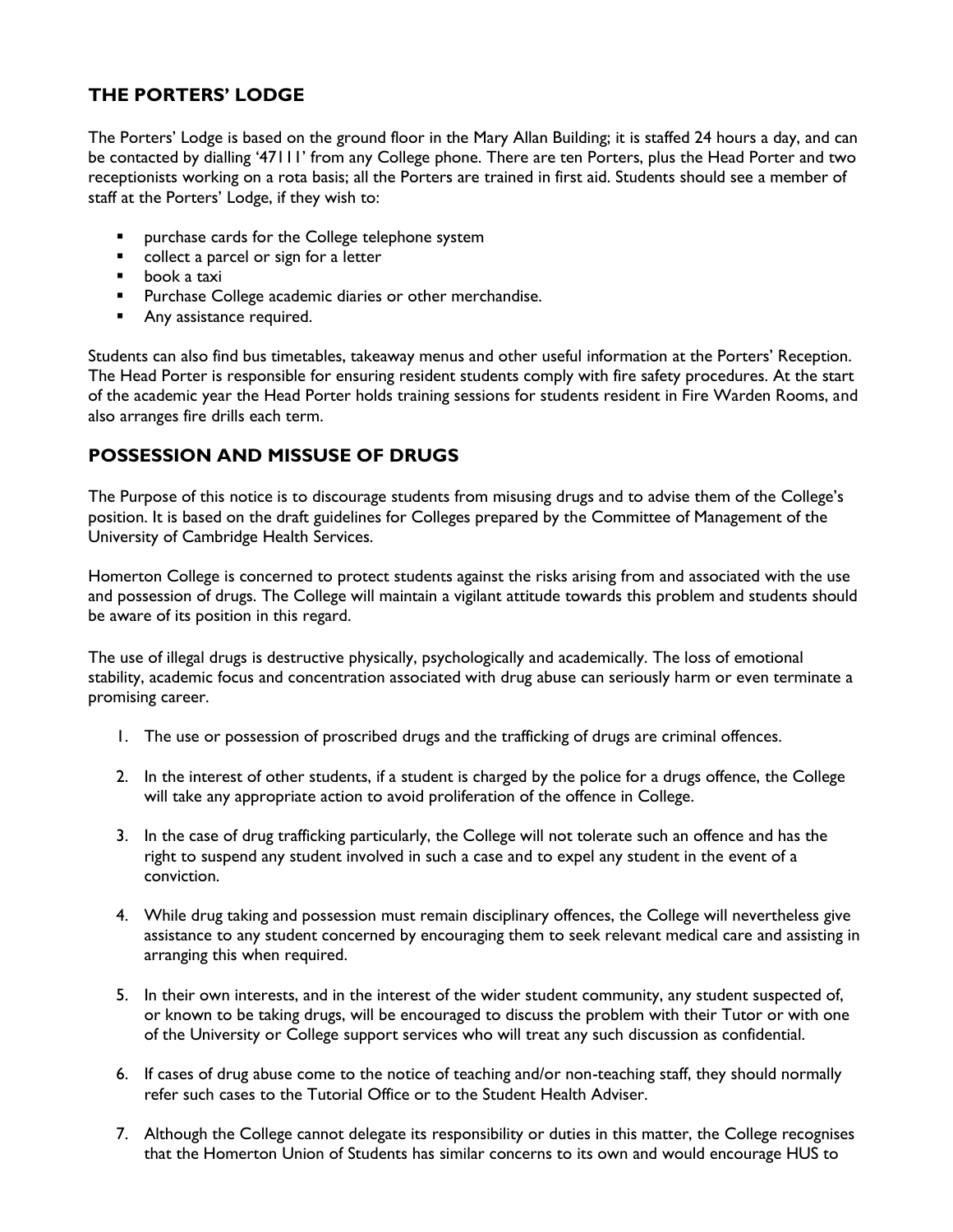## THE PORTERS' LODGE

The Porters' Lodge is based on the ground floor in the Mary Allan Building; it is staffed 24 hours a day, and can be contacted by dialling '47111' from any College phone. There are ten Porters, plus the Head Porter and two receptionists working on a rota basis; all the Porters are trained in first aid. Students should see a member of staff at the Porters' Lodge, if they wish to:

- purchase cards for the College telephone system
- collect a parcel or sign for a letter
- book a taxi
- Purchase College academic diaries or other merchandise.
- Any assistance required.

Students can also find bus timetables, takeaway menus and other useful information at the Porters' Reception. The Head Porter is responsible for ensuring resident students comply with fire safety procedures. At the start of the academic year the Head Porter holds training sessions for students resident in Fire Warden Rooms, and also arranges fire drills each term.

## POSSESSION AND MISSUSE OF DRUGS

The Purpose of this notice is to discourage students from misusing drugs and to advise them of the College's position. It is based on the draft guidelines for Colleges prepared by the Committee of Management of the University of Cambridge Health Services.

Homerton College is concerned to protect students against the risks arising from and associated with the use and possession of drugs. The College will maintain a vigilant attitude towards this problem and students should be aware of its position in this regard.

The use of illegal drugs is destructive physically, psychologically and academically. The loss of emotional stability, academic focus and concentration associated with drug abuse can seriously harm or even terminate a promising career.

1. The use or possession of proscribed drugs and the trafficking of drugs are criminal offences.
2. In the interest of other students, if a student is charged by the police for a drugs offence, the College will take any appropriate action to avoid proliferation of the offence in College.
3. In the case of drug trafficking particularly, the College will not tolerate such an offence and has the right to suspend any student involved in such a case and to expel any student in the event of a conviction.
4. While drug taking and possession must remain disciplinary offences, the College will nevertheless give assistance to any student concerned by encouraging them to seek relevant medical care and assisting in arranging this when required.
5. In their own interests, and in the interest of the wider student community, any student suspected of, or known to be taking drugs, will be encouraged to discuss the problem with their Tutor or with one of the University or College support services who will treat any such discussion as confidential.
6. If cases of drug abuse come to the notice of teaching and/or non-teaching staff, they should normally refer such cases to the Tutorial Office or to the Student Health Adviser.
7. Although the College cannot delegate its responsibility or duties in this matter, the College recognises that the Homerton Union of Students has similar concerns to its own and would encourage HUS to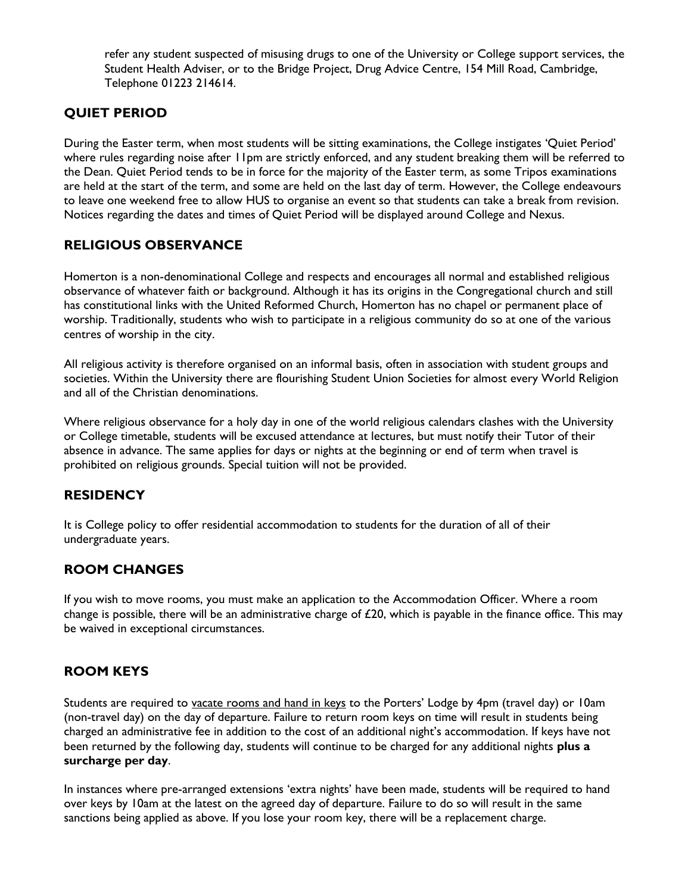refer any student suspected of misusing drugs to one of the University or College support services, the Student Health Adviser, or to the Bridge Project, Drug Advice Centre, 154 Mill Road, Cambridge, Telephone 01223 214614.

## QUIET PERIOD

During the Easter term, when most students will be sitting examinations, the College instigates 'Quiet Period' where rules regarding noise after 11pm are strictly enforced, and any student breaking them will be referred to the Dean. Quiet Period tends to be in force for the majority of the Easter term, as some Tripos examinations are held at the start of the term, and some are held on the last day of term. However, the College endeavours to leave one weekend free to allow HUS to organise an event so that students can take a break from revision. Notices regarding the dates and times of Quiet Period will be displayed around College and Nexus.

## RELIGIOUS OBSERVANCE

Homerton is a non-denominational College and respects and encourages all normal and established religious observance of whatever faith or background. Although it has its origins in the Congregational church and still has constitutional links with the United Reformed Church, Homerton has no chapel or permanent place of worship. Traditionally, students who wish to participate in a religious community do so at one of the various centres of worship in the city.

All religious activity is therefore organised on an informal basis, often in association with student groups and societies. Within the University there are flourishing Student Union Societies for almost every World Religion and all of the Christian denominations.

Where religious observance for a holy day in one of the world religious calendars clashes with the University or College timetable, students will be excused attendance at lectures, but must notify their Tutor of their absence in advance. The same applies for days or nights at the beginning or end of term when travel is prohibited on religious grounds. Special tuition will not be provided.

## RESIDENCY

It is College policy to offer residential accommodation to students for the duration of all of their undergraduate years.

## ROOM CHANGES

If you wish to move rooms, you must make an application to the Accommodation Officer. Where a room change is possible, there will be an administrative charge of £20, which is payable in the finance office. This may be waived in exceptional circumstances.

## ROOM KEYS

Students are required to vacate rooms and hand in keys to the Porters' Lodge by 4pm (travel day) or 10am (non-travel day) on the day of departure. Failure to return room keys on time will result in students being charged an administrative fee in addition to the cost of an additional night's accommodation. If keys have not been returned by the following day, students will continue to be charged for any additional nights **plus a surcharge per day**.

In instances where pre-arranged extensions 'extra nights' have been made, students will be required to hand over keys by 10am at the latest on the agreed day of departure. Failure to do so will result in the same sanctions being applied as above. If you lose your room key, there will be a replacement charge.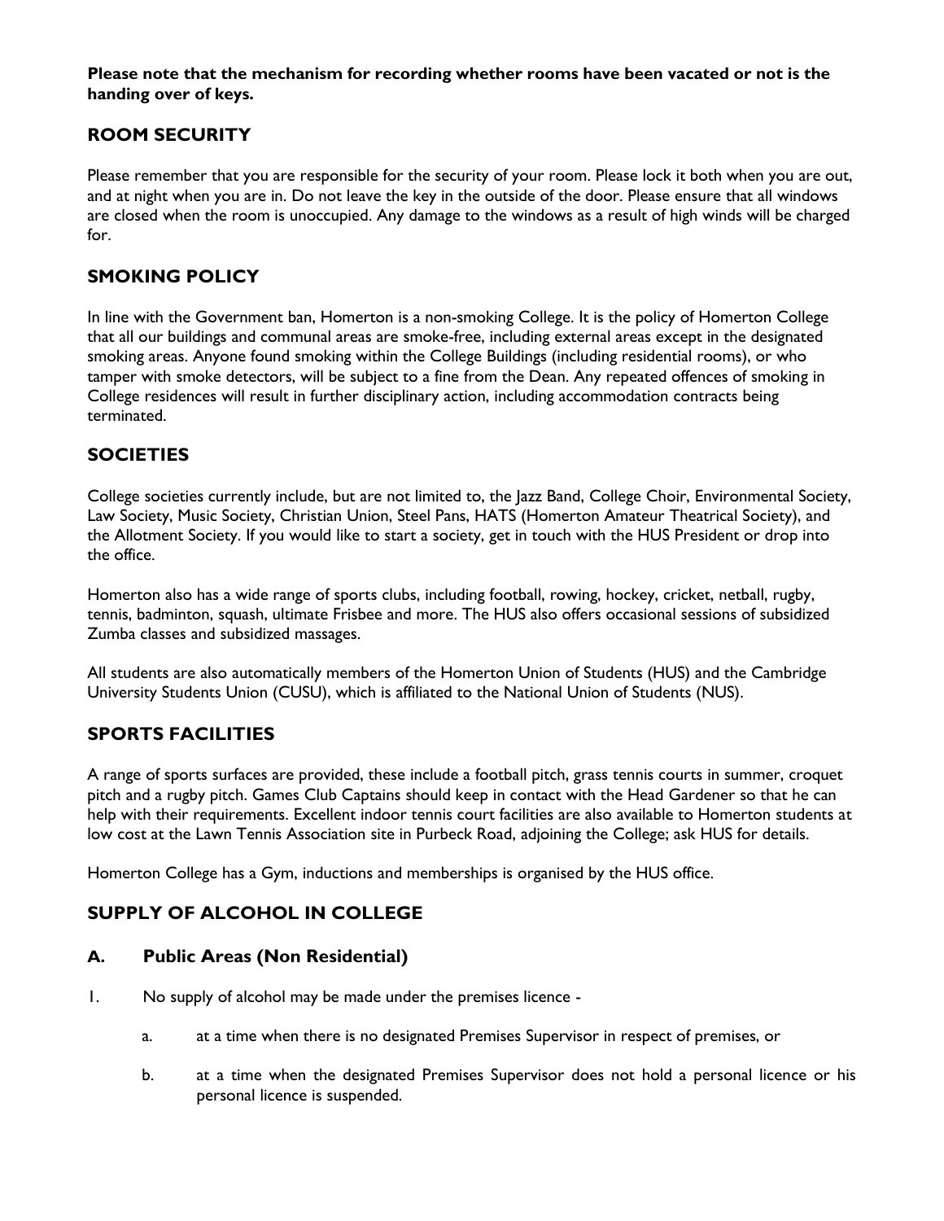**Please note that the mechanism for recording whether rooms have been vacated or not is the handing over of keys.**

## ROOM SECURITY

Please remember that you are responsible for the security of your room. Please lock it both when you are out, and at night when you are in. Do not leave the key in the outside of the door. Please ensure that all windows are closed when the room is unoccupied. Any damage to the windows as a result of high winds will be charged for.

## SMOKING POLICY

In line with the Government ban, Homerton is a non-smoking College. It is the policy of Homerton College that all our buildings and communal areas are smoke-free, including external areas except in the designated smoking areas. Anyone found smoking within the College Buildings (including residential rooms), or who tamper with smoke detectors, will be subject to a fine from the Dean. Any repeated offences of smoking in College residences will result in further disciplinary action, including accommodation contracts being terminated.

## SOCIETIES

College societies currently include, but are not limited to, the Jazz Band, College Choir, Environmental Society, Law Society, Music Society, Christian Union, Steel Pans, HATS (Homerton Amateur Theatrical Society), and the Allotment Society. If you would like to start a society, get in touch with the HUS President or drop into the office.

Homerton also has a wide range of sports clubs, including football, rowing, hockey, cricket, netball, rugby, tennis, badminton, squash, ultimate Frisbee and more. The HUS also offers occasional sessions of subsidized Zumba classes and subsidized massages.

All students are also automatically members of the Homerton Union of Students (HUS) and the Cambridge University Students Union (CUSU), which is affiliated to the National Union of Students (NUS).

## SPORTS FACILITIES

A range of sports surfaces are provided, these include a football pitch, grass tennis courts in summer, croquet pitch and a rugby pitch. Games Club Captains should keep in contact with the Head Gardener so that he can help with their requirements. Excellent indoor tennis court facilities are also available to Homerton students at low cost at the Lawn Tennis Association site in Purbeck Road, adjoining the College; ask HUS for details.

Homerton College has a Gym, inductions and memberships is organised by the HUS office.

## SUPPLY OF ALCOHOL IN COLLEGE

### A. Public Areas (Non Residential)

1. No supply of alcohol may be made under the premises licence -

   a. at a time when there is no designated Premises Supervisor in respect of premises, or

   b. at a time when the designated Premises Supervisor does not hold a personal licence or his personal licence is suspended.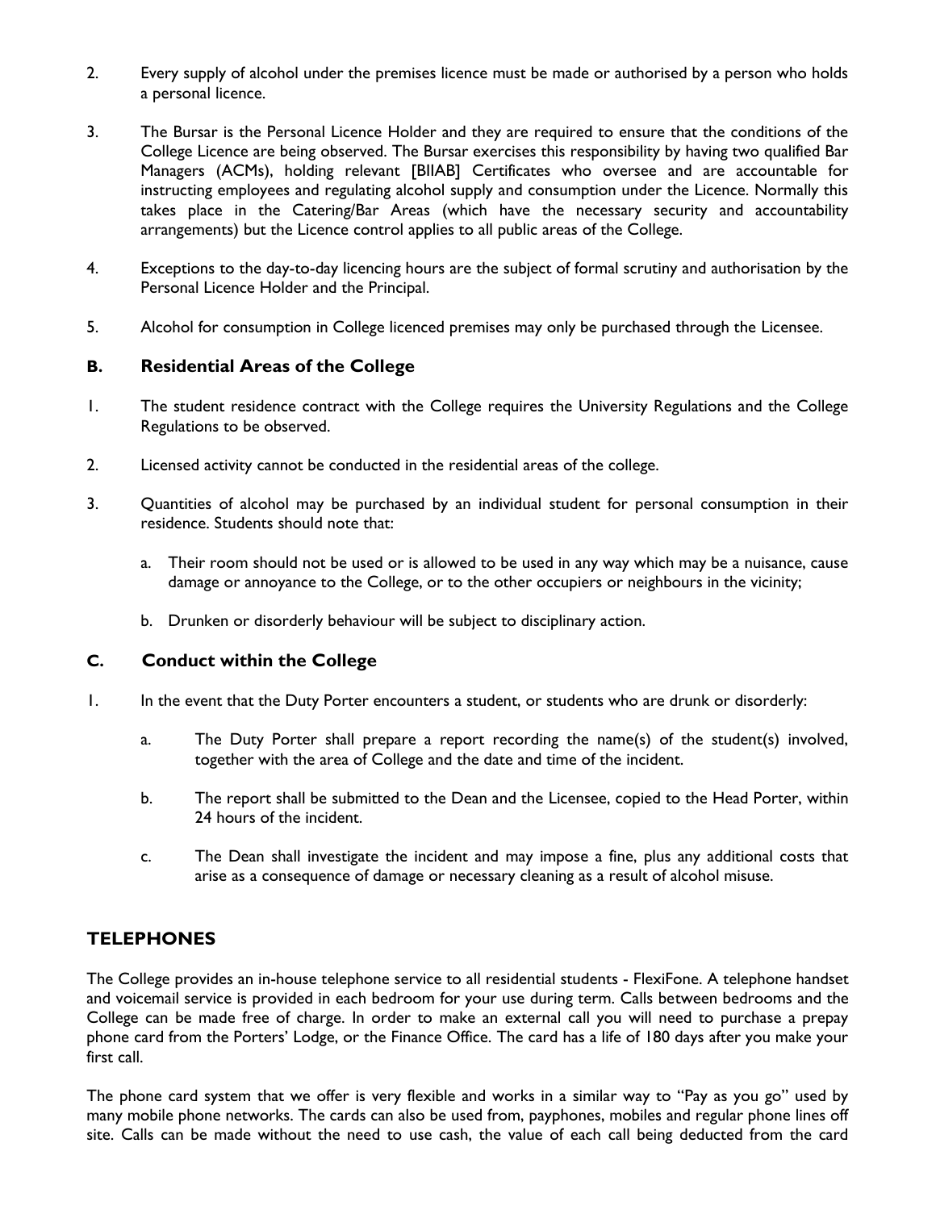2. Every supply of alcohol under the premises licence must be made or authorised by a person who holds a personal licence.

3. The Bursar is the Personal Licence Holder and they are required to ensure that the conditions of the College Licence are being observed. The Bursar exercises this responsibility by having two qualified Bar Managers (ACMs), holding relevant [BIIAB] Certificates who oversee and are accountable for instructing employees and regulating alcohol supply and consumption under the Licence. Normally this takes place in the Catering/Bar Areas (which have the necessary security and accountability arrangements) but the Licence control applies to all public areas of the College.

4. Exceptions to the day-to-day licencing hours are the subject of formal scrutiny and authorisation by the Personal Licence Holder and the Principal.

5. Alcohol for consumption in College licenced premises may only be purchased through the Licensee.

### B. Residential Areas of the College

1. The student residence contract with the College requires the University Regulations and the College Regulations to be observed.

2. Licensed activity cannot be conducted in the residential areas of the college.

3. Quantities of alcohol may be purchased by an individual student for personal consumption in their residence. Students should note that:

   a. Their room should not be used or is allowed to be used in any way which may be a nuisance, cause damage or annoyance to the College, or to the other occupiers or neighbours in the vicinity;

   b. Drunken or disorderly behaviour will be subject to disciplinary action.

### C. Conduct within the College

1. In the event that the Duty Porter encounters a student, or students who are drunk or disorderly:

   a. The Duty Porter shall prepare a report recording the name(s) of the student(s) involved, together with the area of College and the date and time of the incident.

   b. The report shall be submitted to the Dean and the Licensee, copied to the Head Porter, within 24 hours of the incident.

   c. The Dean shall investigate the incident and may impose a fine, plus any additional costs that arise as a consequence of damage or necessary cleaning as a result of alcohol misuse.

## TELEPHONES

The College provides an in-house telephone service to all residential students - FlexiFone. A telephone handset and voicemail service is provided in each bedroom for your use during term. Calls between bedrooms and the College can be made free of charge. In order to make an external call you will need to purchase a prepay phone card from the Porters' Lodge, or the Finance Office. The card has a life of 180 days after you make your first call.

The phone card system that we offer is very flexible and works in a similar way to "Pay as you go" used by many mobile phone networks. The cards can also be used from, payphones, mobiles and regular phone lines off site. Calls can be made without the need to use cash, the value of each call being deducted from the card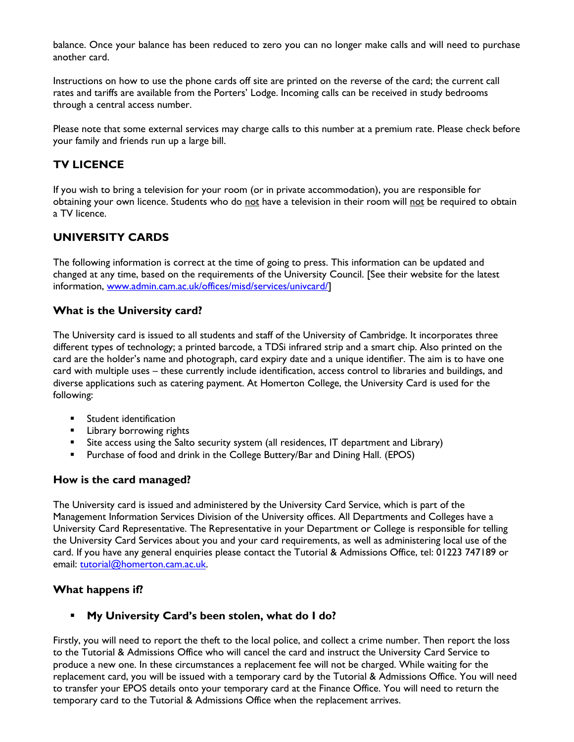balance. Once your balance has been reduced to zero you can no longer make calls and will need to purchase another card.

Instructions on how to use the phone cards off site are printed on the reverse of the card; the current call rates and tariffs are available from the Porters' Lodge. Incoming calls can be received in study bedrooms through a central access number.

Please note that some external services may charge calls to this number at a premium rate. Please check before your family and friends run up a large bill.

## TV LICENCE

If you wish to bring a television for your room (or in private accommodation), you are responsible for obtaining your own licence. Students who do not have a television in their room will not be required to obtain a TV licence.

## UNIVERSITY CARDS

The following information is correct at the time of going to press. This information can be updated and changed at any time, based on the requirements of the University Council. [See their website for the latest information, www.admin.cam.ac.uk/offices/misd/services/univcard/]

### What is the University card?

The University card is issued to all students and staff of the University of Cambridge. It incorporates three different types of technology; a printed barcode, a TDSi infrared strip and a smart chip. Also printed on the card are the holder's name and photograph, card expiry date and a unique identifier. The aim is to have one card with multiple uses – these currently include identification, access control to libraries and buildings, and diverse applications such as catering payment. At Homerton College, the University Card is used for the following:

- Student identification
- Library borrowing rights
- Site access using the Salto security system (all residences, IT department and Library)
- Purchase of food and drink in the College Buttery/Bar and Dining Hall. (EPOS)

### How is the card managed?

The University card is issued and administered by the University Card Service, which is part of the Management Information Services Division of the University offices. All Departments and Colleges have a University Card Representative. The Representative in your Department or College is responsible for telling the University Card Services about you and your card requirements, as well as administering local use of the card. If you have any general enquiries please contact the Tutorial & Admissions Office, tel: 01223 747189 or email: tutorial@homerton.cam.ac.uk.

### What happens if?

- **My University Card's been stolen, what do I do?**

Firstly, you will need to report the theft to the local police, and collect a crime number. Then report the loss to the Tutorial & Admissions Office who will cancel the card and instruct the University Card Service to produce a new one. In these circumstances a replacement fee will not be charged. While waiting for the replacement card, you will be issued with a temporary card by the Tutorial & Admissions Office. You will need to transfer your EPOS details onto your temporary card at the Finance Office. You will need to return the temporary card to the Tutorial & Admissions Office when the replacement arrives.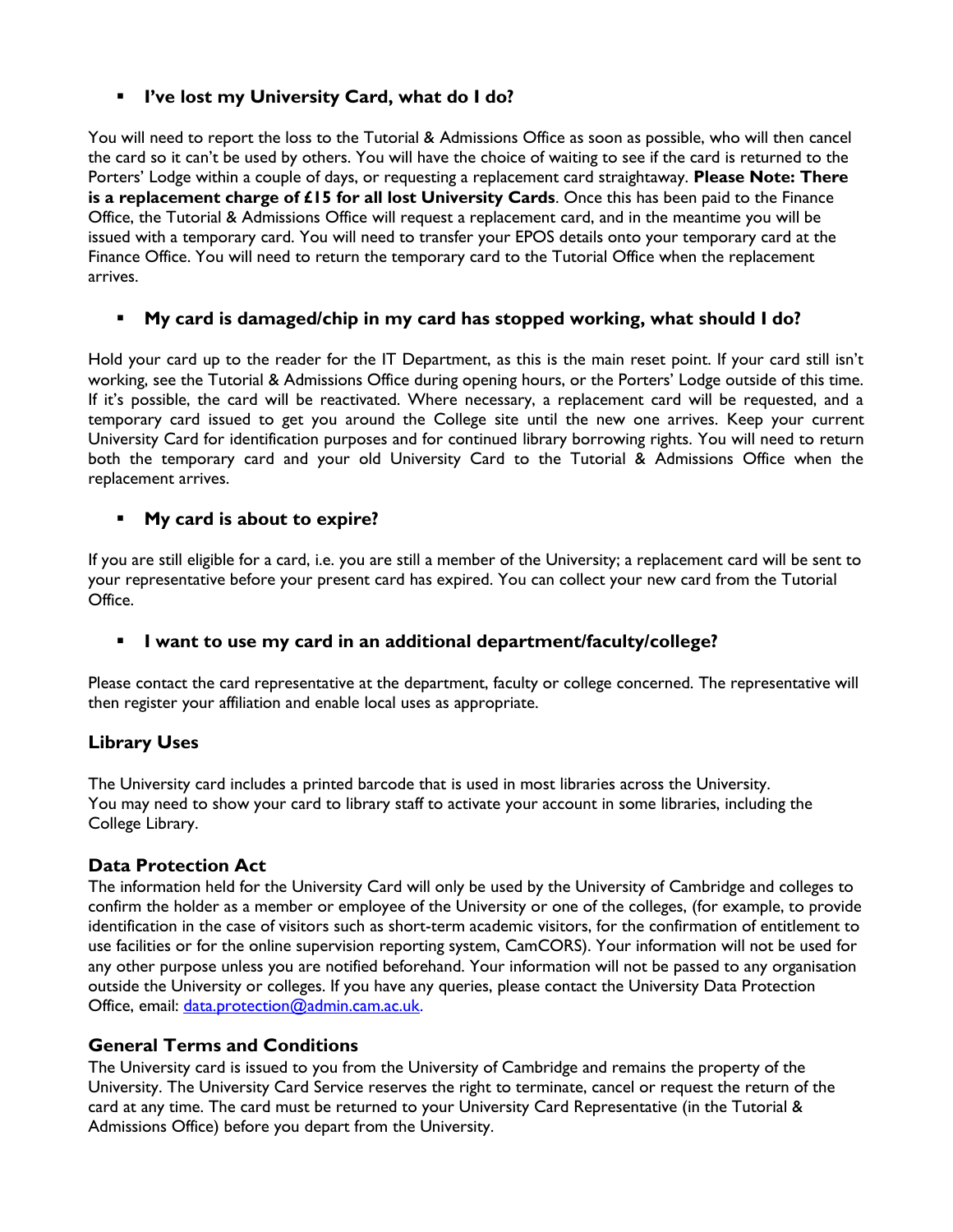- **I've lost my University Card, what do I do?**

You will need to report the loss to the Tutorial & Admissions Office as soon as possible, who will then cancel the card so it can't be used by others. You will have the choice of waiting to see if the card is returned to the Porters' Lodge within a couple of days, or requesting a replacement card straightaway. **Please Note: There is a replacement charge of £15 for all lost University Cards**. Once this has been paid to the Finance Office, the Tutorial & Admissions Office will request a replacement card, and in the meantime you will be issued with a temporary card. You will need to transfer your EPOS details onto your temporary card at the Finance Office. You will need to return the temporary card to the Tutorial Office when the replacement arrives.

- **My card is damaged/chip in my card has stopped working, what should I do?**

Hold your card up to the reader for the IT Department, as this is the main reset point. If your card still isn't working, see the Tutorial & Admissions Office during opening hours, or the Porters' Lodge outside of this time. If it's possible, the card will be reactivated. Where necessary, a replacement card will be requested, and a temporary card issued to get you around the College site until the new one arrives. Keep your current University Card for identification purposes and for continued library borrowing rights. You will need to return both the temporary card and your old University Card to the Tutorial & Admissions Office when the replacement arrives.

- **My card is about to expire?**

If you are still eligible for a card, i.e. you are still a member of the University; a replacement card will be sent to your representative before your present card has expired. You can collect your new card from the Tutorial Office.

- **I want to use my card in an additional department/faculty/college?**

Please contact the card representative at the department, faculty or college concerned. The representative will then register your affiliation and enable local uses as appropriate.

### Library Uses

The University card includes a printed barcode that is used in most libraries across the University.
You may need to show your card to library staff to activate your account in some libraries, including the College Library.

### Data Protection Act

The information held for the University Card will only be used by the University of Cambridge and colleges to confirm the holder as a member or employee of the University or one of the colleges, (for example, to provide identification in the case of visitors such as short-term academic visitors, for the confirmation of entitlement to use facilities or for the online supervision reporting system, CamCORS). Your information will not be used for any other purpose unless you are notified beforehand. Your information will not be passed to any organisation outside the University or colleges. If you have any queries, please contact the University Data Protection Office, email: data.protection@admin.cam.ac.uk.

### General Terms and Conditions

The University card is issued to you from the University of Cambridge and remains the property of the University. The University Card Service reserves the right to terminate, cancel or request the return of the card at any time. The card must be returned to your University Card Representative (in the Tutorial & Admissions Office) before you depart from the University.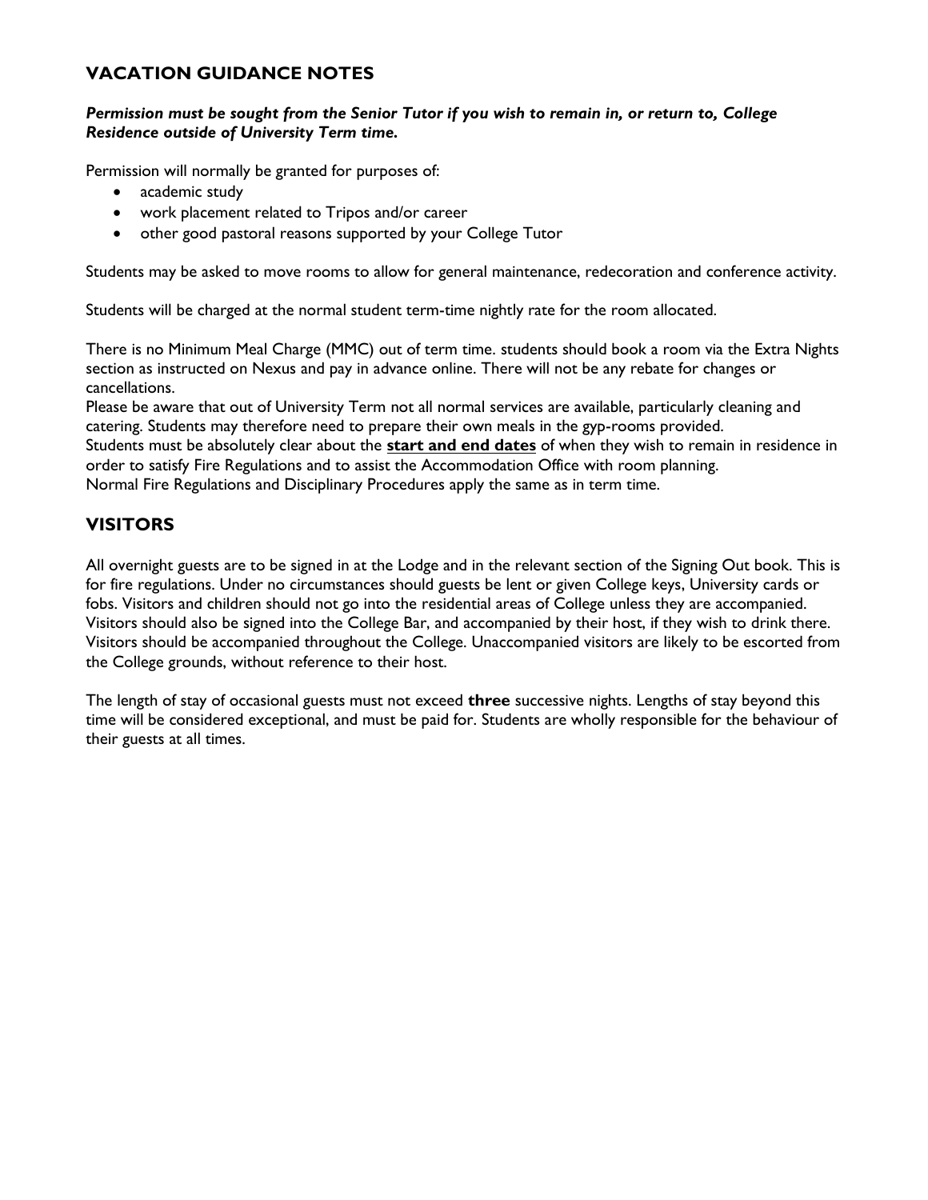## VACATION GUIDANCE NOTES

***Permission must be sought from the Senior Tutor if you wish to remain in, or return to, College Residence outside of University Term time.***

Permission will normally be granted for purposes of:

- academic study
- work placement related to Tripos and/or career
- other good pastoral reasons supported by your College Tutor

Students may be asked to move rooms to allow for general maintenance, redecoration and conference activity.

Students will be charged at the normal student term-time nightly rate for the room allocated.

There is no Minimum Meal Charge (MMC) out of term time. students should book a room via the Extra Nights section as instructed on Nexus and pay in advance online. There will not be any rebate for changes or cancellations.
Please be aware that out of University Term not all normal services are available, particularly cleaning and catering. Students may therefore need to prepare their own meals in the gyp-rooms provided.
Students must be absolutely clear about the <u>**start and end dates**</u> of when they wish to remain in residence in order to satisfy Fire Regulations and to assist the Accommodation Office with room planning.
Normal Fire Regulations and Disciplinary Procedures apply the same as in term time.

## VISITORS

All overnight guests are to be signed in at the Lodge and in the relevant section of the Signing Out book. This is for fire regulations. Under no circumstances should guests be lent or given College keys, University cards or fobs. Visitors and children should not go into the residential areas of College unless they are accompanied. Visitors should also be signed into the College Bar, and accompanied by their host, if they wish to drink there. Visitors should be accompanied throughout the College. Unaccompanied visitors are likely to be escorted from the College grounds, without reference to their host.

The length of stay of occasional guests must not exceed **three** successive nights. Lengths of stay beyond this time will be considered exceptional, and must be paid for. Students are wholly responsible for the behaviour of their guests at all times.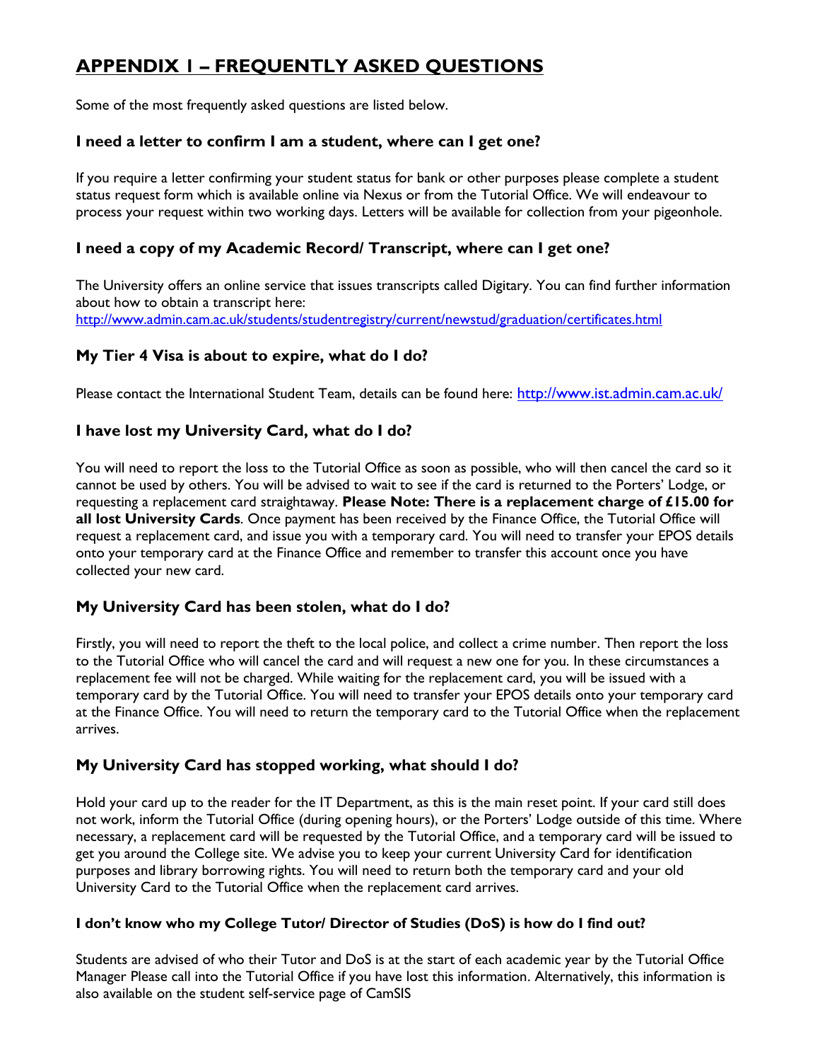# APPENDIX 1 – FREQUENTLY ASKED QUESTIONS

Some of the most frequently asked questions are listed below.

### I need a letter to confirm I am a student, where can I get one?

If you require a letter confirming your student status for bank or other purposes please complete a student status request form which is available online via Nexus or from the Tutorial Office. We will endeavour to process your request within two working days. Letters will be available for collection from your pigeonhole.

### I need a copy of my Academic Record/ Transcript, where can I get one?

The University offers an online service that issues transcripts called Digitary. You can find further information about how to obtain a transcript here:
http://www.admin.cam.ac.uk/students/studentregistry/current/newstud/graduation/certificates.html

### My Tier 4 Visa is about to expire, what do I do?

Please contact the International Student Team, details can be found here: http://www.ist.admin.cam.ac.uk/

### I have lost my University Card, what do I do?

You will need to report the loss to the Tutorial Office as soon as possible, who will then cancel the card so it cannot be used by others. You will be advised to wait to see if the card is returned to the Porters' Lodge, or requesting a replacement card straightaway. **Please Note: There is a replacement charge of £15.00 for all lost University Cards**. Once payment has been received by the Finance Office, the Tutorial Office will request a replacement card, and issue you with a temporary card. You will need to transfer your EPOS details onto your temporary card at the Finance Office and remember to transfer this account once you have collected your new card.

### My University Card has been stolen, what do I do?

Firstly, you will need to report the theft to the local police, and collect a crime number. Then report the loss to the Tutorial Office who will cancel the card and will request a new one for you. In these circumstances a replacement fee will not be charged. While waiting for the replacement card, you will be issued with a temporary card by the Tutorial Office. You will need to transfer your EPOS details onto your temporary card at the Finance Office. You will need to return the temporary card to the Tutorial Office when the replacement arrives.

### My University Card has stopped working, what should I do?

Hold your card up to the reader for the IT Department, as this is the main reset point. If your card still does not work, inform the Tutorial Office (during opening hours), or the Porters' Lodge outside of this time. Where necessary, a replacement card will be requested by the Tutorial Office, and a temporary card will be issued to get you around the College site. We advise you to keep your current University Card for identification purposes and library borrowing rights. You will need to return both the temporary card and your old University Card to the Tutorial Office when the replacement card arrives.

### I don't know who my College Tutor/ Director of Studies (DoS) is how do I find out?

Students are advised of who their Tutor and DoS is at the start of each academic year by the Tutorial Office Manager Please call into the Tutorial Office if you have lost this information. Alternatively, this information is also available on the student self-service page of CamSIS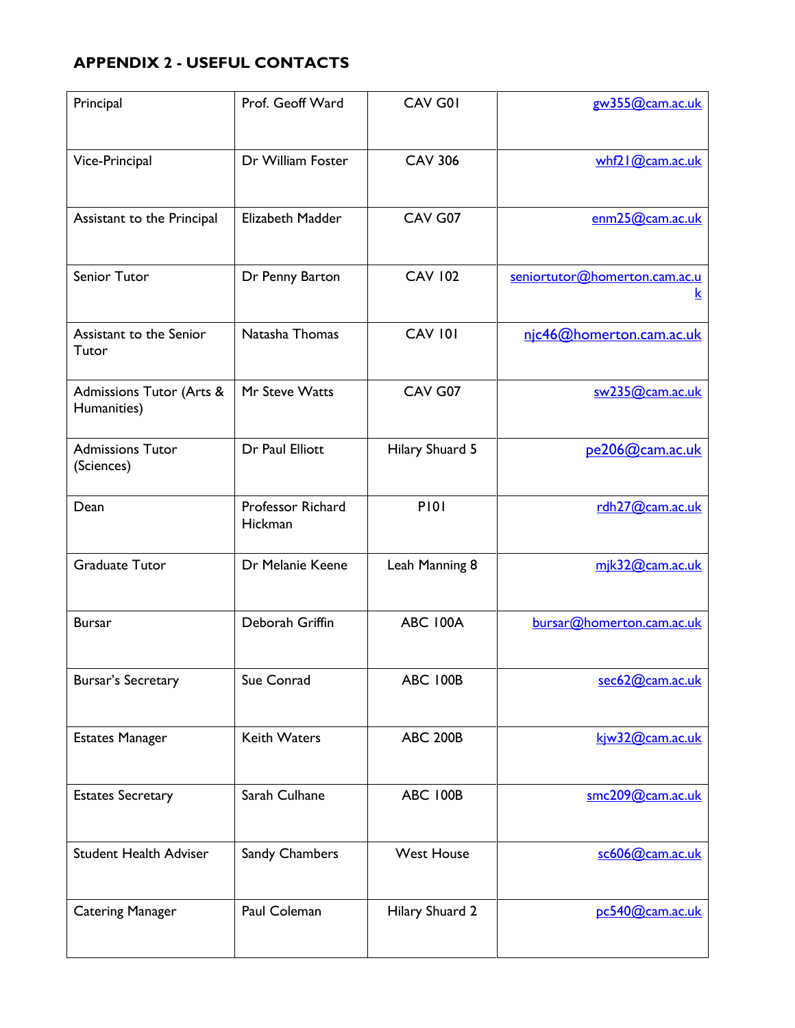## APPENDIX 2 - USEFUL CONTACTS

| | | | |
|---|---|---|---|
| Principal | Prof. Geoff Ward | CAV G01 | gw355@cam.ac.uk |
| Vice-Principal | Dr William Foster | CAV 306 | whf21@cam.ac.uk |
| Assistant to the Principal | Elizabeth Madder | CAV G07 | enm25@cam.ac.uk |
| Senior Tutor | Dr Penny Barton | CAV 102 | seniortutor@homerton.cam.ac.uk |
| Assistant to the Senior Tutor | Natasha Thomas | CAV 101 | njc46@homerton.cam.ac.uk |
| Admissions Tutor (Arts & Humanities) | Mr Steve Watts | CAV G07 | sw235@cam.ac.uk |
| Admissions Tutor (Sciences) | Dr Paul Elliott | Hilary Shuard 5 | pe206@cam.ac.uk |
| Dean | Professor Richard Hickman | P101 | rdh27@cam.ac.uk |
| Graduate Tutor | Dr Melanie Keene | Leah Manning 8 | mjk32@cam.ac.uk |
| Bursar | Deborah Griffin | ABC 100A | bursar@homerton.cam.ac.uk |
| Bursar's Secretary | Sue Conrad | ABC 100B | sec62@cam.ac.uk |
| Estates Manager | Keith Waters | ABC 200B | kjw32@cam.ac.uk |
| Estates Secretary | Sarah Culhane | ABC 100B | smc209@cam.ac.uk |
| Student Health Adviser | Sandy Chambers | West House | sc606@cam.ac.uk |
| Catering Manager | Paul Coleman | Hilary Shuard 2 | pc540@cam.ac.uk |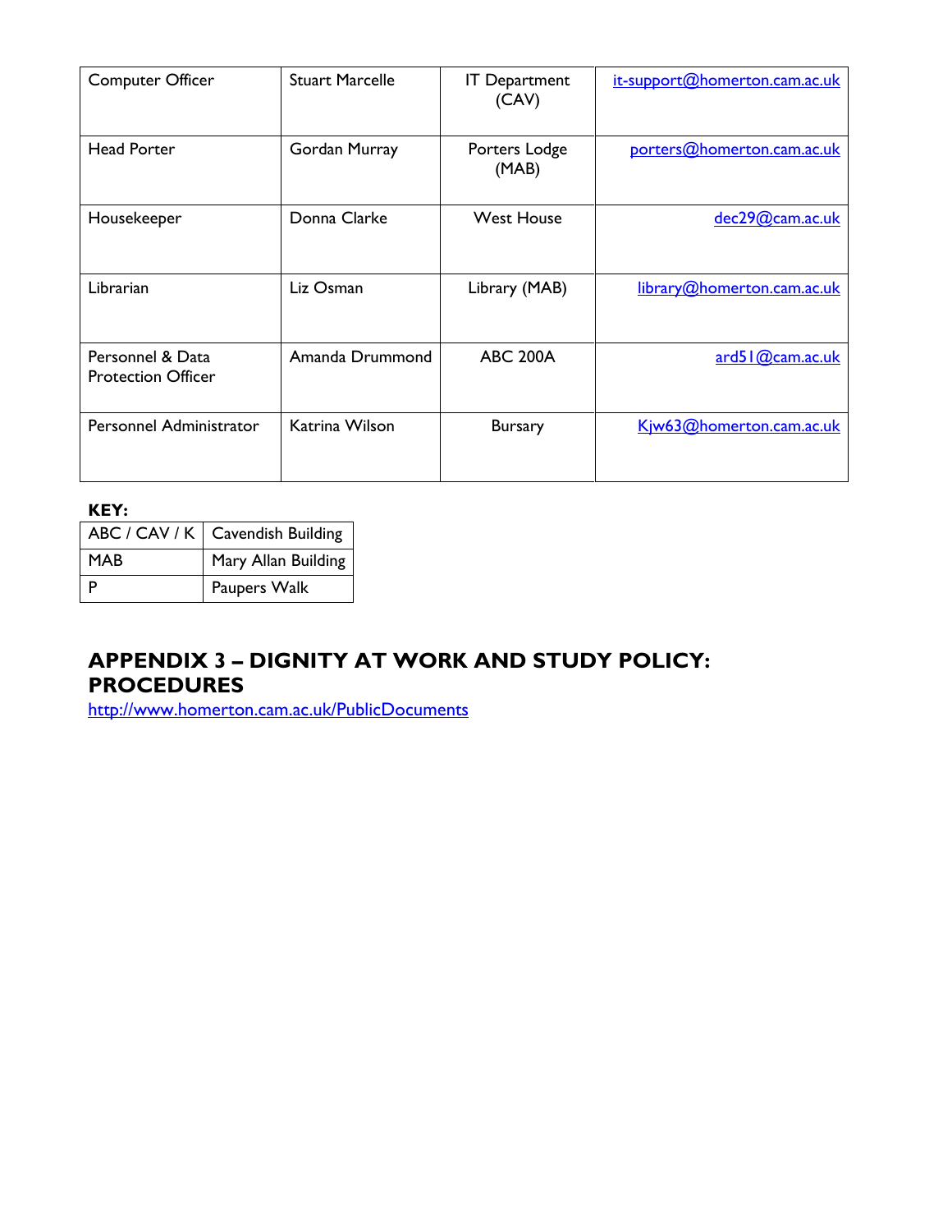| | | | |
|---|---|---|---|
| Computer Officer | Stuart Marcelle | IT Department (CAV) | it-support@homerton.cam.ac.uk |
| Head Porter | Gordan Murray | Porters Lodge (MAB) | porters@homerton.cam.ac.uk |
| Housekeeper | Donna Clarke | West House | dec29@cam.ac.uk |
| Librarian | Liz Osman | Library (MAB) | library@homerton.cam.ac.uk |
| Personnel & Data Protection Officer | Amanda Drummond | ABC 200A | ard51@cam.ac.uk |
| Personnel Administrator | Katrina Wilson | Bursary | Kjw63@homerton.cam.ac.uk |

**KEY:**

| | |
|---|---|
| ABC / CAV / K | Cavendish Building |
| MAB | Mary Allan Building |
| P | Paupers Walk |

## APPENDIX 3 – DIGNITY AT WORK AND STUDY POLICY: PROCEDURES

http://www.homerton.cam.ac.uk/PublicDocuments